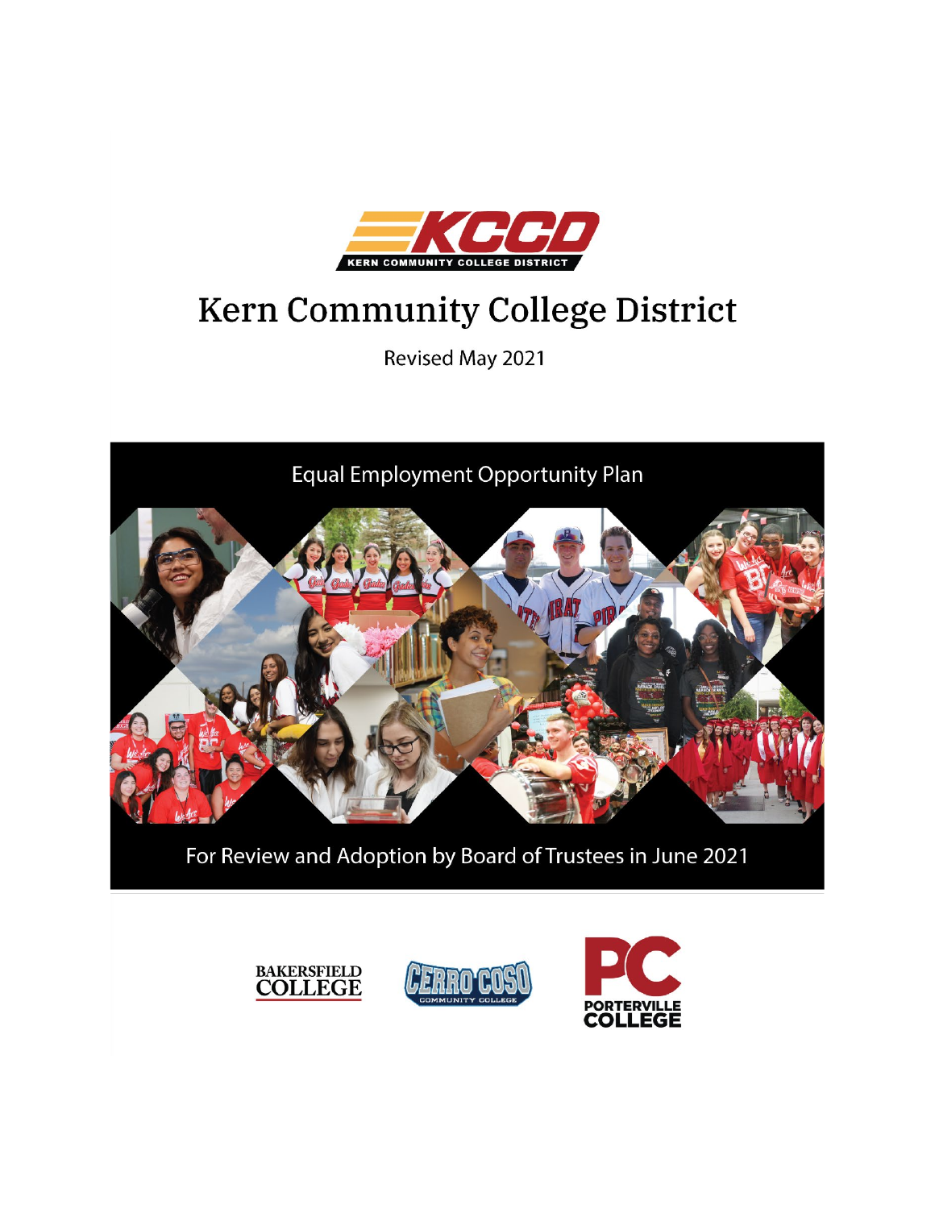# Kern Community College District

Revised May 2021

## Equal Employment Opportunity Plan

For Review and Adoption by Board of Trustees in June 2021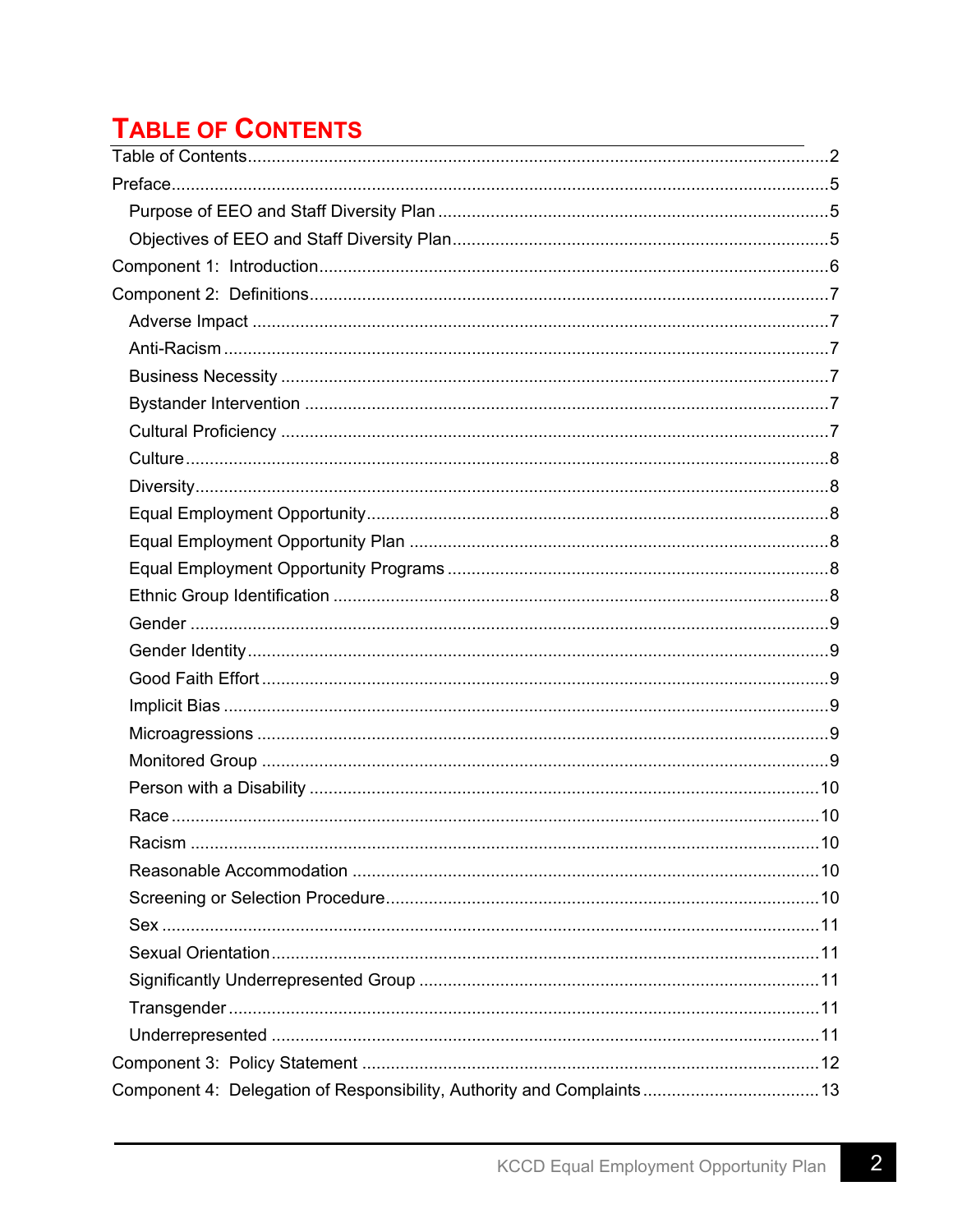# TABLE OF CONTENTS

Table of Contents .......... 2

Preface .......... 5

- Purpose of EEO and Staff Diversity Plan .......... 5
- Objectives of EEO and Staff Diversity Plan .......... 5

Component 1: Introduction .......... 6

Component 2: Definitions .......... 7

- Adverse Impact .......... 7
- Anti-Racism .......... 7
- Business Necessity .......... 7
- Bystander Intervention .......... 7
- Cultural Proficiency .......... 7
- Culture .......... 8
- Diversity .......... 8
- Equal Employment Opportunity .......... 8
- Equal Employment Opportunity Plan .......... 8
- Equal Employment Opportunity Programs .......... 8
- Ethnic Group Identification .......... 8
- Gender .......... 9
- Gender Identity .......... 9
- Good Faith Effort .......... 9
- Implicit Bias .......... 9
- Microagressions .......... 9
- Monitored Group .......... 9
- Person with a Disability .......... 10
- Race .......... 10
- Racism .......... 10
- Reasonable Accommodation .......... 10
- Screening or Selection Procedure .......... 10
- Sex .......... 11
- Sexual Orientation .......... 11
- Significantly Underrepresented Group .......... 11
- Transgender .......... 11
- Underrepresented .......... 11

Component 3: Policy Statement .......... 12

Component 4: Delegation of Responsibility, Authority and Complaints .......... 13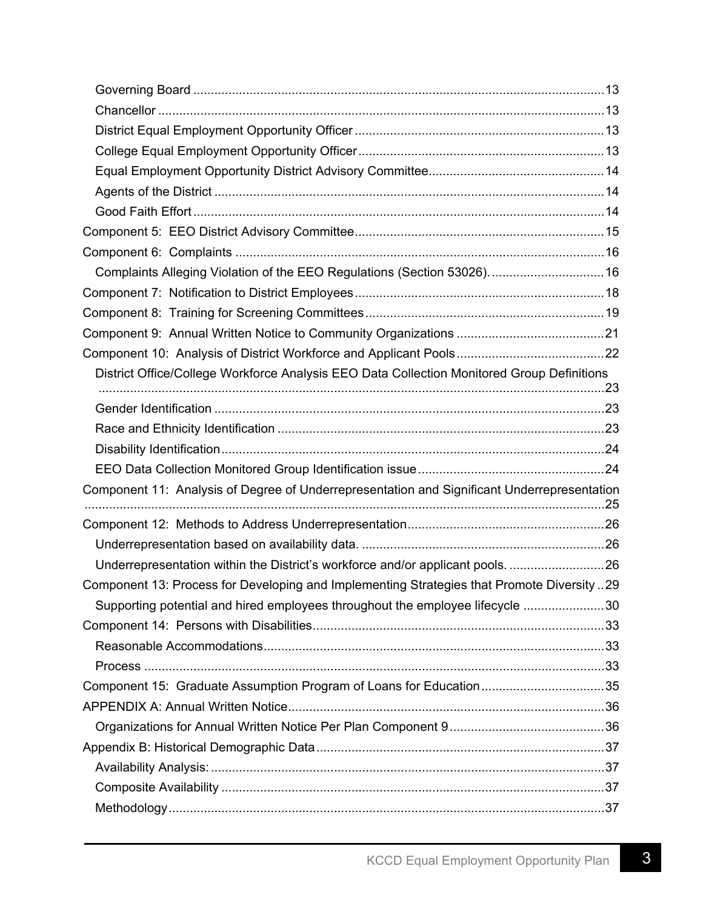- Governing Board ..... 13
- Chancellor ..... 13
- District Equal Employment Opportunity Officer ..... 13
- College Equal Employment Opportunity Officer ..... 13
- Equal Employment Opportunity District Advisory Committee ..... 14
- Agents of the District ..... 14
- Good Faith Effort ..... 14

Component 5: EEO District Advisory Committee ..... 15

Component 6: Complaints ..... 16

- Complaints Alleging Violation of the EEO Regulations (Section 53026). ..... 16

Component 7: Notification to District Employees ..... 18

Component 8: Training for Screening Committees ..... 19

Component 9: Annual Written Notice to Community Organizations ..... 21

Component 10: Analysis of District Workforce and Applicant Pools ..... 22

- District Office/College Workforce Analysis EEO Data Collection Monitored Group Definitions ..... 23
- Gender Identification ..... 23
- Race and Ethnicity Identification ..... 23
- Disability Identification ..... 24
- EEO Data Collection Monitored Group Identification issue ..... 24

Component 11: Analysis of Degree of Underrepresentation and Significant Underrepresentation ..... 25

Component 12: Methods to Address Underrepresentation ..... 26

- Underrepresentation based on availability data. ..... 26
- Underrepresentation within the District's workforce and/or applicant pools. ..... 26

Component 13: Process for Developing and Implementing Strategies that Promote Diversity ..... 29

- Supporting potential and hired employees throughout the employee lifecycle ..... 30

Component 14: Persons with Disabilities ..... 33

- Reasonable Accommodations ..... 33
- Process ..... 33

Component 15: Graduate Assumption Program of Loans for Education ..... 35

APPENDIX A: Annual Written Notice ..... 36

- Organizations for Annual Written Notice Per Plan Component 9 ..... 36

Appendix B: Historical Demographic Data ..... 37

- Availability Analysis: ..... 37
- Composite Availability ..... 37
- Methodology ..... 37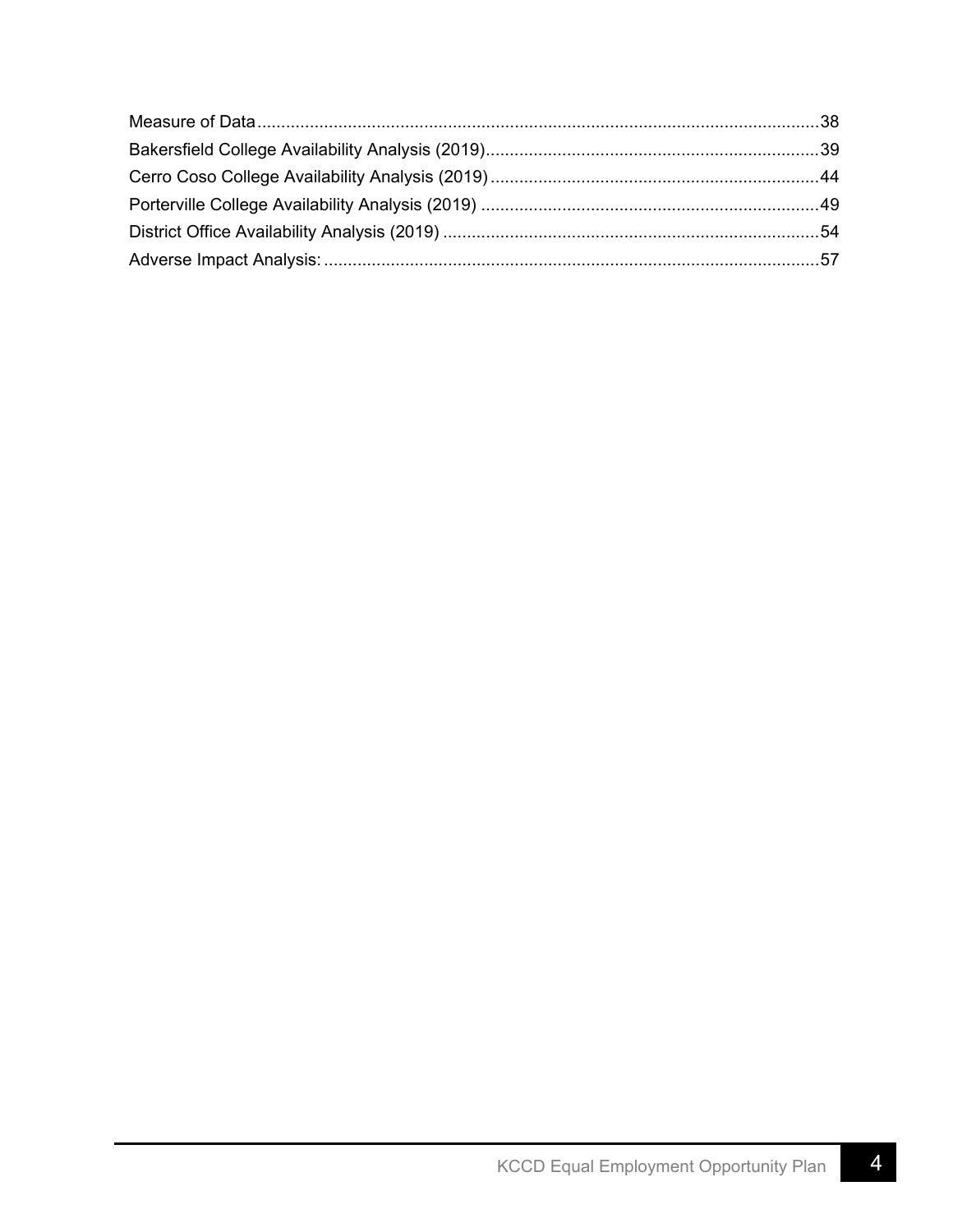Measure of Data....................................................................................................................38
Bakersfield College Availability Analysis (2019)......................................................................39
Cerro Coso College Availability Analysis (2019).....................................................................44
Porterville College Availability Analysis (2019) .......................................................................49
District Office Availability Analysis (2019) ...............................................................................54
Adverse Impact Analysis: ........................................................................................................57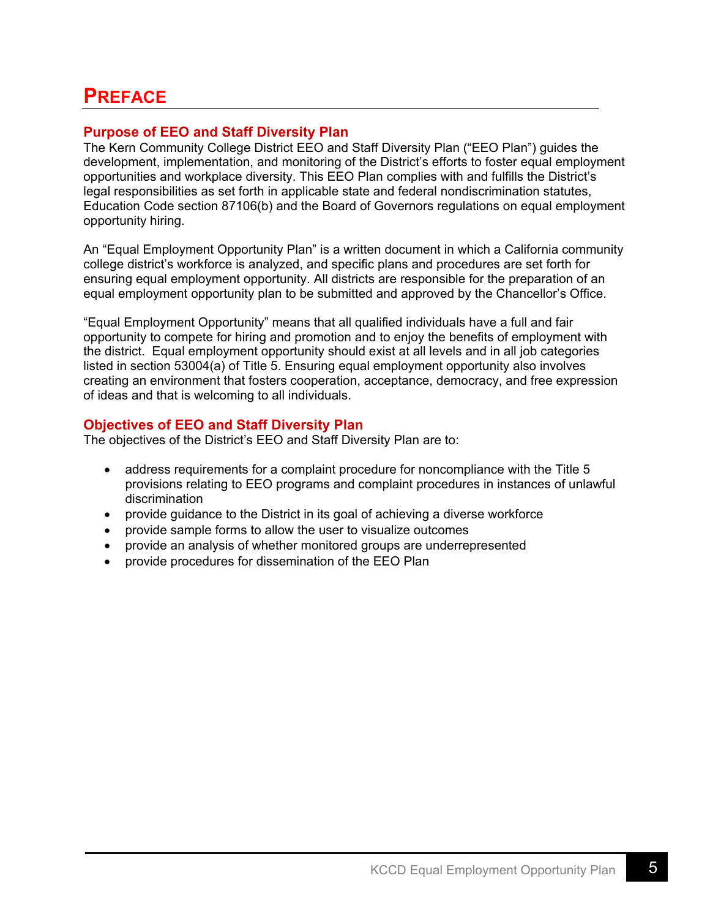# PREFACE

## Purpose of EEO and Staff Diversity Plan

The Kern Community College District EEO and Staff Diversity Plan ("EEO Plan") guides the development, implementation, and monitoring of the District's efforts to foster equal employment opportunities and workplace diversity. This EEO Plan complies with and fulfills the District's legal responsibilities as set forth in applicable state and federal nondiscrimination statutes, Education Code section 87106(b) and the Board of Governors regulations on equal employment opportunity hiring.

An "Equal Employment Opportunity Plan" is a written document in which a California community college district's workforce is analyzed, and specific plans and procedures are set forth for ensuring equal employment opportunity. All districts are responsible for the preparation of an equal employment opportunity plan to be submitted and approved by the Chancellor's Office.

"Equal Employment Opportunity" means that all qualified individuals have a full and fair opportunity to compete for hiring and promotion and to enjoy the benefits of employment with the district. Equal employment opportunity should exist at all levels and in all job categories listed in section 53004(a) of Title 5. Ensuring equal employment opportunity also involves creating an environment that fosters cooperation, acceptance, democracy, and free expression of ideas and that is welcoming to all individuals.

## Objectives of EEO and Staff Diversity Plan

The objectives of the District's EEO and Staff Diversity Plan are to:

- address requirements for a complaint procedure for noncompliance with the Title 5 provisions relating to EEO programs and complaint procedures in instances of unlawful discrimination
- provide guidance to the District in its goal of achieving a diverse workforce
- provide sample forms to allow the user to visualize outcomes
- provide an analysis of whether monitored groups are underrepresented
- provide procedures for dissemination of the EEO Plan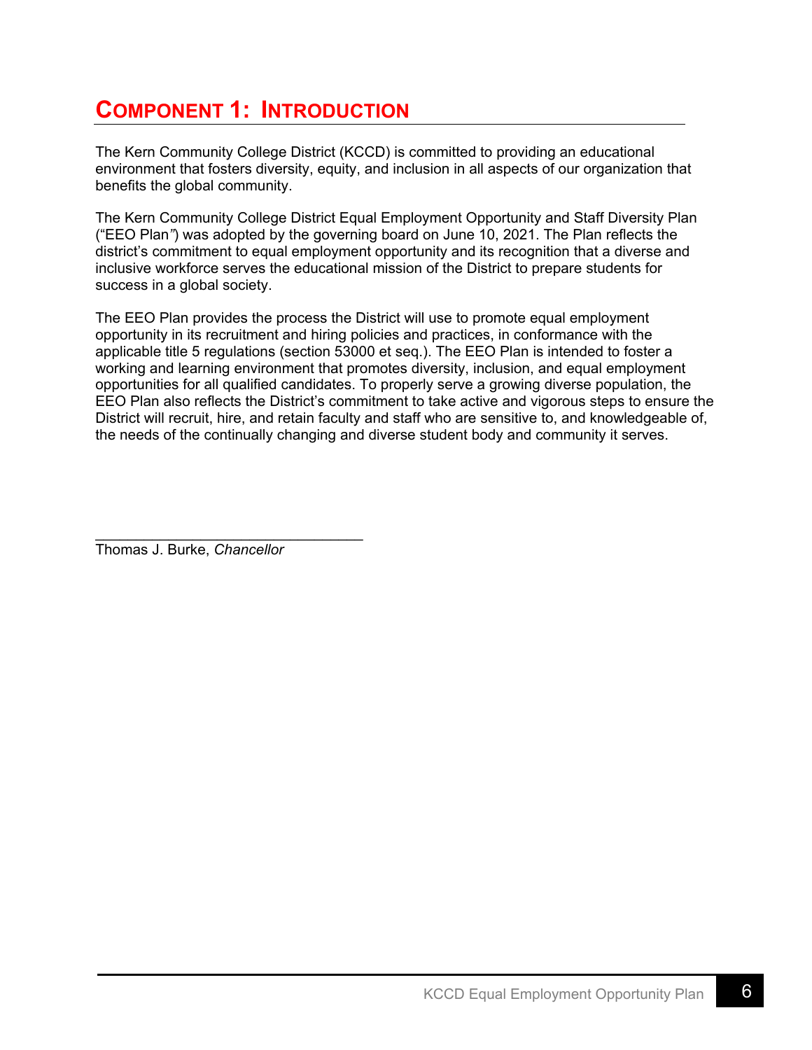# Component 1: Introduction

The Kern Community College District (KCCD) is committed to providing an educational environment that fosters diversity, equity, and inclusion in all aspects of our organization that benefits the global community.

The Kern Community College District Equal Employment Opportunity and Staff Diversity Plan ("EEO Plan") was adopted by the governing board on June 10, 2021. The Plan reflects the district's commitment to equal employment opportunity and its recognition that a diverse and inclusive workforce serves the educational mission of the District to prepare students for success in a global society.

The EEO Plan provides the process the District will use to promote equal employment opportunity in its recruitment and hiring policies and practices, in conformance with the applicable title 5 regulations (section 53000 et seq.). The EEO Plan is intended to foster a working and learning environment that promotes diversity, inclusion, and equal employment opportunities for all qualified candidates. To properly serve a growing diverse population, the EEO Plan also reflects the District's commitment to take active and vigorous steps to ensure the District will recruit, hire, and retain faculty and staff who are sensitive to, and knowledgeable of, the needs of the continually changing and diverse student body and community it serves.

\_\_\_\_\_\_\_\_\_\_\_\_\_\_\_\_\_\_\_\_\_\_\_\_\_\_\_\_\_\_\_\_

Thomas J. Burke, *Chancellor*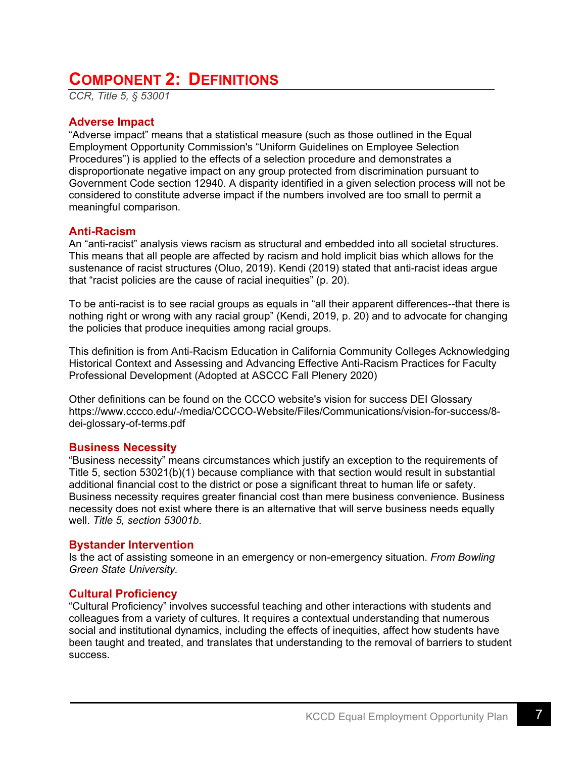# Component 2: Definitions

*CCR, Title 5, § 53001*

## Adverse Impact

"Adverse impact" means that a statistical measure (such as those outlined in the Equal Employment Opportunity Commission's "Uniform Guidelines on Employee Selection Procedures") is applied to the effects of a selection procedure and demonstrates a disproportionate negative impact on any group protected from discrimination pursuant to Government Code section 12940. A disparity identified in a given selection process will not be considered to constitute adverse impact if the numbers involved are too small to permit a meaningful comparison.

## Anti-Racism

An "anti-racist" analysis views racism as structural and embedded into all societal structures. This means that all people are affected by racism and hold implicit bias which allows for the sustenance of racist structures (Oluo, 2019). Kendi (2019) stated that anti-racist ideas argue that "racist policies are the cause of racial inequities" (p. 20).

To be anti-racist is to see racial groups as equals in "all their apparent differences--that there is nothing right or wrong with any racial group" (Kendi, 2019, p. 20) and to advocate for changing the policies that produce inequities among racial groups.

This definition is from Anti-Racism Education in California Community Colleges Acknowledging Historical Context and Assessing and Advancing Effective Anti-Racism Practices for Faculty Professional Development (Adopted at ASCCC Fall Plenery 2020)

Other definitions can be found on the CCCO website's vision for success DEI Glossary https://www.cccco.edu/-/media/CCCCO-Website/Files/Communications/vision-for-success/8-dei-glossary-of-terms.pdf

## Business Necessity

"Business necessity" means circumstances which justify an exception to the requirements of Title 5, section 53021(b)(1) because compliance with that section would result in substantial additional financial cost to the district or pose a significant threat to human life or safety. Business necessity requires greater financial cost than mere business convenience. Business necessity does not exist where there is an alternative that will serve business needs equally well. *Title 5, section 53001b*.

## Bystander Intervention

Is the act of assisting someone in an emergency or non-emergency situation. *From Bowling Green State University.*

## Cultural Proficiency

"Cultural Proficiency" involves successful teaching and other interactions with students and colleagues from a variety of cultures. It requires a contextual understanding that numerous social and institutional dynamics, including the effects of inequities, affect how students have been taught and treated, and translates that understanding to the removal of barriers to student success.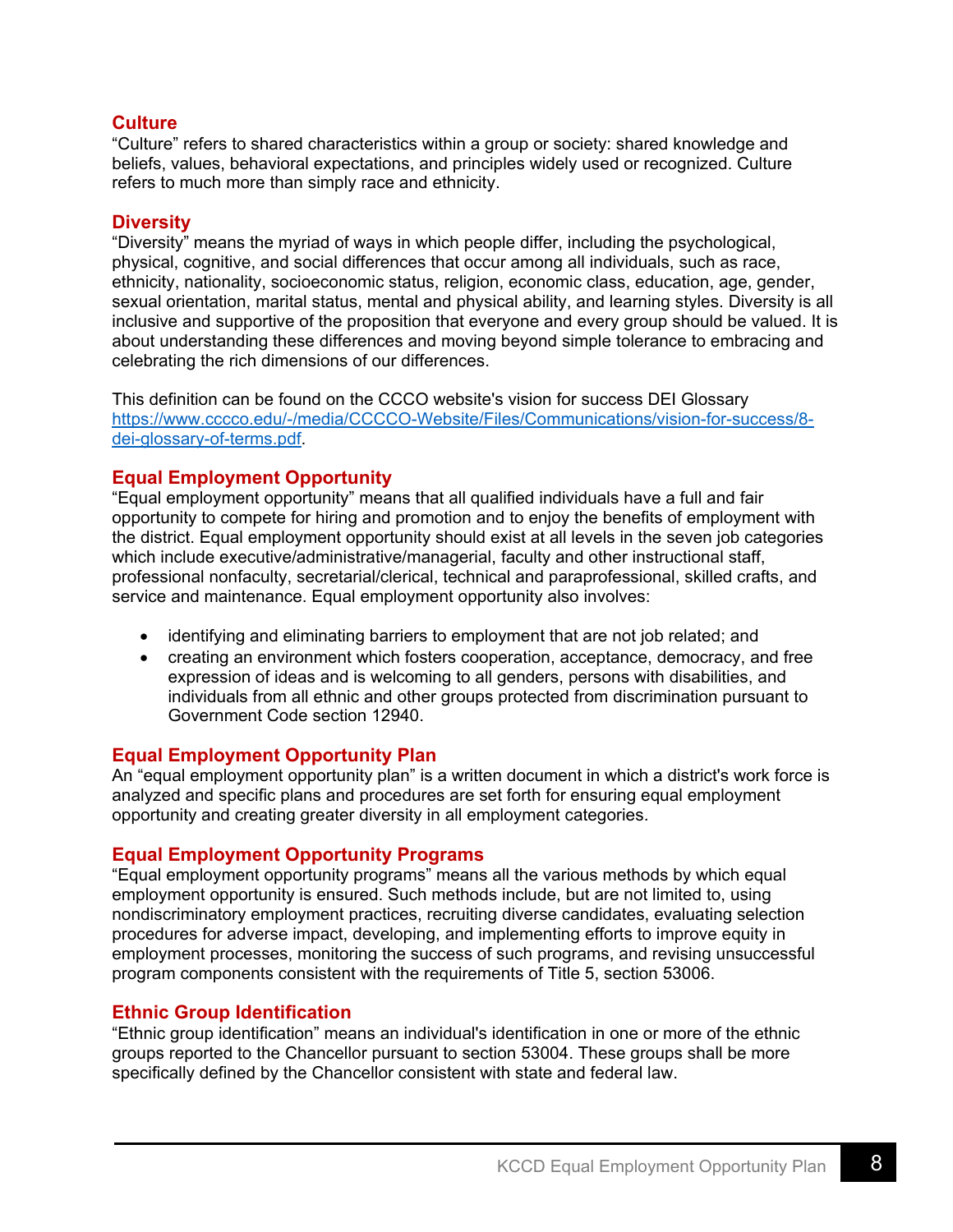### Culture

"Culture" refers to shared characteristics within a group or society: shared knowledge and beliefs, values, behavioral expectations, and principles widely used or recognized. Culture refers to much more than simply race and ethnicity.

### Diversity

"Diversity" means the myriad of ways in which people differ, including the psychological, physical, cognitive, and social differences that occur among all individuals, such as race, ethnicity, nationality, socioeconomic status, religion, economic class, education, age, gender, sexual orientation, marital status, mental and physical ability, and learning styles. Diversity is all inclusive and supportive of the proposition that everyone and every group should be valued. It is about understanding these differences and moving beyond simple tolerance to embracing and celebrating the rich dimensions of our differences.

This definition can be found on the CCCO website's vision for success DEI Glossary [https://www.cccco.edu/-/media/CCCCO-Website/Files/Communications/vision-for-success/8-dei-glossary-of-terms.pdf](https://www.cccco.edu/-/media/CCCCO-Website/Files/Communications/vision-for-success/8-dei-glossary-of-terms.pdf).

### Equal Employment Opportunity

"Equal employment opportunity" means that all qualified individuals have a full and fair opportunity to compete for hiring and promotion and to enjoy the benefits of employment with the district. Equal employment opportunity should exist at all levels in the seven job categories which include executive/administrative/managerial, faculty and other instructional staff, professional nonfaculty, secretarial/clerical, technical and paraprofessional, skilled crafts, and service and maintenance. Equal employment opportunity also involves:

- identifying and eliminating barriers to employment that are not job related; and
- creating an environment which fosters cooperation, acceptance, democracy, and free expression of ideas and is welcoming to all genders, persons with disabilities, and individuals from all ethnic and other groups protected from discrimination pursuant to Government Code section 12940.

### Equal Employment Opportunity Plan

An "equal employment opportunity plan" is a written document in which a district's work force is analyzed and specific plans and procedures are set forth for ensuring equal employment opportunity and creating greater diversity in all employment categories.

### Equal Employment Opportunity Programs

"Equal employment opportunity programs" means all the various methods by which equal employment opportunity is ensured. Such methods include, but are not limited to, using nondiscriminatory employment practices, recruiting diverse candidates, evaluating selection procedures for adverse impact, developing, and implementing efforts to improve equity in employment processes, monitoring the success of such programs, and revising unsuccessful program components consistent with the requirements of Title 5, section 53006.

### Ethnic Group Identification

"Ethnic group identification" means an individual's identification in one or more of the ethnic groups reported to the Chancellor pursuant to section 53004. These groups shall be more specifically defined by the Chancellor consistent with state and federal law.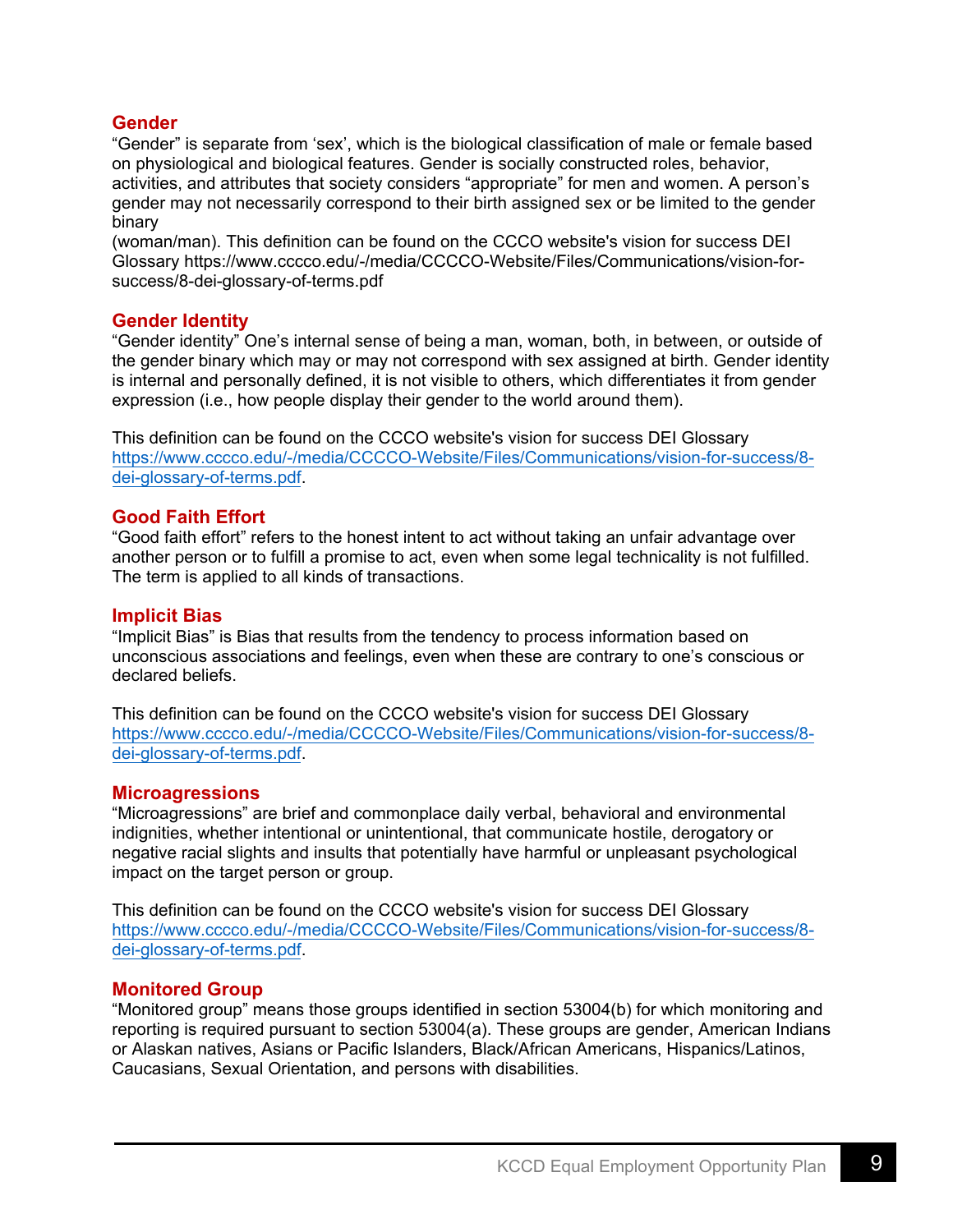### Gender

"Gender" is separate from 'sex', which is the biological classification of male or female based on physiological and biological features. Gender is socially constructed roles, behavior, activities, and attributes that society considers "appropriate" for men and women. A person's gender may not necessarily correspond to their birth assigned sex or be limited to the gender binary
(woman/man). This definition can be found on the CCCO website's vision for success DEI Glossary https://www.cccco.edu/-/media/CCCCO-Website/Files/Communications/vision-for-success/8-dei-glossary-of-terms.pdf

### Gender Identity

"Gender identity" One's internal sense of being a man, woman, both, in between, or outside of the gender binary which may or may not correspond with sex assigned at birth. Gender identity is internal and personally defined, it is not visible to others, which differentiates it from gender expression (i.e., how people display their gender to the world around them).

This definition can be found on the CCCO website's vision for success DEI Glossary https://www.cccco.edu/-/media/CCCCO-Website/Files/Communications/vision-for-success/8-dei-glossary-of-terms.pdf.

### Good Faith Effort

"Good faith effort" refers to the honest intent to act without taking an unfair advantage over another person or to fulfill a promise to act, even when some legal technicality is not fulfilled. The term is applied to all kinds of transactions.

### Implicit Bias

"Implicit Bias" is Bias that results from the tendency to process information based on unconscious associations and feelings, even when these are contrary to one's conscious or declared beliefs.

This definition can be found on the CCCO website's vision for success DEI Glossary https://www.cccco.edu/-/media/CCCCO-Website/Files/Communications/vision-for-success/8-dei-glossary-of-terms.pdf.

### Microagressions

"Microagressions" are brief and commonplace daily verbal, behavioral and environmental indignities, whether intentional or unintentional, that communicate hostile, derogatory or negative racial slights and insults that potentially have harmful or unpleasant psychological impact on the target person or group.

This definition can be found on the CCCO website's vision for success DEI Glossary https://www.cccco.edu/-/media/CCCCO-Website/Files/Communications/vision-for-success/8-dei-glossary-of-terms.pdf.

### Monitored Group

"Monitored group" means those groups identified in section 53004(b) for which monitoring and reporting is required pursuant to section 53004(a). These groups are gender, American Indians or Alaskan natives, Asians or Pacific Islanders, Black/African Americans, Hispanics/Latinos, Caucasians, Sexual Orientation, and persons with disabilities.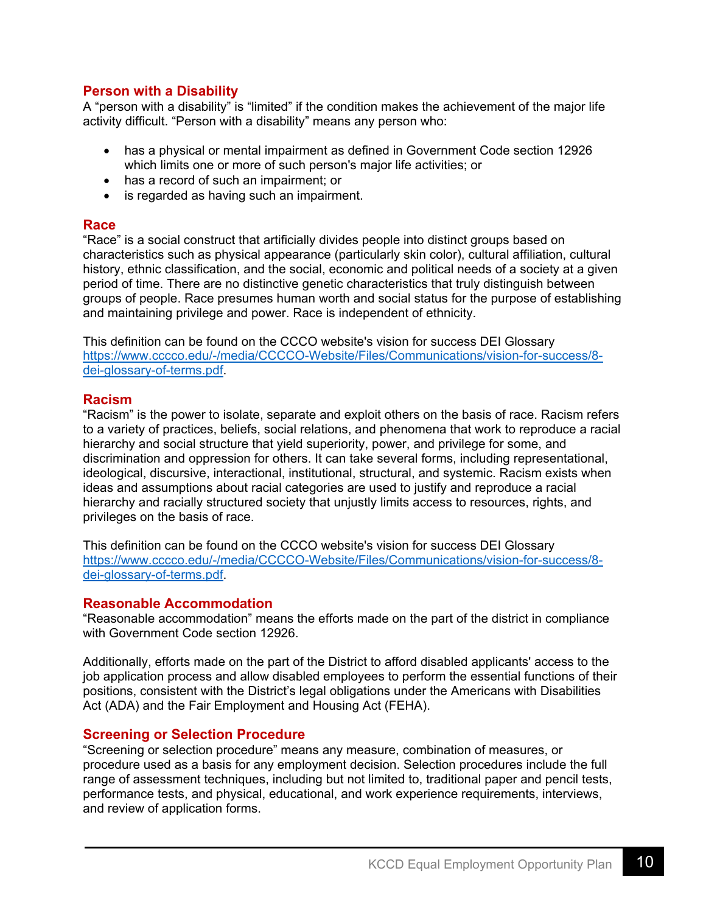### Person with a Disability

A “person with a disability” is “limited” if the condition makes the achievement of the major life activity difficult. “Person with a disability” means any person who:

- has a physical or mental impairment as defined in Government Code section 12926 which limits one or more of such person's major life activities; or
- has a record of such an impairment; or
- is regarded as having such an impairment.

### Race

“Race” is a social construct that artificially divides people into distinct groups based on characteristics such as physical appearance (particularly skin color), cultural affiliation, cultural history, ethnic classification, and the social, economic and political needs of a society at a given period of time. There are no distinctive genetic characteristics that truly distinguish between groups of people. Race presumes human worth and social status for the purpose of establishing and maintaining privilege and power. Race is independent of ethnicity.

This definition can be found on the CCCO website's vision for success DEI Glossary https://www.cccco.edu/-/media/CCCCO-Website/Files/Communications/vision-for-success/8-dei-glossary-of-terms.pdf.

### Racism

“Racism” is the power to isolate, separate and exploit others on the basis of race. Racism refers to a variety of practices, beliefs, social relations, and phenomena that work to reproduce a racial hierarchy and social structure that yield superiority, power, and privilege for some, and discrimination and oppression for others. It can take several forms, including representational, ideological, discursive, interactional, institutional, structural, and systemic. Racism exists when ideas and assumptions about racial categories are used to justify and reproduce a racial hierarchy and racially structured society that unjustly limits access to resources, rights, and privileges on the basis of race.

This definition can be found on the CCCO website's vision for success DEI Glossary https://www.cccco.edu/-/media/CCCCO-Website/Files/Communications/vision-for-success/8-dei-glossary-of-terms.pdf.

### Reasonable Accommodation

“Reasonable accommodation” means the efforts made on the part of the district in compliance with Government Code section 12926.

Additionally, efforts made on the part of the District to afford disabled applicants' access to the job application process and allow disabled employees to perform the essential functions of their positions, consistent with the District’s legal obligations under the Americans with Disabilities Act (ADA) and the Fair Employment and Housing Act (FEHA).

### Screening or Selection Procedure

“Screening or selection procedure” means any measure, combination of measures, or procedure used as a basis for any employment decision. Selection procedures include the full range of assessment techniques, including but not limited to, traditional paper and pencil tests, performance tests, and physical, educational, and work experience requirements, interviews, and review of application forms.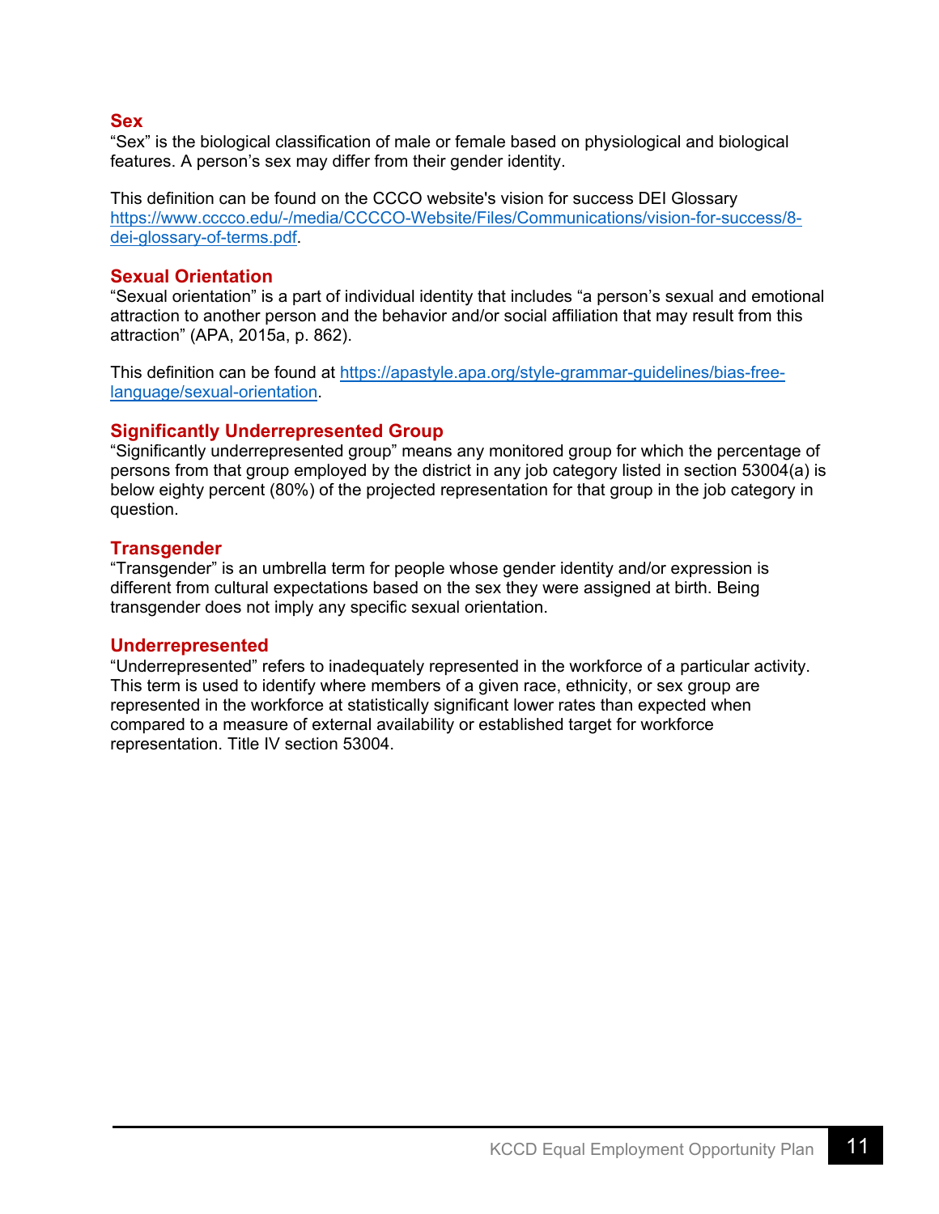### Sex

"Sex" is the biological classification of male or female based on physiological and biological features. A person's sex may differ from their gender identity.

This definition can be found on the CCCO website's vision for success DEI Glossary [https://www.cccco.edu/-/media/CCCCO-Website/Files/Communications/vision-for-success/8-dei-glossary-of-terms.pdf](https://www.cccco.edu/-/media/CCCCO-Website/Files/Communications/vision-for-success/8-dei-glossary-of-terms.pdf).

### Sexual Orientation

"Sexual orientation" is a part of individual identity that includes "a person's sexual and emotional attraction to another person and the behavior and/or social affiliation that may result from this attraction" (APA, 2015a, p. 862).

This definition can be found at [https://apastyle.apa.org/style-grammar-guidelines/bias-free-language/sexual-orientation](https://apastyle.apa.org/style-grammar-guidelines/bias-free-language/sexual-orientation).

### Significantly Underrepresented Group

"Significantly underrepresented group" means any monitored group for which the percentage of persons from that group employed by the district in any job category listed in section 53004(a) is below eighty percent (80%) of the projected representation for that group in the job category in question.

### Transgender

"Transgender" is an umbrella term for people whose gender identity and/or expression is different from cultural expectations based on the sex they were assigned at birth. Being transgender does not imply any specific sexual orientation.

### Underrepresented

"Underrepresented" refers to inadequately represented in the workforce of a particular activity. This term is used to identify where members of a given race, ethnicity, or sex group are represented in the workforce at statistically significant lower rates than expected when compared to a measure of external availability or established target for workforce representation. Title IV section 53004.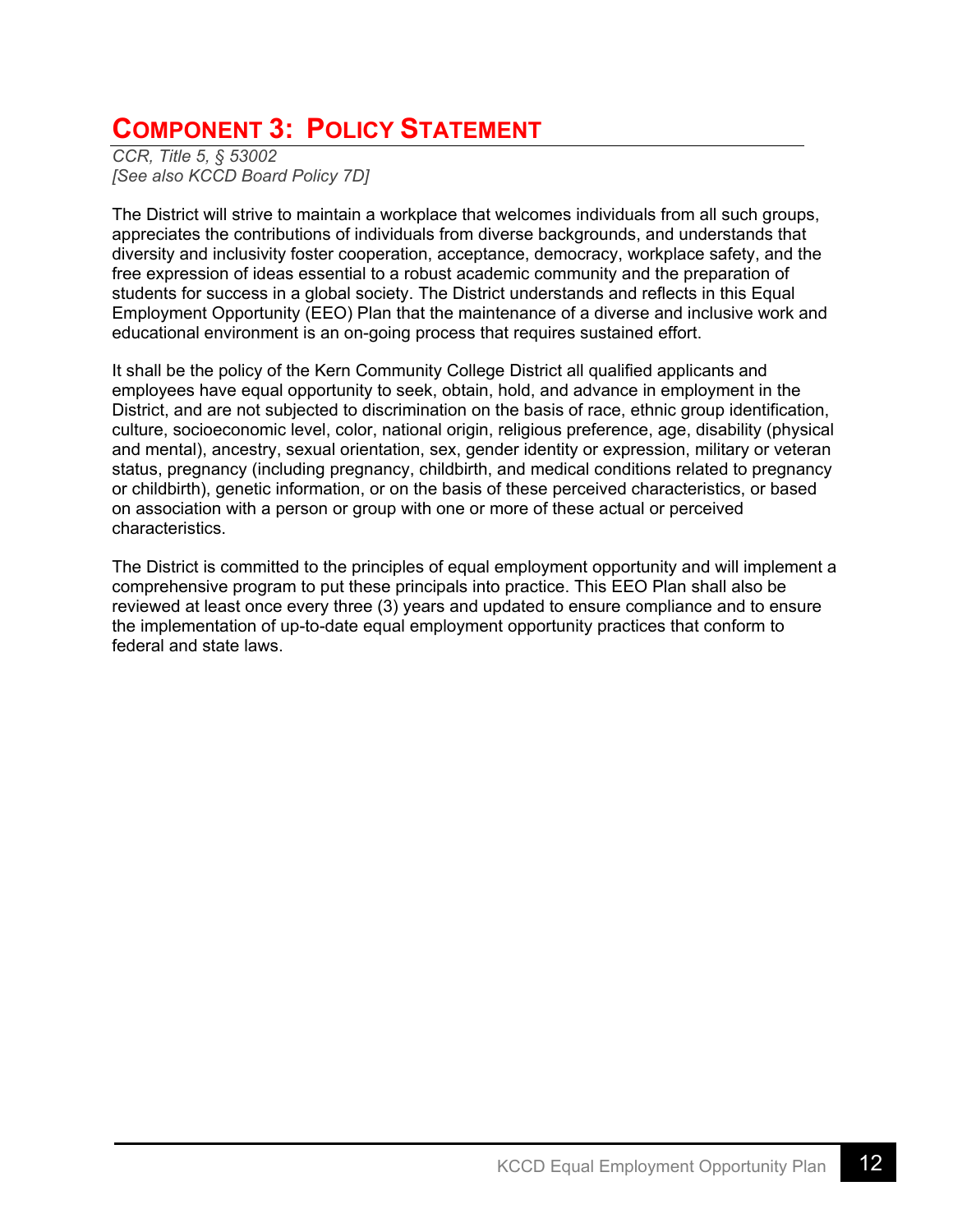# Component 3: Policy Statement

*CCR, Title 5, § 53002*
*[See also KCCD Board Policy 7D]*

The District will strive to maintain a workplace that welcomes individuals from all such groups, appreciates the contributions of individuals from diverse backgrounds, and understands that diversity and inclusivity foster cooperation, acceptance, democracy, workplace safety, and the free expression of ideas essential to a robust academic community and the preparation of students for success in a global society. The District understands and reflects in this Equal Employment Opportunity (EEO) Plan that the maintenance of a diverse and inclusive work and educational environment is an on-going process that requires sustained effort.

It shall be the policy of the Kern Community College District all qualified applicants and employees have equal opportunity to seek, obtain, hold, and advance in employment in the District, and are not subjected to discrimination on the basis of race, ethnic group identification, culture, socioeconomic level, color, national origin, religious preference, age, disability (physical and mental), ancestry, sexual orientation, sex, gender identity or expression, military or veteran status, pregnancy (including pregnancy, childbirth, and medical conditions related to pregnancy or childbirth), genetic information, or on the basis of these perceived characteristics, or based on association with a person or group with one or more of these actual or perceived characteristics.

The District is committed to the principles of equal employment opportunity and will implement a comprehensive program to put these principals into practice. This EEO Plan shall also be reviewed at least once every three (3) years and updated to ensure compliance and to ensure the implementation of up-to-date equal employment opportunity practices that conform to federal and state laws.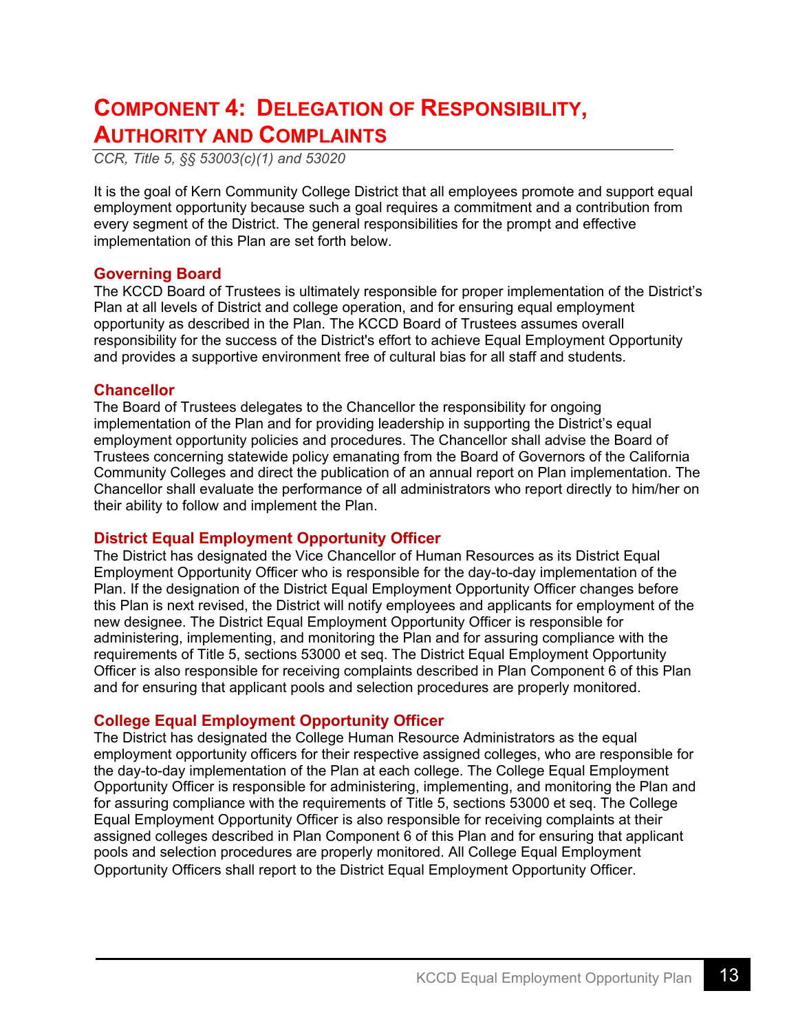# Component 4: Delegation of Responsibility, Authority and Complaints

*CCR, Title 5, §§ 53003(c)(1) and 53020*

It is the goal of Kern Community College District that all employees promote and support equal employment opportunity because such a goal requires a commitment and a contribution from every segment of the District. The general responsibilities for the prompt and effective implementation of this Plan are set forth below.

## Governing Board

The KCCD Board of Trustees is ultimately responsible for proper implementation of the District's Plan at all levels of District and college operation, and for ensuring equal employment opportunity as described in the Plan. The KCCD Board of Trustees assumes overall responsibility for the success of the District's effort to achieve Equal Employment Opportunity and provides a supportive environment free of cultural bias for all staff and students.

## Chancellor

The Board of Trustees delegates to the Chancellor the responsibility for ongoing implementation of the Plan and for providing leadership in supporting the District's equal employment opportunity policies and procedures. The Chancellor shall advise the Board of Trustees concerning statewide policy emanating from the Board of Governors of the California Community Colleges and direct the publication of an annual report on Plan implementation. The Chancellor shall evaluate the performance of all administrators who report directly to him/her on their ability to follow and implement the Plan.

## District Equal Employment Opportunity Officer

The District has designated the Vice Chancellor of Human Resources as its District Equal Employment Opportunity Officer who is responsible for the day-to-day implementation of the Plan. If the designation of the District Equal Employment Opportunity Officer changes before this Plan is next revised, the District will notify employees and applicants for employment of the new designee. The District Equal Employment Opportunity Officer is responsible for administering, implementing, and monitoring the Plan and for assuring compliance with the requirements of Title 5, sections 53000 et seq. The District Equal Employment Opportunity Officer is also responsible for receiving complaints described in Plan Component 6 of this Plan and for ensuring that applicant pools and selection procedures are properly monitored.

## College Equal Employment Opportunity Officer

The District has designated the College Human Resource Administrators as the equal employment opportunity officers for their respective assigned colleges, who are responsible for the day-to-day implementation of the Plan at each college. The College Equal Employment Opportunity Officer is responsible for administering, implementing, and monitoring the Plan and for assuring compliance with the requirements of Title 5, sections 53000 et seq. The College Equal Employment Opportunity Officer is also responsible for receiving complaints at their assigned colleges described in Plan Component 6 of this Plan and for ensuring that applicant pools and selection procedures are properly monitored. All College Equal Employment Opportunity Officers shall report to the District Equal Employment Opportunity Officer.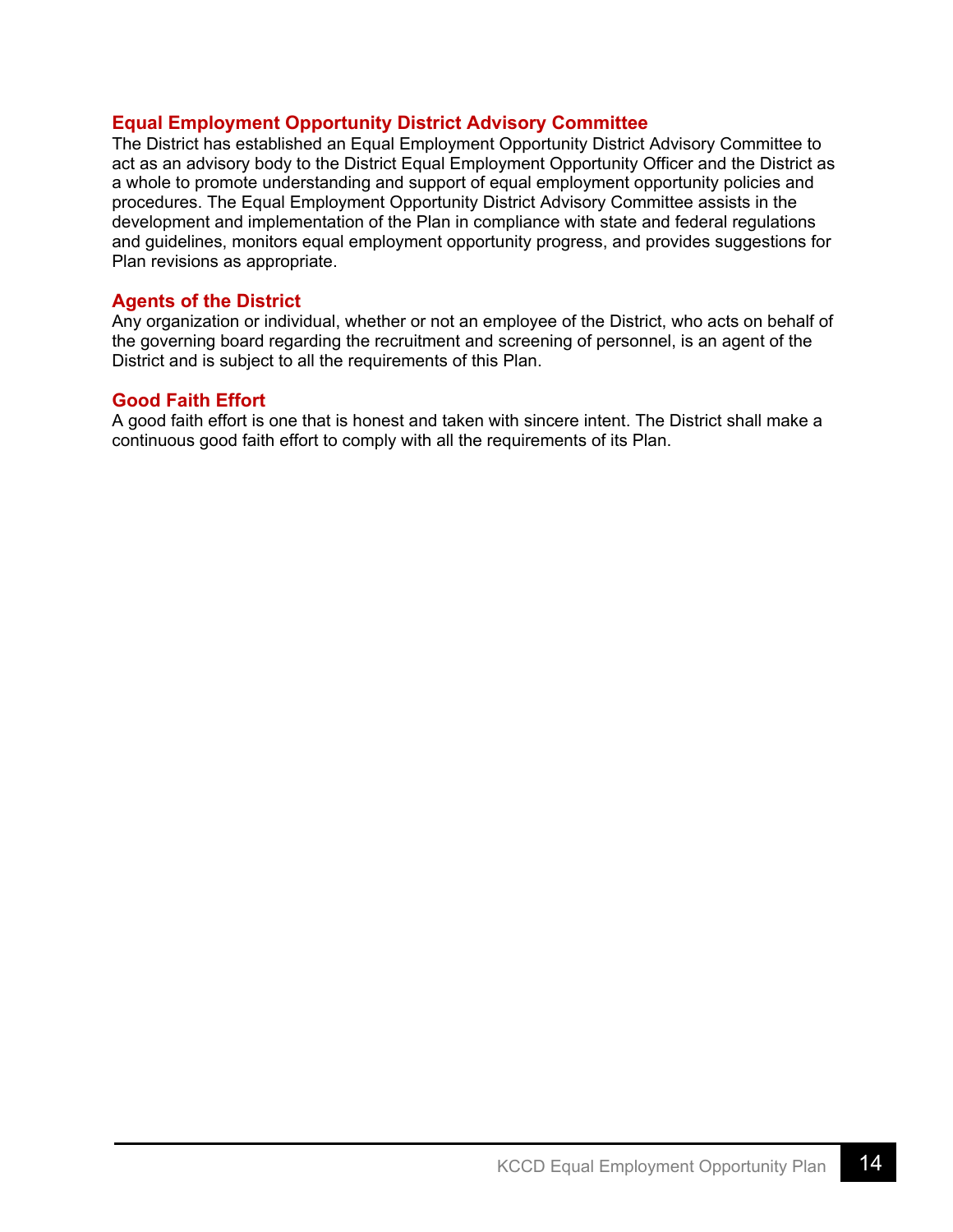### Equal Employment Opportunity District Advisory Committee

The District has established an Equal Employment Opportunity District Advisory Committee to act as an advisory body to the District Equal Employment Opportunity Officer and the District as a whole to promote understanding and support of equal employment opportunity policies and procedures. The Equal Employment Opportunity District Advisory Committee assists in the development and implementation of the Plan in compliance with state and federal regulations and guidelines, monitors equal employment opportunity progress, and provides suggestions for Plan revisions as appropriate.

### Agents of the District

Any organization or individual, whether or not an employee of the District, who acts on behalf of the governing board regarding the recruitment and screening of personnel, is an agent of the District and is subject to all the requirements of this Plan.

### Good Faith Effort

A good faith effort is one that is honest and taken with sincere intent. The District shall make a continuous good faith effort to comply with all the requirements of its Plan.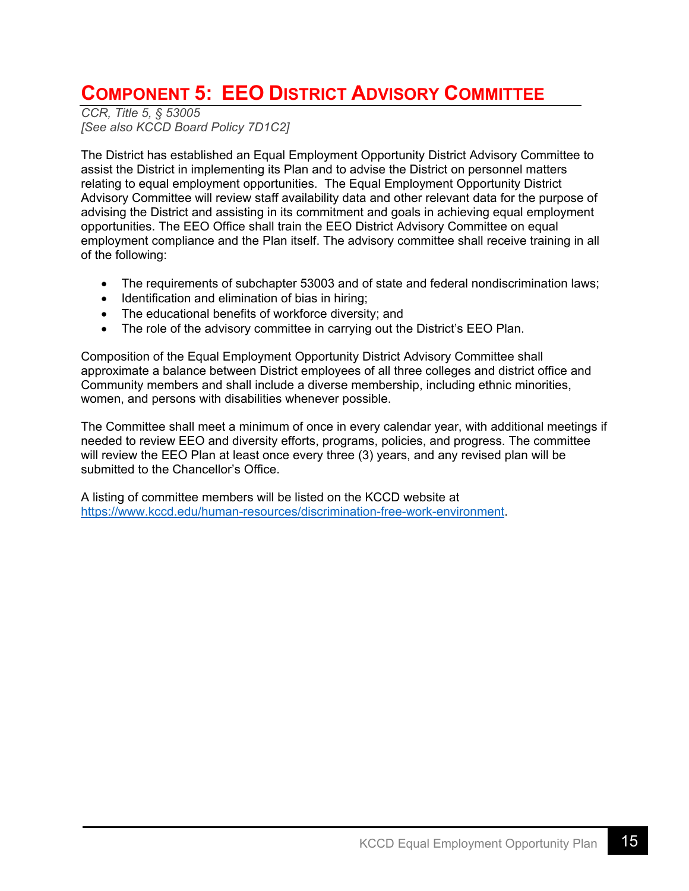# Component 5: EEO District Advisory Committee

*CCR, Title 5, § 53005*
*[See also KCCD Board Policy 7D1C2]*

The District has established an Equal Employment Opportunity District Advisory Committee to assist the District in implementing its Plan and to advise the District on personnel matters relating to equal employment opportunities. The Equal Employment Opportunity District Advisory Committee will review staff availability data and other relevant data for the purpose of advising the District and assisting in its commitment and goals in achieving equal employment opportunities. The EEO Office shall train the EEO District Advisory Committee on equal employment compliance and the Plan itself. The advisory committee shall receive training in all of the following:

- The requirements of subchapter 53003 and of state and federal nondiscrimination laws;
- Identification and elimination of bias in hiring;
- The educational benefits of workforce diversity; and
- The role of the advisory committee in carrying out the District's EEO Plan.

Composition of the Equal Employment Opportunity District Advisory Committee shall approximate a balance between District employees of all three colleges and district office and Community members and shall include a diverse membership, including ethnic minorities, women, and persons with disabilities whenever possible.

The Committee shall meet a minimum of once in every calendar year, with additional meetings if needed to review EEO and diversity efforts, programs, policies, and progress. The committee will review the EEO Plan at least once every three (3) years, and any revised plan will be submitted to the Chancellor's Office.

A listing of committee members will be listed on the KCCD website at [https://www.kccd.edu/human-resources/discrimination-free-work-environment](https://www.kccd.edu/human-resources/discrimination-free-work-environment).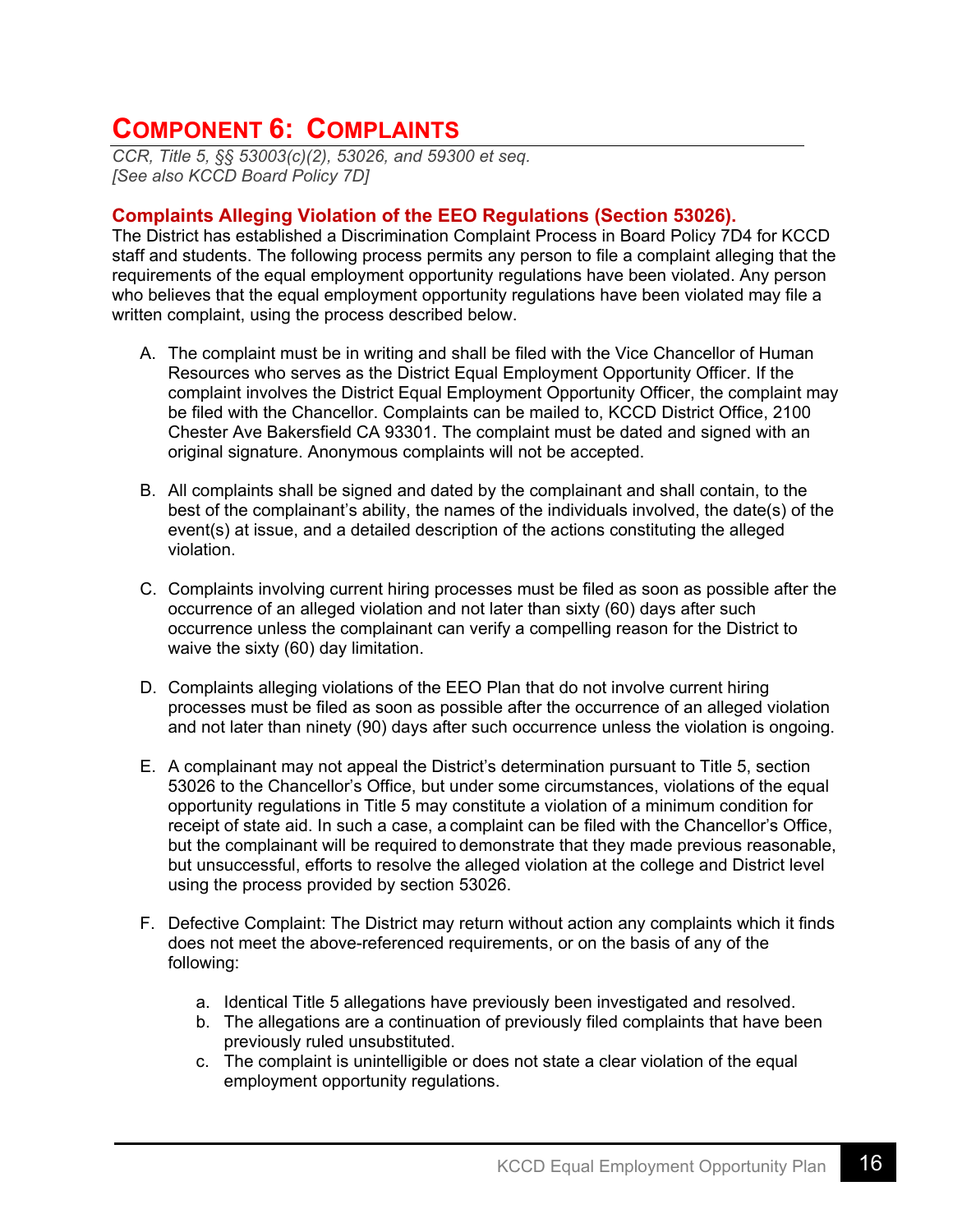# COMPONENT 6: COMPLAINTS

*CCR, Title 5, §§ 53003(c)(2), 53026, and 59300 et seq.*
*[See also KCCD Board Policy 7D]*

## Complaints Alleging Violation of the EEO Regulations (Section 53026).

The District has established a Discrimination Complaint Process in Board Policy 7D4 for KCCD staff and students. The following process permits any person to file a complaint alleging that the requirements of the equal employment opportunity regulations have been violated. Any person who believes that the equal employment opportunity regulations have been violated may file a written complaint, using the process described below.

A. The complaint must be in writing and shall be filed with the Vice Chancellor of Human Resources who serves as the District Equal Employment Opportunity Officer. If the complaint involves the District Equal Employment Opportunity Officer, the complaint may be filed with the Chancellor. Complaints can be mailed to, KCCD District Office, 2100 Chester Ave Bakersfield CA 93301. The complaint must be dated and signed with an original signature. Anonymous complaints will not be accepted.

B. All complaints shall be signed and dated by the complainant and shall contain, to the best of the complainant's ability, the names of the individuals involved, the date(s) of the event(s) at issue, and a detailed description of the actions constituting the alleged violation.

C. Complaints involving current hiring processes must be filed as soon as possible after the occurrence of an alleged violation and not later than sixty (60) days after such occurrence unless the complainant can verify a compelling reason for the District to waive the sixty (60) day limitation.

D. Complaints alleging violations of the EEO Plan that do not involve current hiring processes must be filed as soon as possible after the occurrence of an alleged violation and not later than ninety (90) days after such occurrence unless the violation is ongoing.

E. A complainant may not appeal the District's determination pursuant to Title 5, section 53026 to the Chancellor's Office, but under some circumstances, violations of the equal opportunity regulations in Title 5 may constitute a violation of a minimum condition for receipt of state aid. In such a case, a complaint can be filed with the Chancellor's Office, but the complainant will be required to demonstrate that they made previous reasonable, but unsuccessful, efforts to resolve the alleged violation at the college and District level using the process provided by section 53026.

F. Defective Complaint: The District may return without action any complaints which it finds does not meet the above-referenced requirements, or on the basis of any of the following:

   a. Identical Title 5 allegations have previously been investigated and resolved.
   b. The allegations are a continuation of previously filed complaints that have been previously ruled unsubstituted.
   c. The complaint is unintelligible or does not state a clear violation of the equal employment opportunity regulations.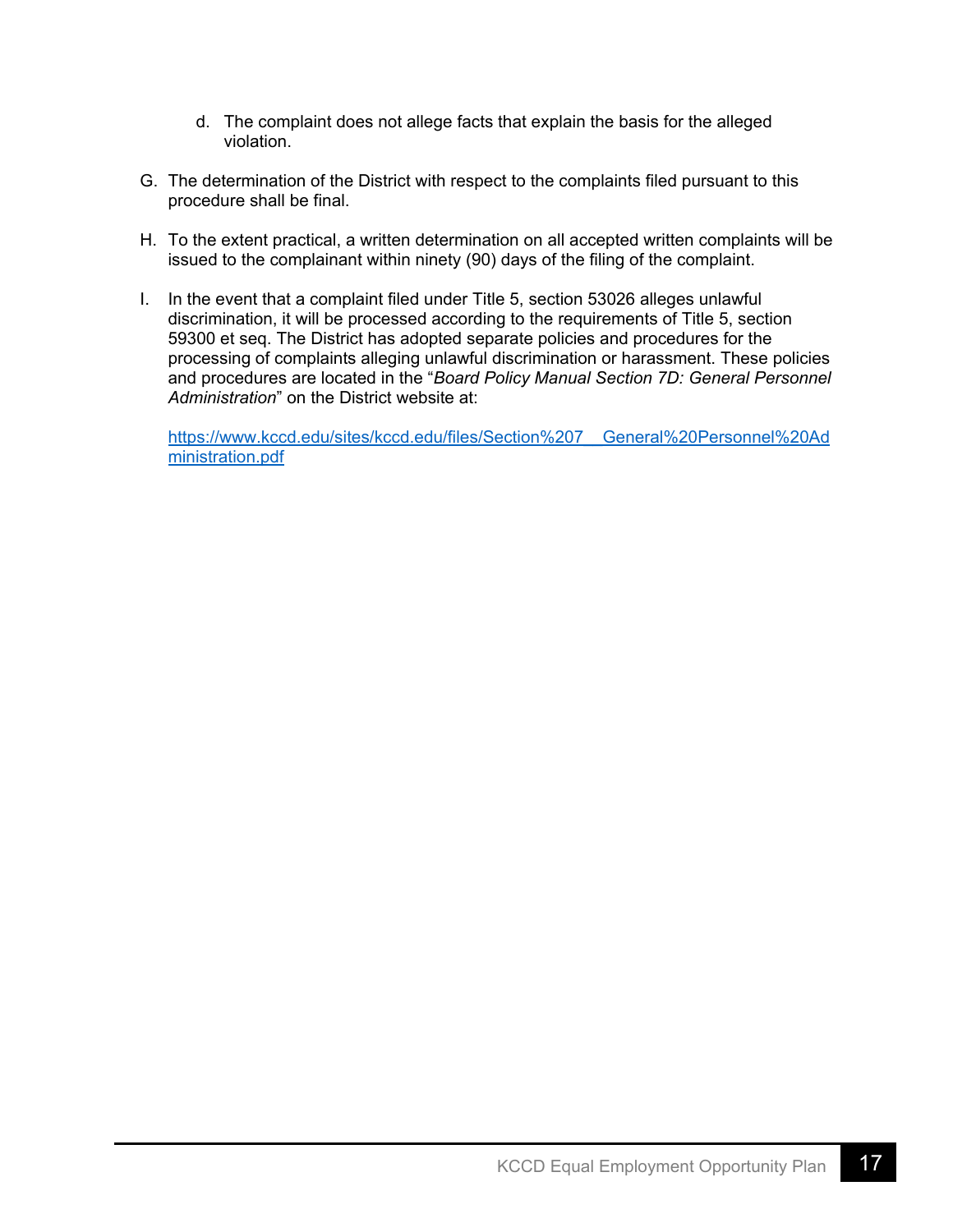d. The complaint does not allege facts that explain the basis for the alleged violation.

G. The determination of the District with respect to the complaints filed pursuant to this procedure shall be final.

H. To the extent practical, a written determination on all accepted written complaints will be issued to the complainant within ninety (90) days of the filing of the complaint.

I. In the event that a complaint filed under Title 5, section 53026 alleges unlawful discrimination, it will be processed according to the requirements of Title 5, section 59300 et seq. The District has adopted separate policies and procedures for the processing of complaints alleging unlawful discrimination or harassment. These policies and procedures are located in the "*Board Policy Manual Section 7D: General Personnel Administration*" on the District website at:

   [https://www.kccd.edu/sites/kccd.edu/files/Section%207__General%20Personnel%20Administration.pdf](https://www.kccd.edu/sites/kccd.edu/files/Section%207__General%20Personnel%20Administration.pdf)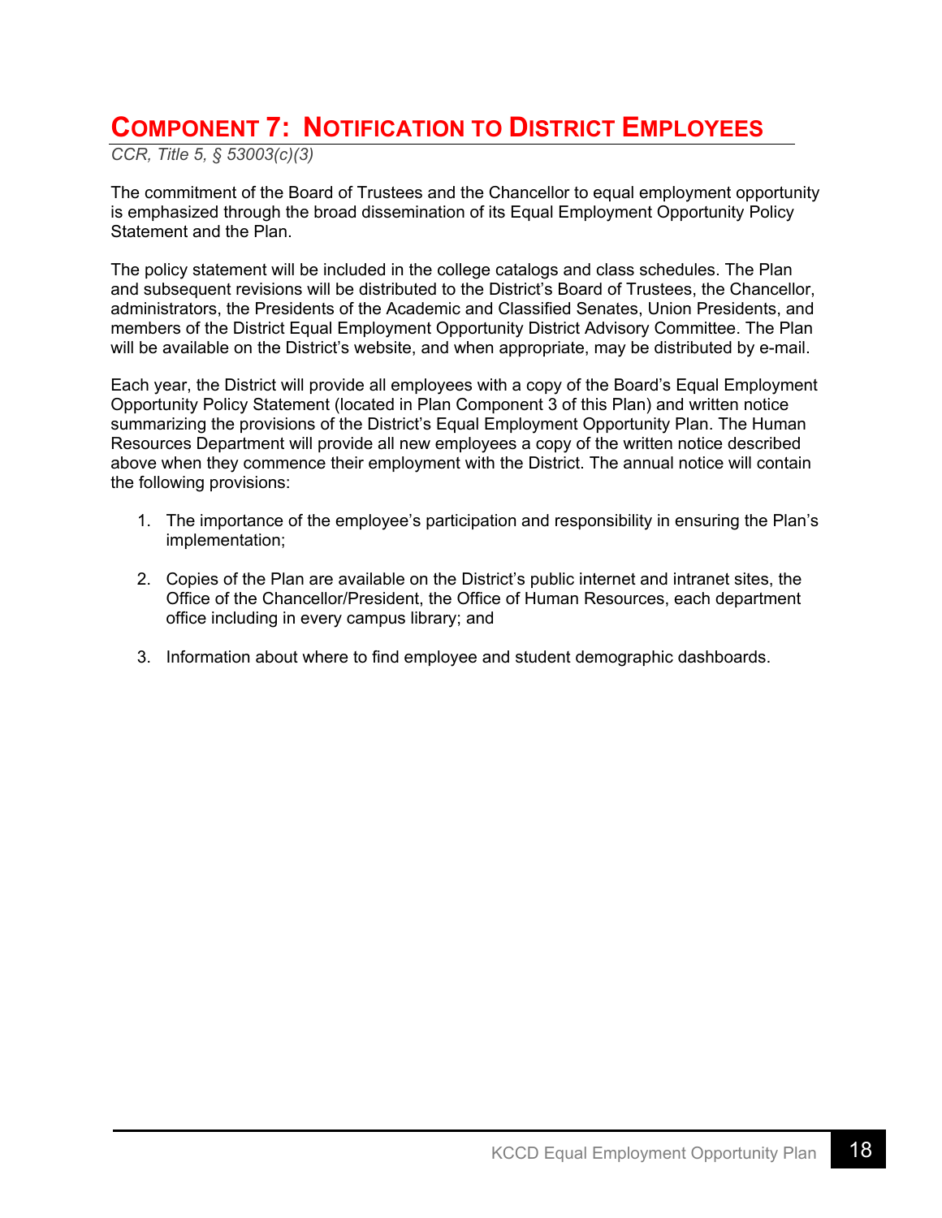# COMPONENT 7: NOTIFICATION TO DISTRICT EMPLOYEES

*CCR, Title 5, § 53003(c)(3)*

The commitment of the Board of Trustees and the Chancellor to equal employment opportunity is emphasized through the broad dissemination of its Equal Employment Opportunity Policy Statement and the Plan.

The policy statement will be included in the college catalogs and class schedules. The Plan and subsequent revisions will be distributed to the District's Board of Trustees, the Chancellor, administrators, the Presidents of the Academic and Classified Senates, Union Presidents, and members of the District Equal Employment Opportunity District Advisory Committee. The Plan will be available on the District's website, and when appropriate, may be distributed by e-mail.

Each year, the District will provide all employees with a copy of the Board's Equal Employment Opportunity Policy Statement (located in Plan Component 3 of this Plan) and written notice summarizing the provisions of the District's Equal Employment Opportunity Plan. The Human Resources Department will provide all new employees a copy of the written notice described above when they commence their employment with the District. The annual notice will contain the following provisions:

1. The importance of the employee's participation and responsibility in ensuring the Plan's implementation;

2. Copies of the Plan are available on the District's public internet and intranet sites, the Office of the Chancellor/President, the Office of Human Resources, each department office including in every campus library; and

3. Information about where to find employee and student demographic dashboards.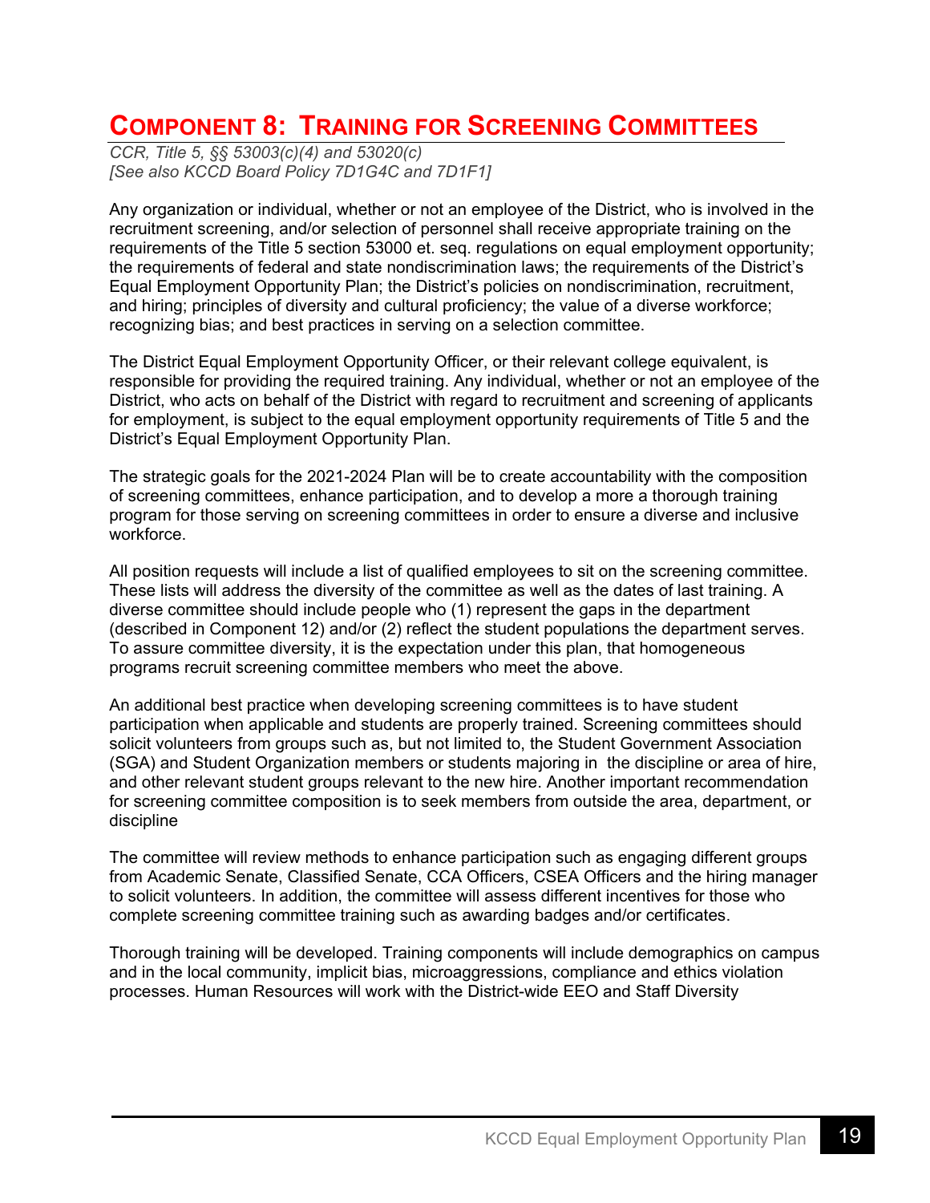# Component 8: Training for Screening Committees

*CCR, Title 5, §§ 53003(c)(4) and 53020(c)*
*[See also KCCD Board Policy 7D1G4C and 7D1F1]*

Any organization or individual, whether or not an employee of the District, who is involved in the recruitment screening, and/or selection of personnel shall receive appropriate training on the requirements of the Title 5 section 53000 et. seq. regulations on equal employment opportunity; the requirements of federal and state nondiscrimination laws; the requirements of the District's Equal Employment Opportunity Plan; the District's policies on nondiscrimination, recruitment, and hiring; principles of diversity and cultural proficiency; the value of a diverse workforce; recognizing bias; and best practices in serving on a selection committee.

The District Equal Employment Opportunity Officer, or their relevant college equivalent, is responsible for providing the required training. Any individual, whether or not an employee of the District, who acts on behalf of the District with regard to recruitment and screening of applicants for employment, is subject to the equal employment opportunity requirements of Title 5 and the District's Equal Employment Opportunity Plan.

The strategic goals for the 2021-2024 Plan will be to create accountability with the composition of screening committees, enhance participation, and to develop a more a thorough training program for those serving on screening committees in order to ensure a diverse and inclusive workforce.

All position requests will include a list of qualified employees to sit on the screening committee. These lists will address the diversity of the committee as well as the dates of last training. A diverse committee should include people who (1) represent the gaps in the department (described in Component 12) and/or (2) reflect the student populations the department serves. To assure committee diversity, it is the expectation under this plan, that homogeneous programs recruit screening committee members who meet the above.

An additional best practice when developing screening committees is to have student participation when applicable and students are properly trained. Screening committees should solicit volunteers from groups such as, but not limited to, the Student Government Association (SGA) and Student Organization members or students majoring in the discipline or area of hire, and other relevant student groups relevant to the new hire. Another important recommendation for screening committee composition is to seek members from outside the area, department, or discipline

The committee will review methods to enhance participation such as engaging different groups from Academic Senate, Classified Senate, CCA Officers, CSEA Officers and the hiring manager to solicit volunteers. In addition, the committee will assess different incentives for those who complete screening committee training such as awarding badges and/or certificates.

Thorough training will be developed. Training components will include demographics on campus and in the local community, implicit bias, microaggressions, compliance and ethics violation processes. Human Resources will work with the District-wide EEO and Staff Diversity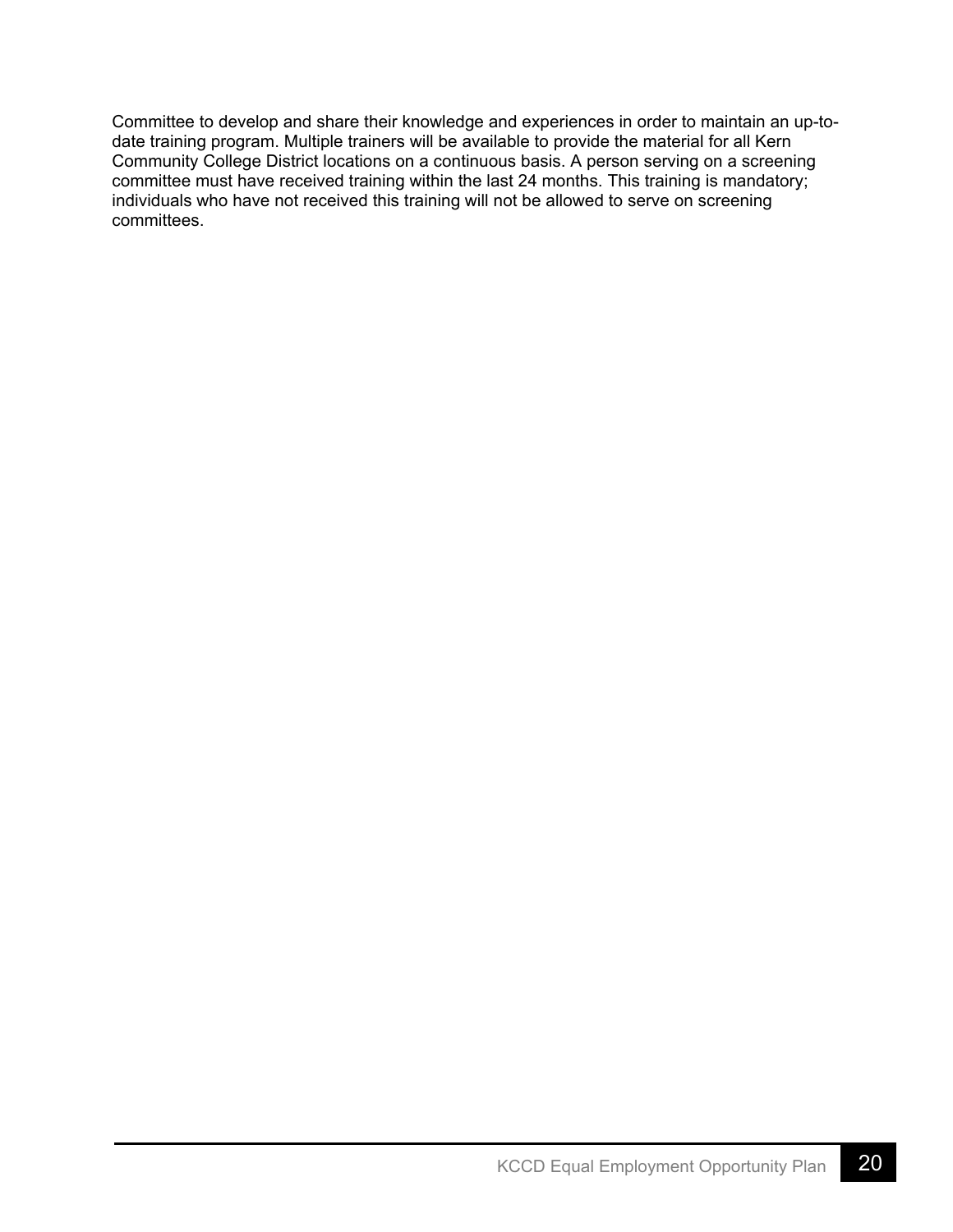Committee to develop and share their knowledge and experiences in order to maintain an up-to-date training program. Multiple trainers will be available to provide the material for all Kern Community College District locations on a continuous basis. A person serving on a screening committee must have received training within the last 24 months. This training is mandatory; individuals who have not received this training will not be allowed to serve on screening committees.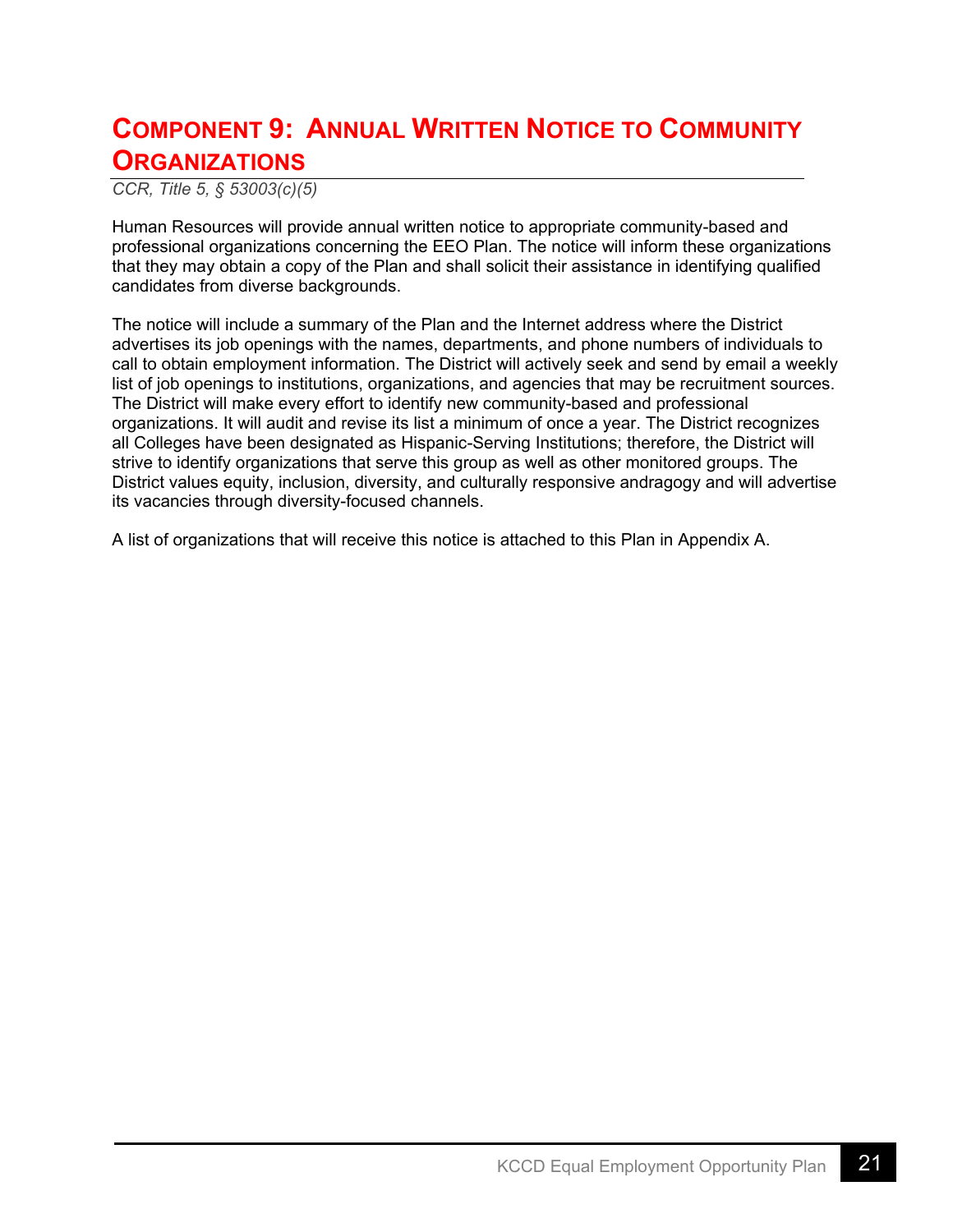# Component 9: Annual Written Notice to Community Organizations

*CCR, Title 5, § 53003(c)(5)*

Human Resources will provide annual written notice to appropriate community-based and professional organizations concerning the EEO Plan. The notice will inform these organizations that they may obtain a copy of the Plan and shall solicit their assistance in identifying qualified candidates from diverse backgrounds.

The notice will include a summary of the Plan and the Internet address where the District advertises its job openings with the names, departments, and phone numbers of individuals to call to obtain employment information. The District will actively seek and send by email a weekly list of job openings to institutions, organizations, and agencies that may be recruitment sources. The District will make every effort to identify new community-based and professional organizations. It will audit and revise its list a minimum of once a year. The District recognizes all Colleges have been designated as Hispanic-Serving Institutions; therefore, the District will strive to identify organizations that serve this group as well as other monitored groups. The District values equity, inclusion, diversity, and culturally responsive andragogy and will advertise its vacancies through diversity-focused channels.

A list of organizations that will receive this notice is attached to this Plan in Appendix A.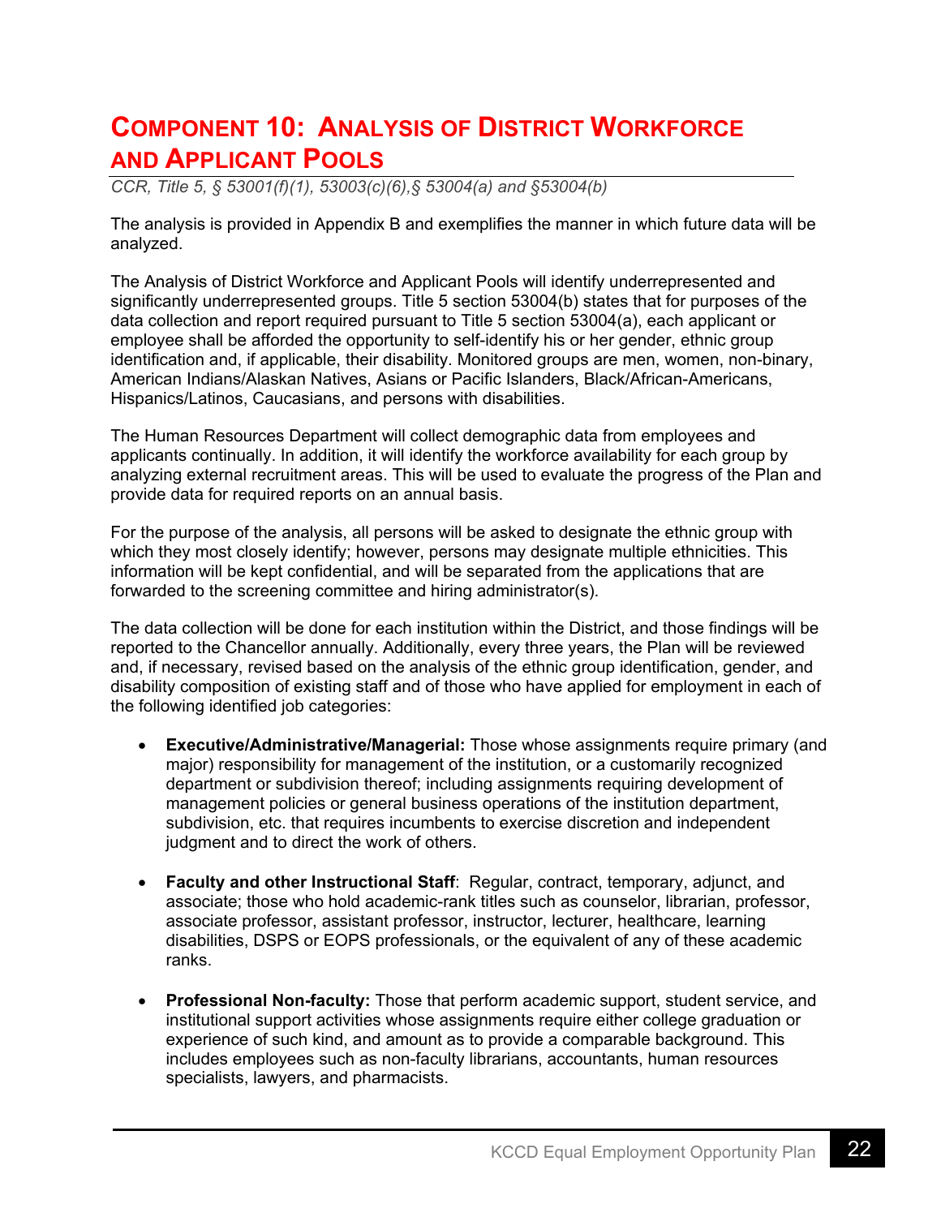# Component 10: Analysis of District Workforce and Applicant Pools

*CCR, Title 5, § 53001(f)(1), 53003(c)(6),§ 53004(a) and §53004(b)*

The analysis is provided in Appendix B and exemplifies the manner in which future data will be analyzed.

The Analysis of District Workforce and Applicant Pools will identify underrepresented and significantly underrepresented groups. Title 5 section 53004(b) states that for purposes of the data collection and report required pursuant to Title 5 section 53004(a), each applicant or employee shall be afforded the opportunity to self-identify his or her gender, ethnic group identification and, if applicable, their disability. Monitored groups are men, women, non-binary, American Indians/Alaskan Natives, Asians or Pacific Islanders, Black/African-Americans, Hispanics/Latinos, Caucasians, and persons with disabilities.

The Human Resources Department will collect demographic data from employees and applicants continually. In addition, it will identify the workforce availability for each group by analyzing external recruitment areas. This will be used to evaluate the progress of the Plan and provide data for required reports on an annual basis.

For the purpose of the analysis, all persons will be asked to designate the ethnic group with which they most closely identify; however, persons may designate multiple ethnicities. This information will be kept confidential, and will be separated from the applications that are forwarded to the screening committee and hiring administrator(s).

The data collection will be done for each institution within the District, and those findings will be reported to the Chancellor annually. Additionally, every three years, the Plan will be reviewed and, if necessary, revised based on the analysis of the ethnic group identification, gender, and disability composition of existing staff and of those who have applied for employment in each of the following identified job categories:

- **Executive/Administrative/Managerial:** Those whose assignments require primary (and major) responsibility for management of the institution, or a customarily recognized department or subdivision thereof; including assignments requiring development of management policies or general business operations of the institution department, subdivision, etc. that requires incumbents to exercise discretion and independent judgment and to direct the work of others.

- **Faculty and other Instructional Staff**: Regular, contract, temporary, adjunct, and associate; those who hold academic-rank titles such as counselor, librarian, professor, associate professor, assistant professor, instructor, lecturer, healthcare, learning disabilities, DSPS or EOPS professionals, or the equivalent of any of these academic ranks.

- **Professional Non-faculty:** Those that perform academic support, student service, and institutional support activities whose assignments require either college graduation or experience of such kind, and amount as to provide a comparable background. This includes employees such as non-faculty librarians, accountants, human resources specialists, lawyers, and pharmacists.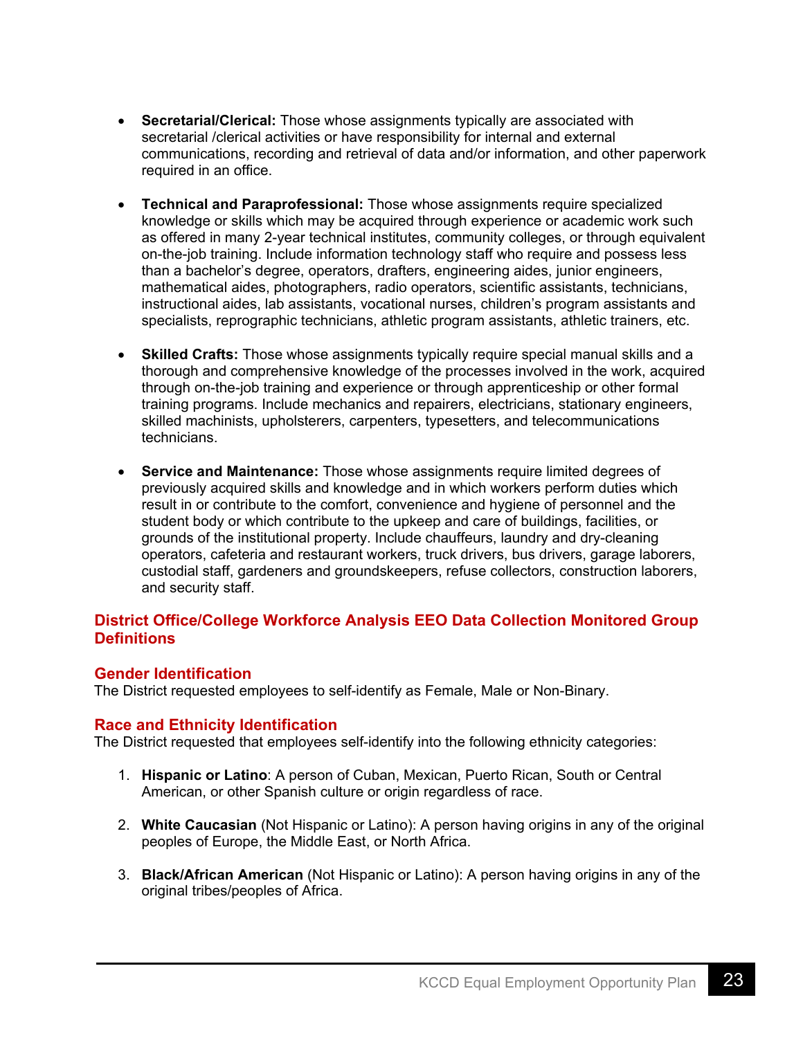- **Secretarial/Clerical:** Those whose assignments typically are associated with secretarial /clerical activities or have responsibility for internal and external communications, recording and retrieval of data and/or information, and other paperwork required in an office.

- **Technical and Paraprofessional:** Those whose assignments require specialized knowledge or skills which may be acquired through experience or academic work such as offered in many 2-year technical institutes, community colleges, or through equivalent on-the-job training. Include information technology staff who require and possess less than a bachelor's degree, operators, drafters, engineering aides, junior engineers, mathematical aides, photographers, radio operators, scientific assistants, technicians, instructional aides, lab assistants, vocational nurses, children's program assistants and specialists, reprographic technicians, athletic program assistants, athletic trainers, etc.

- **Skilled Crafts:** Those whose assignments typically require special manual skills and a thorough and comprehensive knowledge of the processes involved in the work, acquired through on-the-job training and experience or through apprenticeship or other formal training programs. Include mechanics and repairers, electricians, stationary engineers, skilled machinists, upholsterers, carpenters, typesetters, and telecommunications technicians.

- **Service and Maintenance:** Those whose assignments require limited degrees of previously acquired skills and knowledge and in which workers perform duties which result in or contribute to the comfort, convenience and hygiene of personnel and the student body or which contribute to the upkeep and care of buildings, facilities, or grounds of the institutional property. Include chauffeurs, laundry and dry-cleaning operators, cafeteria and restaurant workers, truck drivers, bus drivers, garage laborers, custodial staff, gardeners and groundskeepers, refuse collectors, construction laborers, and security staff.

## District Office/College Workforce Analysis EEO Data Collection Monitored Group Definitions

### Gender Identification

The District requested employees to self-identify as Female, Male or Non-Binary.

### Race and Ethnicity Identification

The District requested that employees self-identify into the following ethnicity categories:

1. **Hispanic or Latino**: A person of Cuban, Mexican, Puerto Rican, South or Central American, or other Spanish culture or origin regardless of race.

2. **White Caucasian** (Not Hispanic or Latino): A person having origins in any of the original peoples of Europe, the Middle East, or North Africa.

3. **Black/African American** (Not Hispanic or Latino): A person having origins in any of the original tribes/peoples of Africa.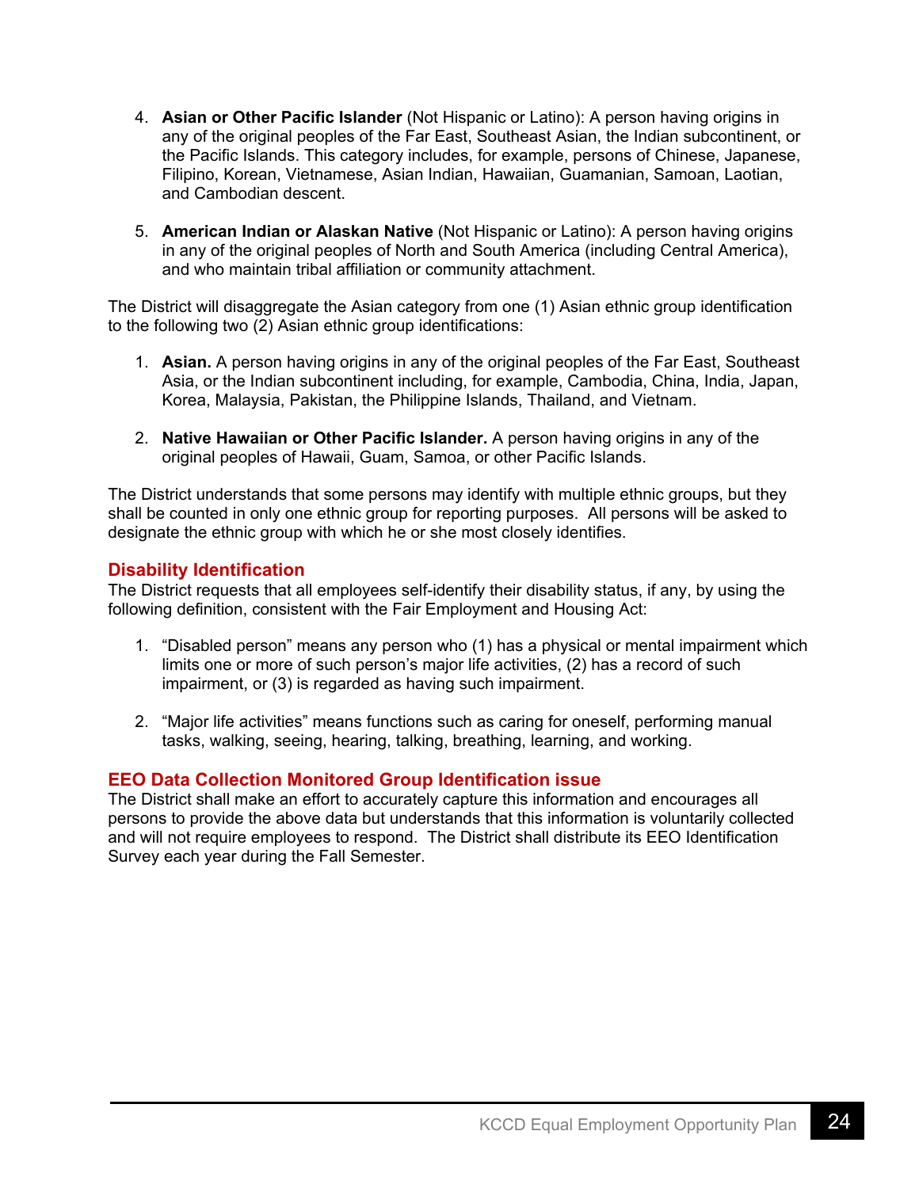4. **Asian or Other Pacific Islander** (Not Hispanic or Latino): A person having origins in any of the original peoples of the Far East, Southeast Asian, the Indian subcontinent, or the Pacific Islands. This category includes, for example, persons of Chinese, Japanese, Filipino, Korean, Vietnamese, Asian Indian, Hawaiian, Guamanian, Samoan, Laotian, and Cambodian descent.

5. **American Indian or Alaskan Native** (Not Hispanic or Latino): A person having origins in any of the original peoples of North and South America (including Central America), and who maintain tribal affiliation or community attachment.

The District will disaggregate the Asian category from one (1) Asian ethnic group identification to the following two (2) Asian ethnic group identifications:

1. **Asian.** A person having origins in any of the original peoples of the Far East, Southeast Asia, or the Indian subcontinent including, for example, Cambodia, China, India, Japan, Korea, Malaysia, Pakistan, the Philippine Islands, Thailand, and Vietnam.

2. **Native Hawaiian or Other Pacific Islander.** A person having origins in any of the original peoples of Hawaii, Guam, Samoa, or other Pacific Islands.

The District understands that some persons may identify with multiple ethnic groups, but they shall be counted in only one ethnic group for reporting purposes. All persons will be asked to designate the ethnic group with which he or she most closely identifies.

### Disability Identification

The District requests that all employees self-identify their disability status, if any, by using the following definition, consistent with the Fair Employment and Housing Act:

1. "Disabled person" means any person who (1) has a physical or mental impairment which limits one or more of such person's major life activities, (2) has a record of such impairment, or (3) is regarded as having such impairment.

2. "Major life activities" means functions such as caring for oneself, performing manual tasks, walking, seeing, hearing, talking, breathing, learning, and working.

### EEO Data Collection Monitored Group Identification issue

The District shall make an effort to accurately capture this information and encourages all persons to provide the above data but understands that this information is voluntarily collected and will not require employees to respond. The District shall distribute its EEO Identification Survey each year during the Fall Semester.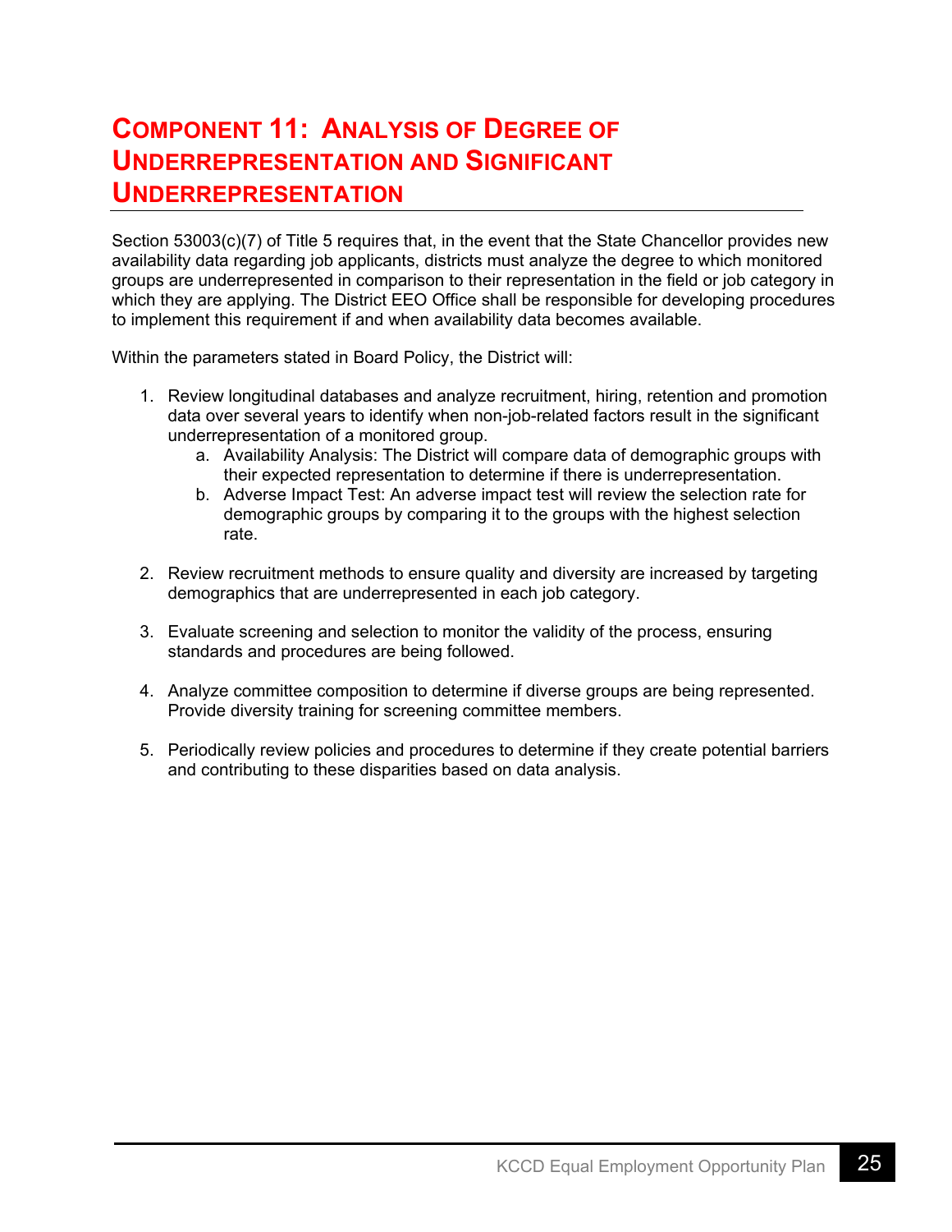# Component 11: Analysis of Degree of Underrepresentation and Significant Underrepresentation

Section 53003(c)(7) of Title 5 requires that, in the event that the State Chancellor provides new availability data regarding job applicants, districts must analyze the degree to which monitored groups are underrepresented in comparison to their representation in the field or job category in which they are applying. The District EEO Office shall be responsible for developing procedures to implement this requirement if and when availability data becomes available.

Within the parameters stated in Board Policy, the District will:

1. Review longitudinal databases and analyze recruitment, hiring, retention and promotion data over several years to identify when non-job-related factors result in the significant underrepresentation of a monitored group.
   a. Availability Analysis: The District will compare data of demographic groups with their expected representation to determine if there is underrepresentation.
   b. Adverse Impact Test: An adverse impact test will review the selection rate for demographic groups by comparing it to the groups with the highest selection rate.

2. Review recruitment methods to ensure quality and diversity are increased by targeting demographics that are underrepresented in each job category.

3. Evaluate screening and selection to monitor the validity of the process, ensuring standards and procedures are being followed.

4. Analyze committee composition to determine if diverse groups are being represented. Provide diversity training for screening committee members.

5. Periodically review policies and procedures to determine if they create potential barriers and contributing to these disparities based on data analysis.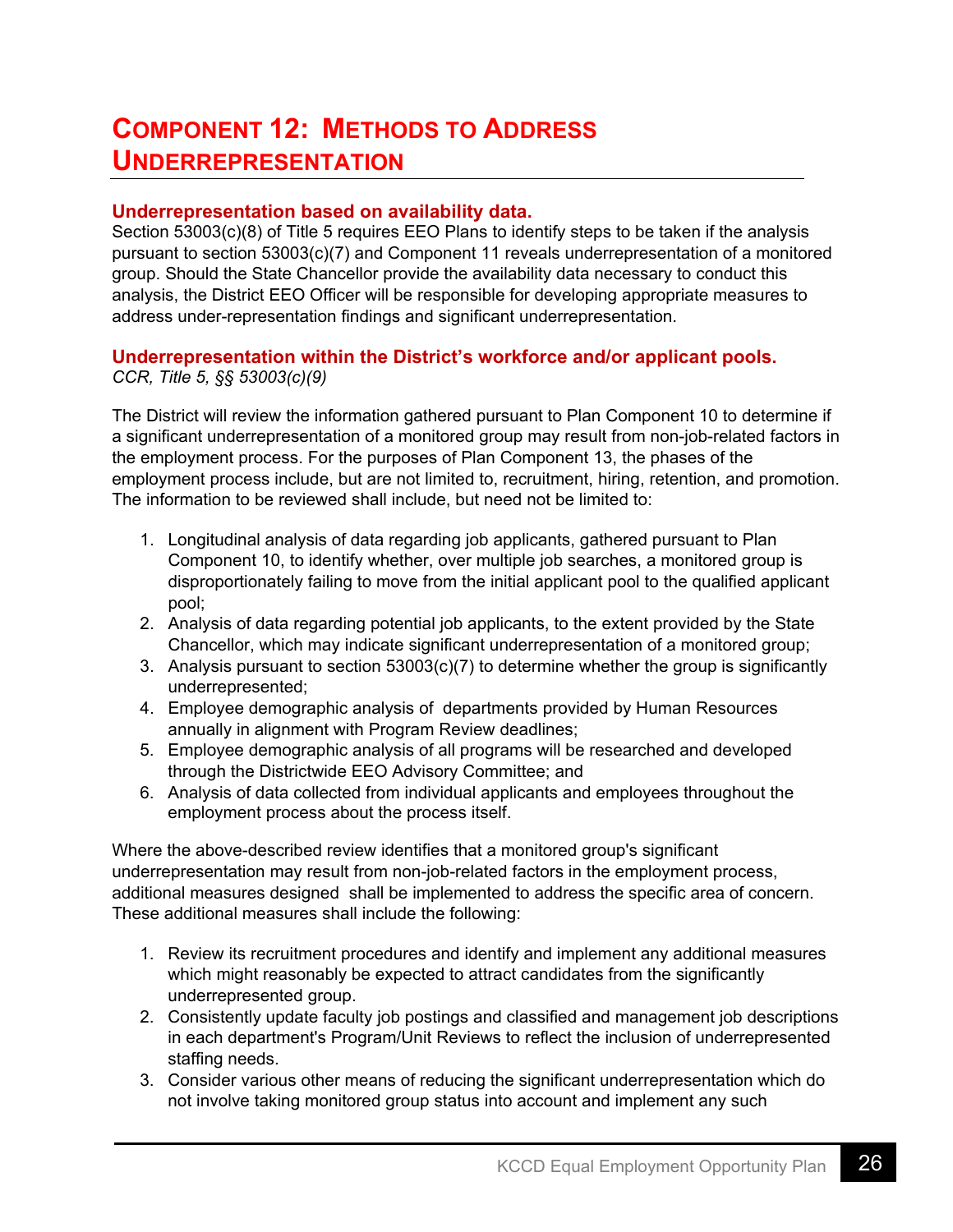# Component 12: Methods to Address Underrepresentation

## Underrepresentation based on availability data.

Section 53003(c)(8) of Title 5 requires EEO Plans to identify steps to be taken if the analysis pursuant to section 53003(c)(7) and Component 11 reveals underrepresentation of a monitored group. Should the State Chancellor provide the availability data necessary to conduct this analysis, the District EEO Officer will be responsible for developing appropriate measures to address under-representation findings and significant underrepresentation.

## Underrepresentation within the District's workforce and/or applicant pools.

*CCR, Title 5, §§ 53003(c)(9)*

The District will review the information gathered pursuant to Plan Component 10 to determine if a significant underrepresentation of a monitored group may result from non-job-related factors in the employment process. For the purposes of Plan Component 13, the phases of the employment process include, but are not limited to, recruitment, hiring, retention, and promotion. The information to be reviewed shall include, but need not be limited to:

1. Longitudinal analysis of data regarding job applicants, gathered pursuant to Plan Component 10, to identify whether, over multiple job searches, a monitored group is disproportionately failing to move from the initial applicant pool to the qualified applicant pool;
2. Analysis of data regarding potential job applicants, to the extent provided by the State Chancellor, which may indicate significant underrepresentation of a monitored group;
3. Analysis pursuant to section 53003(c)(7) to determine whether the group is significantly underrepresented;
4. Employee demographic analysis of departments provided by Human Resources annually in alignment with Program Review deadlines;
5. Employee demographic analysis of all programs will be researched and developed through the Districtwide EEO Advisory Committee; and
6. Analysis of data collected from individual applicants and employees throughout the employment process about the process itself.

Where the above-described review identifies that a monitored group's significant underrepresentation may result from non-job-related factors in the employment process, additional measures designed shall be implemented to address the specific area of concern. These additional measures shall include the following:

1. Review its recruitment procedures and identify and implement any additional measures which might reasonably be expected to attract candidates from the significantly underrepresented group.
2. Consistently update faculty job postings and classified and management job descriptions in each department's Program/Unit Reviews to reflect the inclusion of underrepresented staffing needs.
3. Consider various other means of reducing the significant underrepresentation which do not involve taking monitored group status into account and implement any such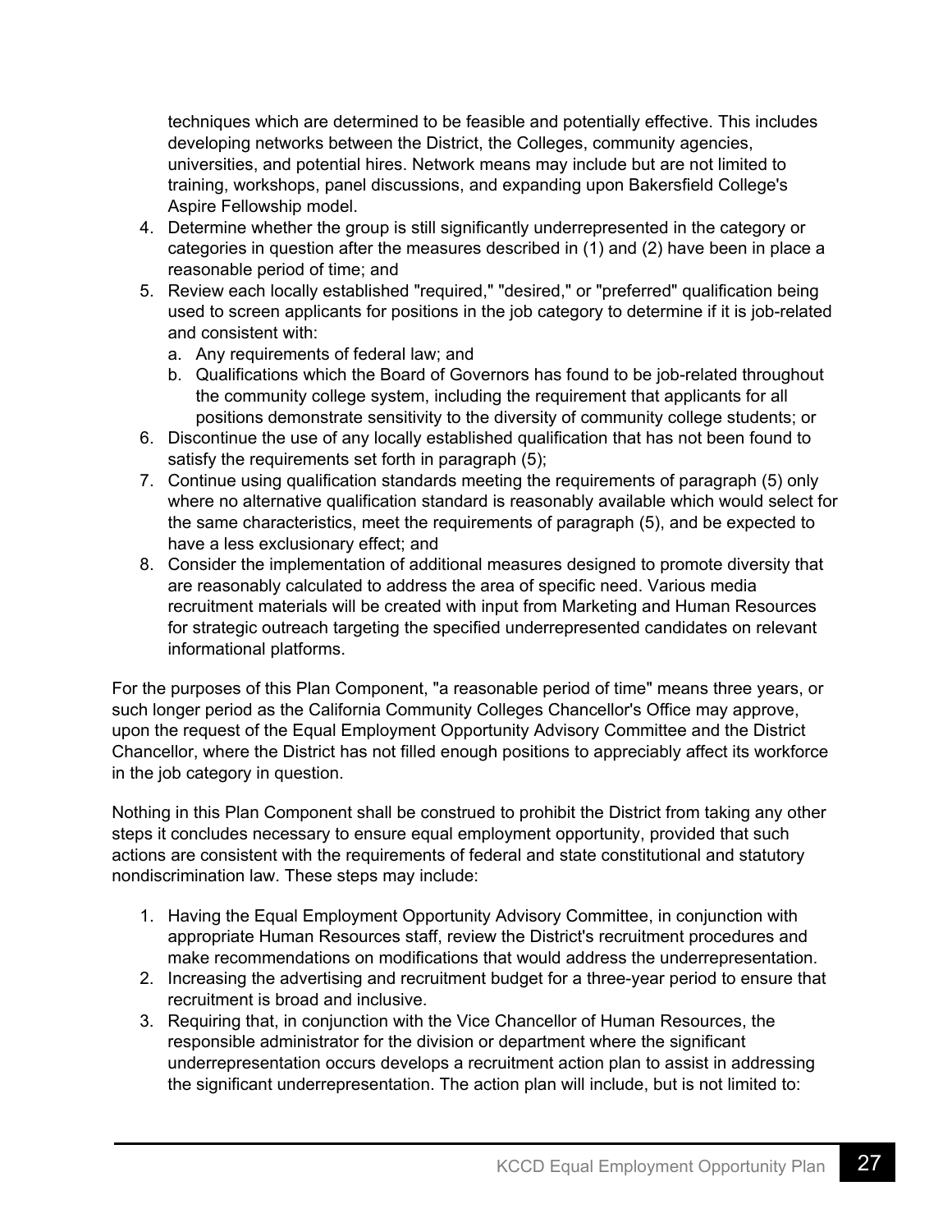techniques which are determined to be feasible and potentially effective. This includes developing networks between the District, the Colleges, community agencies, universities, and potential hires. Network means may include but are not limited to training, workshops, panel discussions, and expanding upon Bakersfield College's Aspire Fellowship model.

4. Determine whether the group is still significantly underrepresented in the category or categories in question after the measures described in (1) and (2) have been in place a reasonable period of time; and
5. Review each locally established "required," "desired," or "preferred" qualification being used to screen applicants for positions in the job category to determine if it is job-related and consistent with:
   a. Any requirements of federal law; and
   b. Qualifications which the Board of Governors has found to be job-related throughout the community college system, including the requirement that applicants for all positions demonstrate sensitivity to the diversity of community college students; or
6. Discontinue the use of any locally established qualification that has not been found to satisfy the requirements set forth in paragraph (5);
7. Continue using qualification standards meeting the requirements of paragraph (5) only where no alternative qualification standard is reasonably available which would select for the same characteristics, meet the requirements of paragraph (5), and be expected to have a less exclusionary effect; and
8. Consider the implementation of additional measures designed to promote diversity that are reasonably calculated to address the area of specific need. Various media recruitment materials will be created with input from Marketing and Human Resources for strategic outreach targeting the specified underrepresented candidates on relevant informational platforms.

For the purposes of this Plan Component, "a reasonable period of time" means three years, or such longer period as the California Community Colleges Chancellor's Office may approve, upon the request of the Equal Employment Opportunity Advisory Committee and the District Chancellor, where the District has not filled enough positions to appreciably affect its workforce in the job category in question.

Nothing in this Plan Component shall be construed to prohibit the District from taking any other steps it concludes necessary to ensure equal employment opportunity, provided that such actions are consistent with the requirements of federal and state constitutional and statutory nondiscrimination law. These steps may include:

1. Having the Equal Employment Opportunity Advisory Committee, in conjunction with appropriate Human Resources staff, review the District's recruitment procedures and make recommendations on modifications that would address the underrepresentation.
2. Increasing the advertising and recruitment budget for a three-year period to ensure that recruitment is broad and inclusive.
3. Requiring that, in conjunction with the Vice Chancellor of Human Resources, the responsible administrator for the division or department where the significant underrepresentation occurs develops a recruitment action plan to assist in addressing the significant underrepresentation. The action plan will include, but is not limited to: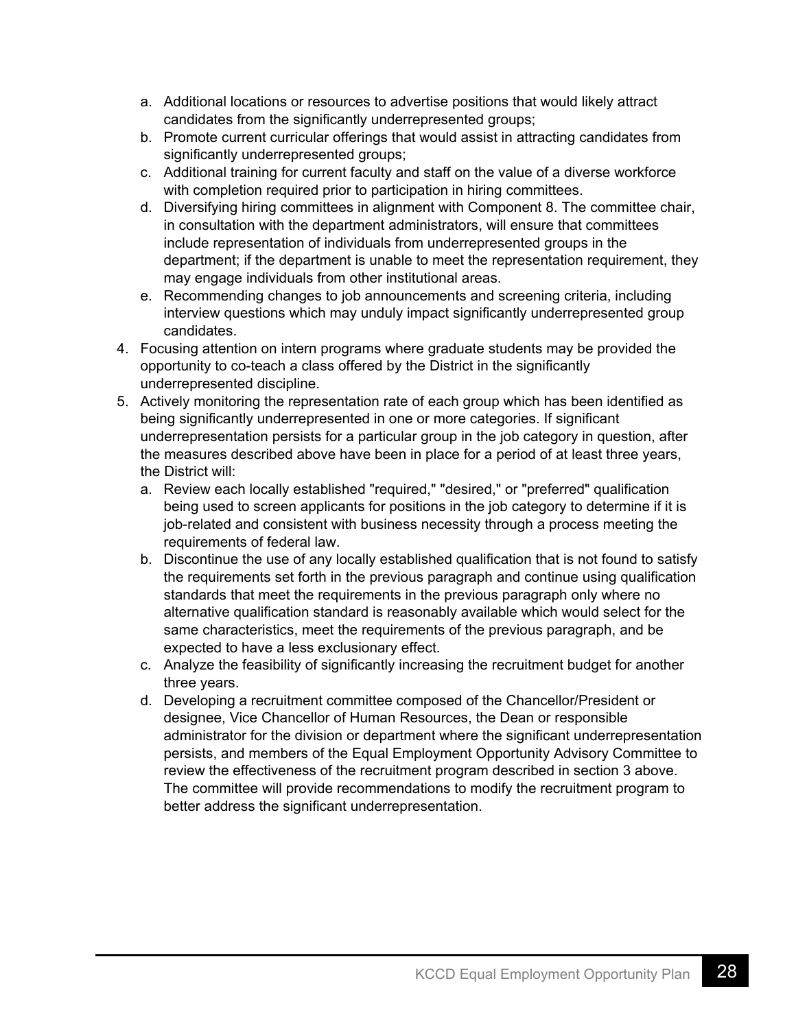a. Additional locations or resources to advertise positions that would likely attract candidates from the significantly underrepresented groups;
b. Promote current curricular offerings that would assist in attracting candidates from significantly underrepresented groups;
c. Additional training for current faculty and staff on the value of a diverse workforce with completion required prior to participation in hiring committees.
d. Diversifying hiring committees in alignment with Component 8. The committee chair, in consultation with the department administrators, will ensure that committees include representation of individuals from underrepresented groups in the department; if the department is unable to meet the representation requirement, they may engage individuals from other institutional areas.
e. Recommending changes to job announcements and screening criteria, including interview questions which may unduly impact significantly underrepresented group candidates.

4. Focusing attention on intern programs where graduate students may be provided the opportunity to co-teach a class offered by the District in the significantly underrepresented discipline.
5. Actively monitoring the representation rate of each group which has been identified as being significantly underrepresented in one or more categories. If significant underrepresentation persists for a particular group in the job category in question, after the measures described above have been in place for a period of at least three years, the District will:
   a. Review each locally established "required," "desired," or "preferred" qualification being used to screen applicants for positions in the job category to determine if it is job-related and consistent with business necessity through a process meeting the requirements of federal law.
   b. Discontinue the use of any locally established qualification that is not found to satisfy the requirements set forth in the previous paragraph and continue using qualification standards that meet the requirements in the previous paragraph only where no alternative qualification standard is reasonably available which would select for the same characteristics, meet the requirements of the previous paragraph, and be expected to have a less exclusionary effect.
   c. Analyze the feasibility of significantly increasing the recruitment budget for another three years.
   d. Developing a recruitment committee composed of the Chancellor/President or designee, Vice Chancellor of Human Resources, the Dean or responsible administrator for the division or department where the significant underrepresentation persists, and members of the Equal Employment Opportunity Advisory Committee to review the effectiveness of the recruitment program described in section 3 above. The committee will provide recommendations to modify the recruitment program to better address the significant underrepresentation.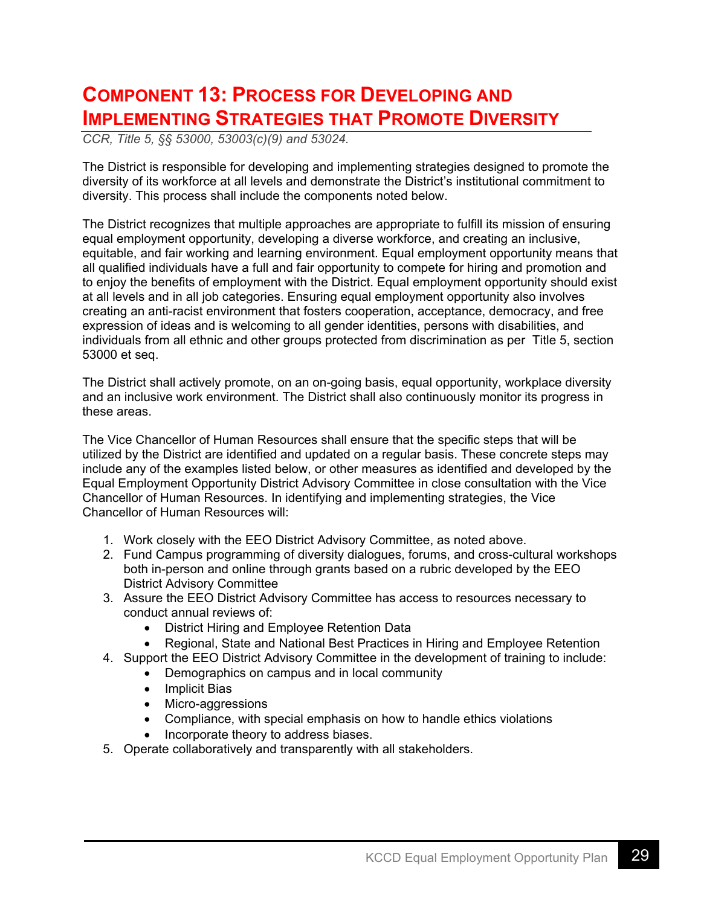# Component 13: Process for Developing and Implementing Strategies that Promote Diversity

*CCR, Title 5, §§ 53000, 53003(c)(9) and 53024.*

The District is responsible for developing and implementing strategies designed to promote the diversity of its workforce at all levels and demonstrate the District's institutional commitment to diversity. This process shall include the components noted below.

The District recognizes that multiple approaches are appropriate to fulfill its mission of ensuring equal employment opportunity, developing a diverse workforce, and creating an inclusive, equitable, and fair working and learning environment. Equal employment opportunity means that all qualified individuals have a full and fair opportunity to compete for hiring and promotion and to enjoy the benefits of employment with the District. Equal employment opportunity should exist at all levels and in all job categories. Ensuring equal employment opportunity also involves creating an anti-racist environment that fosters cooperation, acceptance, democracy, and free expression of ideas and is welcoming to all gender identities, persons with disabilities, and individuals from all ethnic and other groups protected from discrimination as per Title 5, section 53000 et seq.

The District shall actively promote, on an on-going basis, equal opportunity, workplace diversity and an inclusive work environment. The District shall also continuously monitor its progress in these areas.

The Vice Chancellor of Human Resources shall ensure that the specific steps that will be utilized by the District are identified and updated on a regular basis. These concrete steps may include any of the examples listed below, or other measures as identified and developed by the Equal Employment Opportunity District Advisory Committee in close consultation with the Vice Chancellor of Human Resources. In identifying and implementing strategies, the Vice Chancellor of Human Resources will:

1. Work closely with the EEO District Advisory Committee, as noted above.
2. Fund Campus programming of diversity dialogues, forums, and cross-cultural workshops both in-person and online through grants based on a rubric developed by the EEO District Advisory Committee
3. Assure the EEO District Advisory Committee has access to resources necessary to conduct annual reviews of:
   - District Hiring and Employee Retention Data
   - Regional, State and National Best Practices in Hiring and Employee Retention
4. Support the EEO District Advisory Committee in the development of training to include:
   - Demographics on campus and in local community
   - Implicit Bias
   - Micro-aggressions
   - Compliance, with special emphasis on how to handle ethics violations
   - Incorporate theory to address biases.
5. Operate collaboratively and transparently with all stakeholders.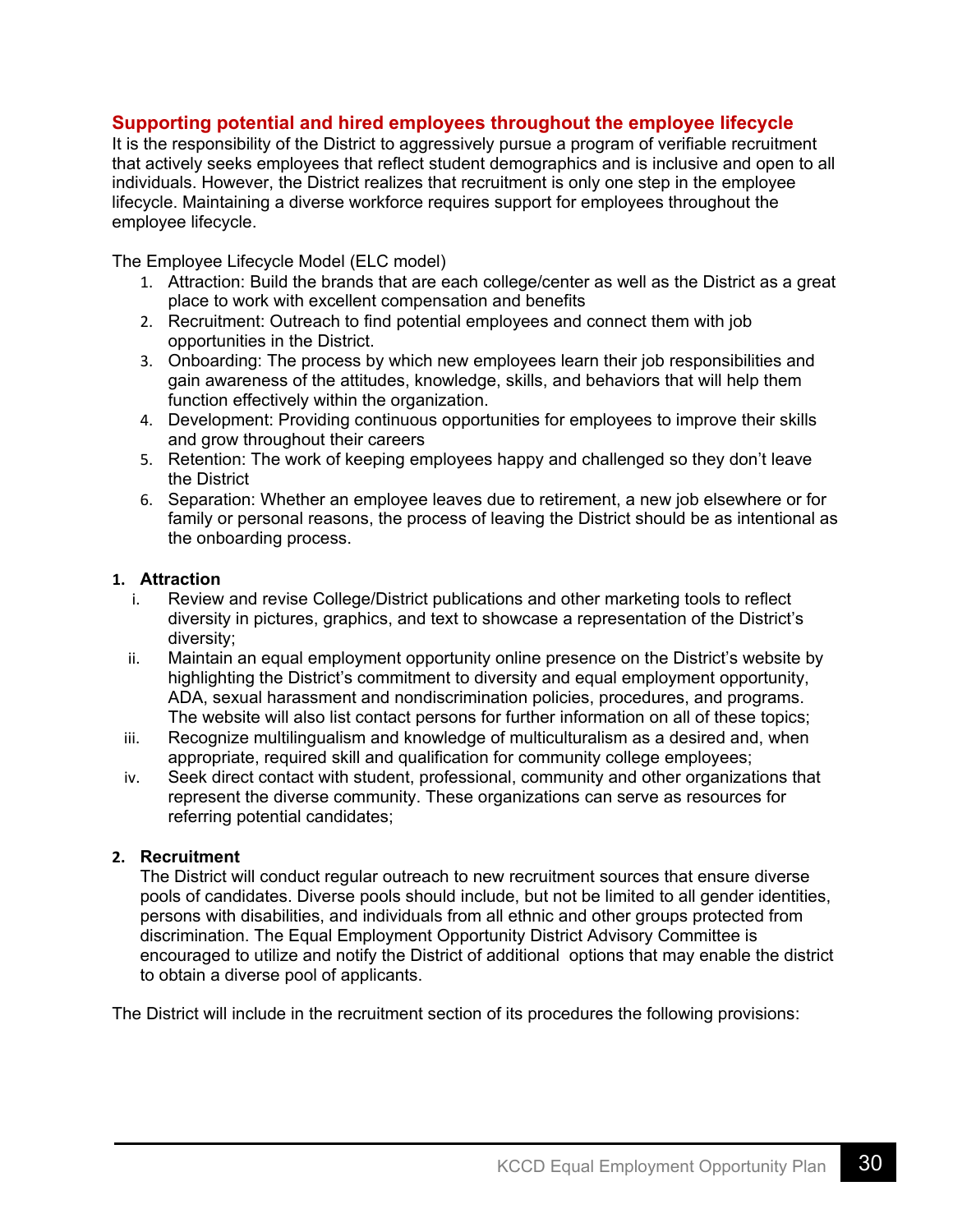## Supporting potential and hired employees throughout the employee lifecycle

It is the responsibility of the District to aggressively pursue a program of verifiable recruitment that actively seeks employees that reflect student demographics and is inclusive and open to all individuals. However, the District realizes that recruitment is only one step in the employee lifecycle. Maintaining a diverse workforce requires support for employees throughout the employee lifecycle.

The Employee Lifecycle Model (ELC model)

1. Attraction: Build the brands that are each college/center as well as the District as a great place to work with excellent compensation and benefits
2. Recruitment: Outreach to find potential employees and connect them with job opportunities in the District.
3. Onboarding: The process by which new employees learn their job responsibilities and gain awareness of the attitudes, knowledge, skills, and behaviors that will help them function effectively within the organization.
4. Development: Providing continuous opportunities for employees to improve their skills and grow throughout their careers
5. Retention: The work of keeping employees happy and challenged so they don't leave the District
6. Separation: Whether an employee leaves due to retirement, a new job elsewhere or for family or personal reasons, the process of leaving the District should be as intentional as the onboarding process.

### 1. Attraction

i. Review and revise College/District publications and other marketing tools to reflect diversity in pictures, graphics, and text to showcase a representation of the District's diversity;

ii. Maintain an equal employment opportunity online presence on the District's website by highlighting the District's commitment to diversity and equal employment opportunity, ADA, sexual harassment and nondiscrimination policies, procedures, and programs. The website will also list contact persons for further information on all of these topics;

iii. Recognize multilingualism and knowledge of multiculturalism as a desired and, when appropriate, required skill and qualification for community college employees;

iv. Seek direct contact with student, professional, community and other organizations that represent the diverse community. These organizations can serve as resources for referring potential candidates;

### 2. Recruitment

The District will conduct regular outreach to new recruitment sources that ensure diverse pools of candidates. Diverse pools should include, but not be limited to all gender identities, persons with disabilities, and individuals from all ethnic and other groups protected from discrimination. The Equal Employment Opportunity District Advisory Committee is encouraged to utilize and notify the District of additional options that may enable the district to obtain a diverse pool of applicants.

The District will include in the recruitment section of its procedures the following provisions: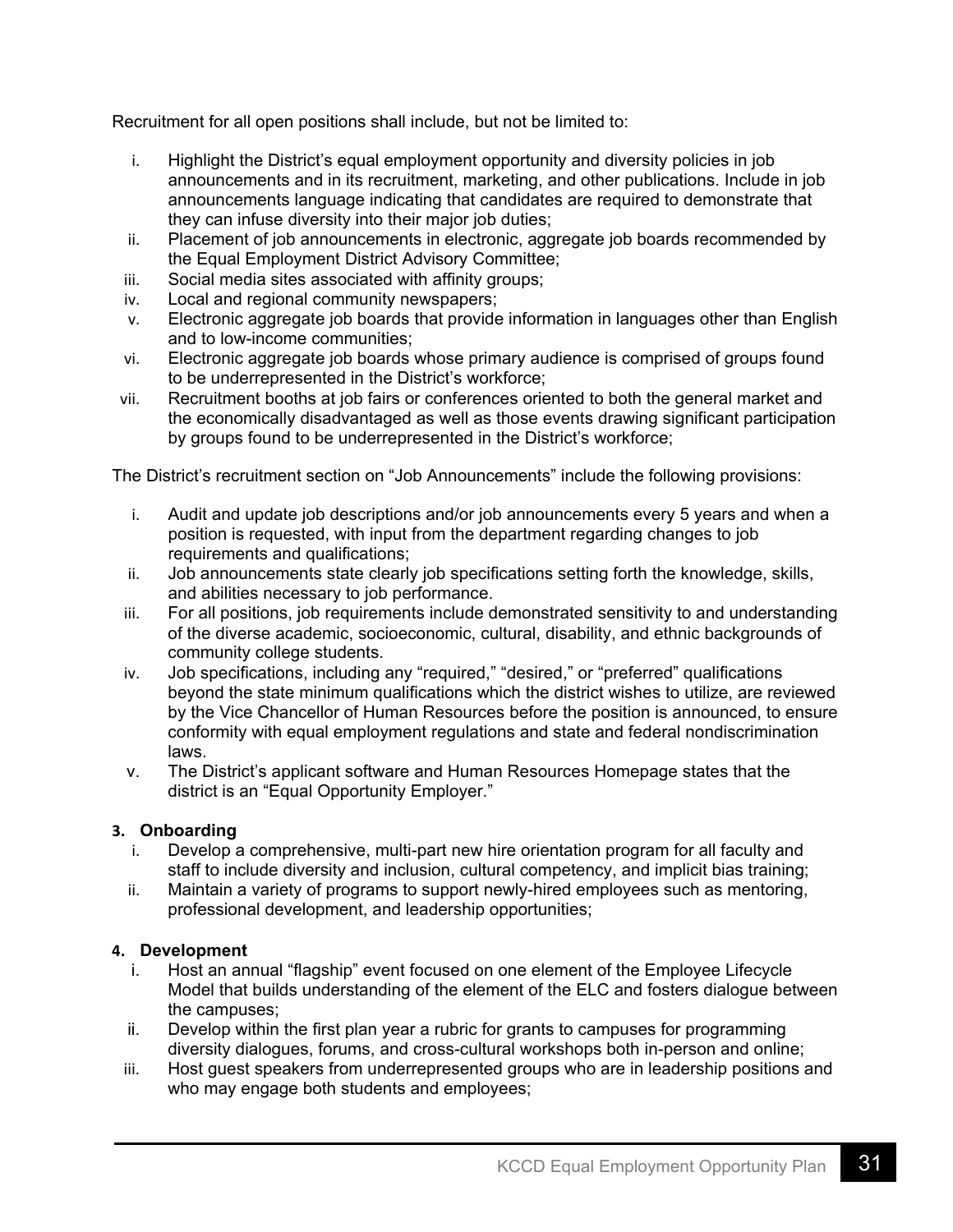Recruitment for all open positions shall include, but not be limited to:

i. Highlight the District's equal employment opportunity and diversity policies in job announcements and in its recruitment, marketing, and other publications. Include in job announcements language indicating that candidates are required to demonstrate that they can infuse diversity into their major job duties;
ii. Placement of job announcements in electronic, aggregate job boards recommended by the Equal Employment District Advisory Committee;
iii. Social media sites associated with affinity groups;
iv. Local and regional community newspapers;
v. Electronic aggregate job boards that provide information in languages other than English and to low-income communities;
vi. Electronic aggregate job boards whose primary audience is comprised of groups found to be underrepresented in the District's workforce;
vii. Recruitment booths at job fairs or conferences oriented to both the general market and the economically disadvantaged as well as those events drawing significant participation by groups found to be underrepresented in the District's workforce;

The District's recruitment section on "Job Announcements" include the following provisions:

i. Audit and update job descriptions and/or job announcements every 5 years and when a position is requested, with input from the department regarding changes to job requirements and qualifications;
ii. Job announcements state clearly job specifications setting forth the knowledge, skills, and abilities necessary to job performance.
iii. For all positions, job requirements include demonstrated sensitivity to and understanding of the diverse academic, socioeconomic, cultural, disability, and ethnic backgrounds of community college students.
iv. Job specifications, including any "required," "desired," or "preferred" qualifications beyond the state minimum qualifications which the district wishes to utilize, are reviewed by the Vice Chancellor of Human Resources before the position is announced, to ensure conformity with equal employment regulations and state and federal nondiscrimination laws.
v. The District's applicant software and Human Resources Homepage states that the district is an "Equal Opportunity Employer."

### 3. Onboarding

i. Develop a comprehensive, multi-part new hire orientation program for all faculty and staff to include diversity and inclusion, cultural competency, and implicit bias training;
ii. Maintain a variety of programs to support newly-hired employees such as mentoring, professional development, and leadership opportunities;

### 4. Development

i. Host an annual "flagship" event focused on one element of the Employee Lifecycle Model that builds understanding of the element of the ELC and fosters dialogue between the campuses;
ii. Develop within the first plan year a rubric for grants to campuses for programming diversity dialogues, forums, and cross-cultural workshops both in-person and online;
iii. Host guest speakers from underrepresented groups who are in leadership positions and who may engage both students and employees;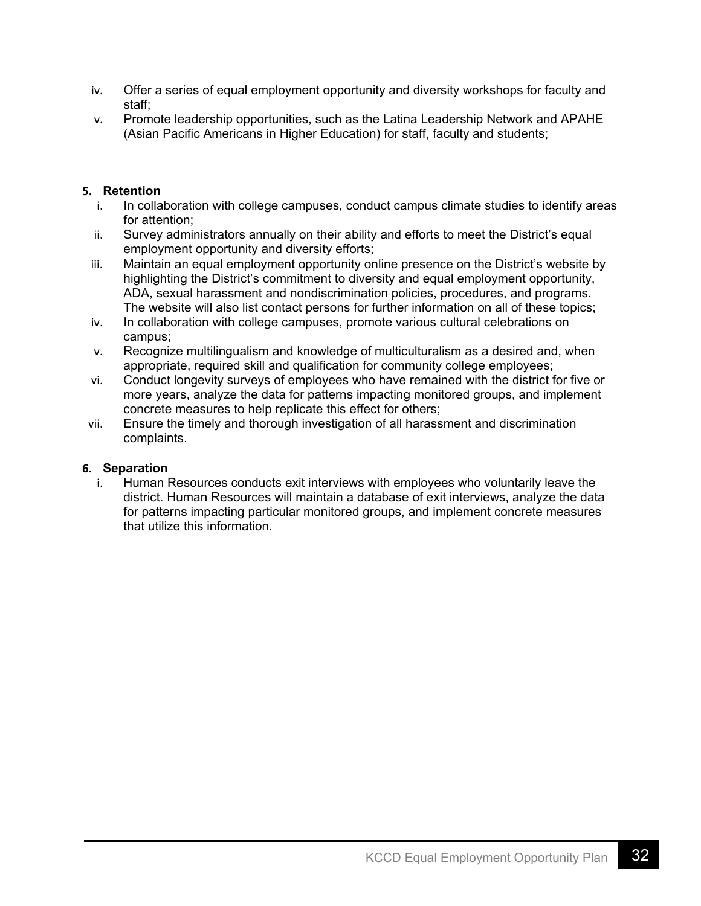iv. Offer a series of equal employment opportunity and diversity workshops for faculty and staff;

v. Promote leadership opportunities, such as the Latina Leadership Network and APAHE (Asian Pacific Americans in Higher Education) for staff, faculty and students;

**5. Retention**

i. In collaboration with college campuses, conduct campus climate studies to identify areas for attention;

ii. Survey administrators annually on their ability and efforts to meet the District's equal employment opportunity and diversity efforts;

iii. Maintain an equal employment opportunity online presence on the District's website by highlighting the District's commitment to diversity and equal employment opportunity, ADA, sexual harassment and nondiscrimination policies, procedures, and programs. The website will also list contact persons for further information on all of these topics;

iv. In collaboration with college campuses, promote various cultural celebrations on campus;

v. Recognize multilingualism and knowledge of multiculturalism as a desired and, when appropriate, required skill and qualification for community college employees;

vi. Conduct longevity surveys of employees who have remained with the district for five or more years, analyze the data for patterns impacting monitored groups, and implement concrete measures to help replicate this effect for others;

vii. Ensure the timely and thorough investigation of all harassment and discrimination complaints.

**6. Separation**

i. Human Resources conducts exit interviews with employees who voluntarily leave the district. Human Resources will maintain a database of exit interviews, analyze the data for patterns impacting particular monitored groups, and implement concrete measures that utilize this information.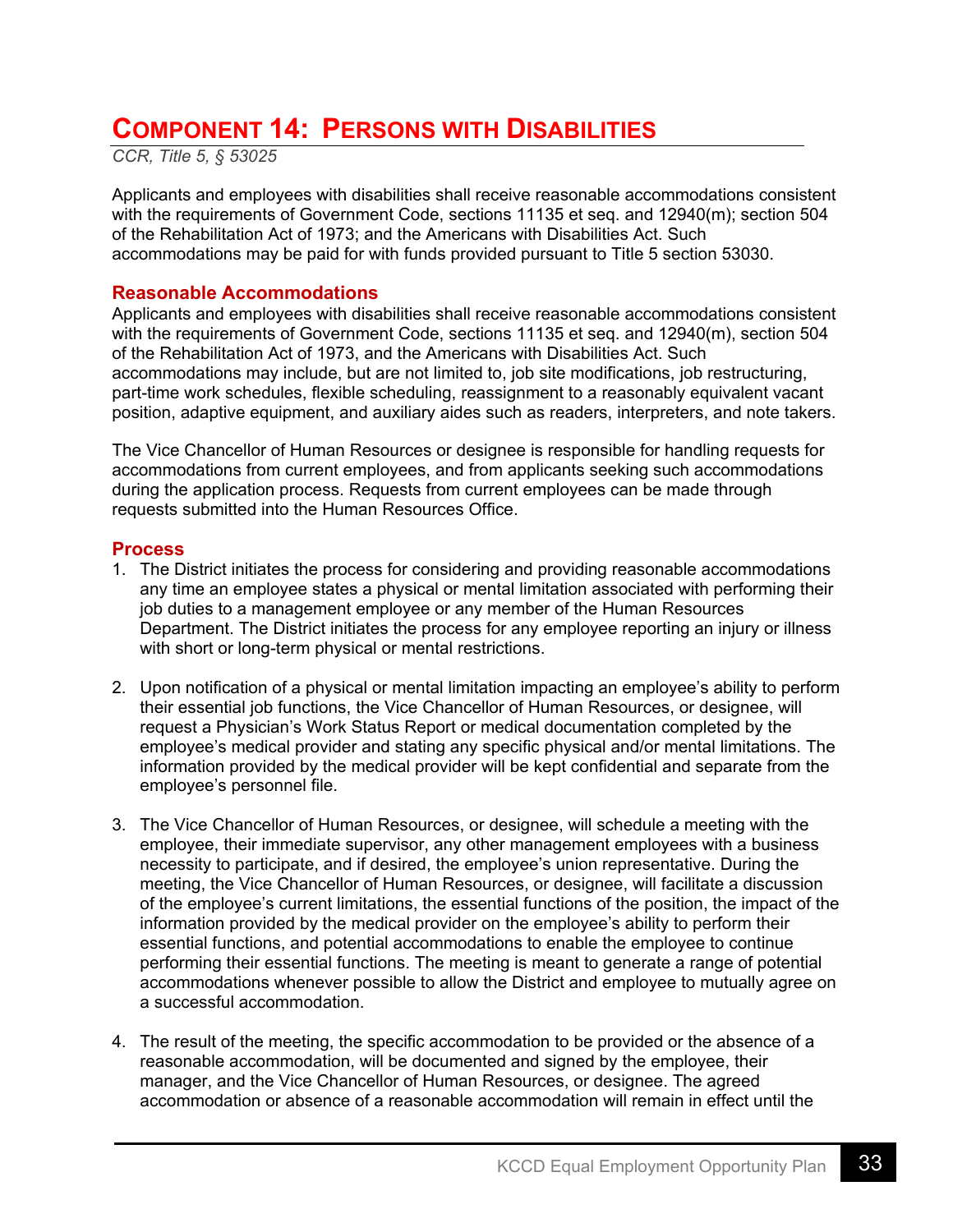# Component 14: Persons with Disabilities

*CCR, Title 5, § 53025*

Applicants and employees with disabilities shall receive reasonable accommodations consistent with the requirements of Government Code, sections 11135 et seq. and 12940(m); section 504 of the Rehabilitation Act of 1973; and the Americans with Disabilities Act. Such accommodations may be paid for with funds provided pursuant to Title 5 section 53030.

### Reasonable Accommodations

Applicants and employees with disabilities shall receive reasonable accommodations consistent with the requirements of Government Code, sections 11135 et seq. and 12940(m), section 504 of the Rehabilitation Act of 1973, and the Americans with Disabilities Act. Such accommodations may include, but are not limited to, job site modifications, job restructuring, part-time work schedules, flexible scheduling, reassignment to a reasonably equivalent vacant position, adaptive equipment, and auxiliary aides such as readers, interpreters, and note takers.

The Vice Chancellor of Human Resources or designee is responsible for handling requests for accommodations from current employees, and from applicants seeking such accommodations during the application process. Requests from current employees can be made through requests submitted into the Human Resources Office.

### Process

1. The District initiates the process for considering and providing reasonable accommodations any time an employee states a physical or mental limitation associated with performing their job duties to a management employee or any member of the Human Resources Department. The District initiates the process for any employee reporting an injury or illness with short or long-term physical or mental restrictions.

2. Upon notification of a physical or mental limitation impacting an employee's ability to perform their essential job functions, the Vice Chancellor of Human Resources, or designee, will request a Physician's Work Status Report or medical documentation completed by the employee's medical provider and stating any specific physical and/or mental limitations. The information provided by the medical provider will be kept confidential and separate from the employee's personnel file.

3. The Vice Chancellor of Human Resources, or designee, will schedule a meeting with the employee, their immediate supervisor, any other management employees with a business necessity to participate, and if desired, the employee's union representative. During the meeting, the Vice Chancellor of Human Resources, or designee, will facilitate a discussion of the employee's current limitations, the essential functions of the position, the impact of the information provided by the medical provider on the employee's ability to perform their essential functions, and potential accommodations to enable the employee to continue performing their essential functions. The meeting is meant to generate a range of potential accommodations whenever possible to allow the District and employee to mutually agree on a successful accommodation.

4. The result of the meeting, the specific accommodation to be provided or the absence of a reasonable accommodation, will be documented and signed by the employee, their manager, and the Vice Chancellor of Human Resources, or designee. The agreed accommodation or absence of a reasonable accommodation will remain in effect until the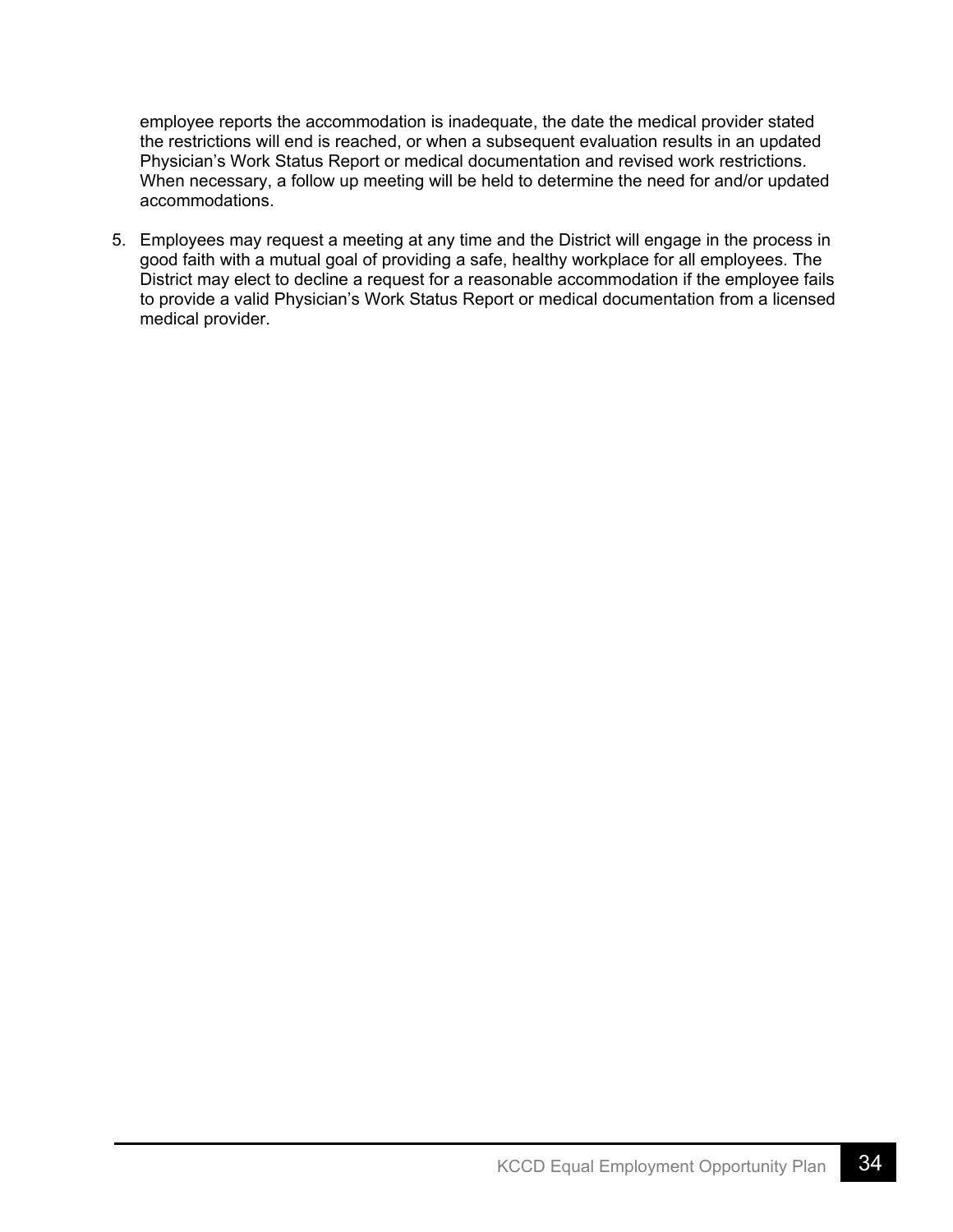employee reports the accommodation is inadequate, the date the medical provider stated the restrictions will end is reached, or when a subsequent evaluation results in an updated Physician's Work Status Report or medical documentation and revised work restrictions. When necessary, a follow up meeting will be held to determine the need for and/or updated accommodations.

5. Employees may request a meeting at any time and the District will engage in the process in good faith with a mutual goal of providing a safe, healthy workplace for all employees. The District may elect to decline a request for a reasonable accommodation if the employee fails to provide a valid Physician's Work Status Report or medical documentation from a licensed medical provider.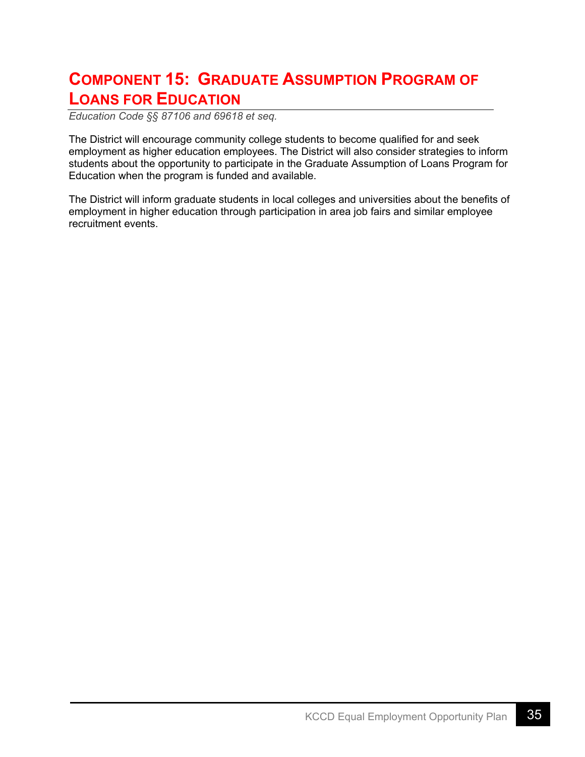## Component 15: Graduate Assumption Program of Loans for Education

*Education Code §§ 87106 and 69618 et seq.*

The District will encourage community college students to become qualified for and seek employment as higher education employees. The District will also consider strategies to inform students about the opportunity to participate in the Graduate Assumption of Loans Program for Education when the program is funded and available.

The District will inform graduate students in local colleges and universities about the benefits of employment in higher education through participation in area job fairs and similar employee recruitment events.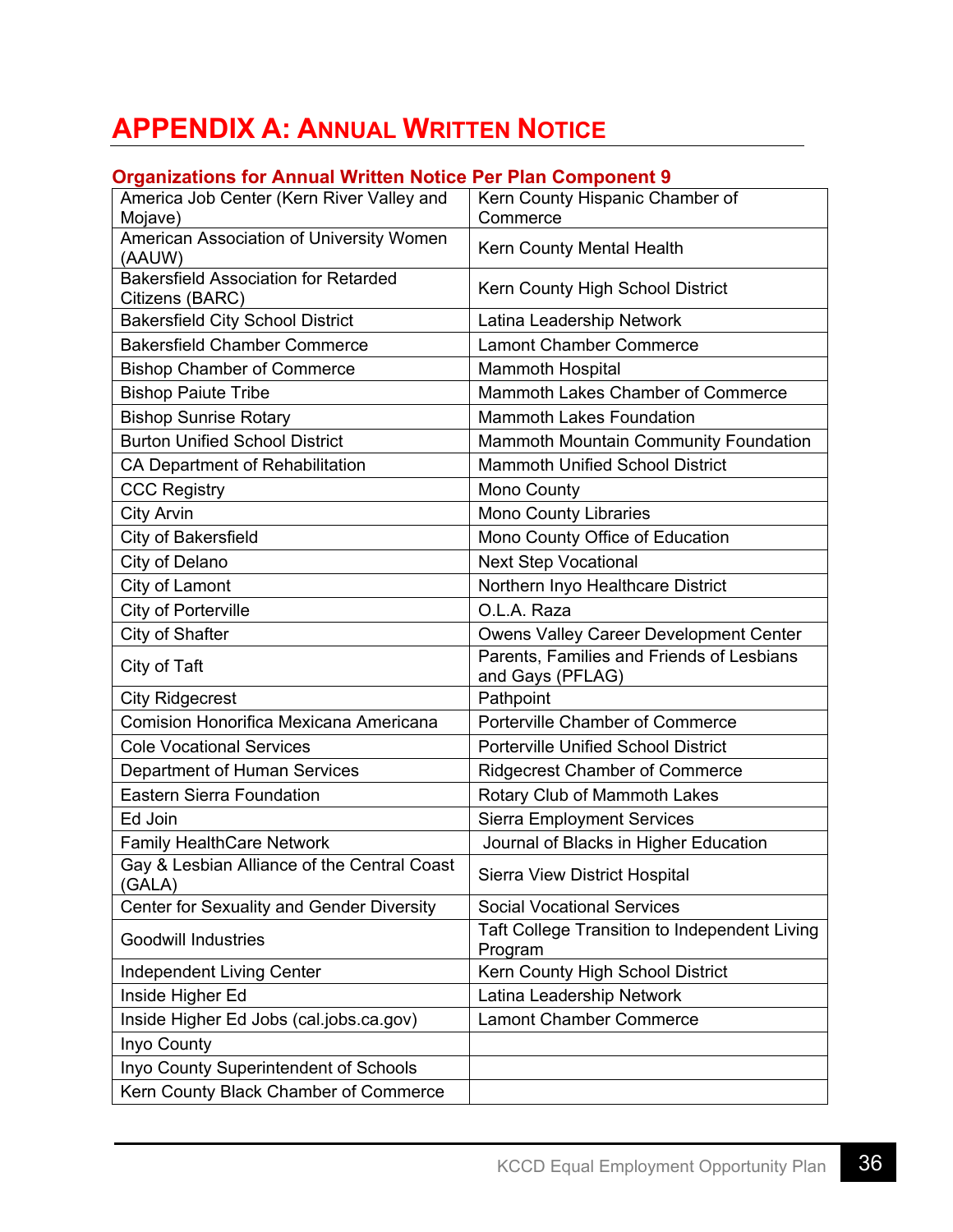# APPENDIX A: ANNUAL WRITTEN NOTICE

## Organizations for Annual Written Notice Per Plan Component 9

| | |
|---|---|
| America Job Center (Kern River Valley and Mojave) | Kern County Hispanic Chamber of Commerce |
| American Association of University Women (AAUW) | Kern County Mental Health |
| Bakersfield Association for Retarded Citizens (BARC) | Kern County High School District |
| Bakersfield City School District | Latina Leadership Network |
| Bakersfield Chamber Commerce | Lamont Chamber Commerce |
| Bishop Chamber of Commerce | Mammoth Hospital |
| Bishop Paiute Tribe | Mammoth Lakes Chamber of Commerce |
| Bishop Sunrise Rotary | Mammoth Lakes Foundation |
| Burton Unified School District | Mammoth Mountain Community Foundation |
| CA Department of Rehabilitation | Mammoth Unified School District |
| CCC Registry | Mono County |
| City Arvin | Mono County Libraries |
| City of Bakersfield | Mono County Office of Education |
| City of Delano | Next Step Vocational |
| City of Lamont | Northern Inyo Healthcare District |
| City of Porterville | O.L.A. Raza |
| City of Shafter | Owens Valley Career Development Center |
| City of Taft | Parents, Families and Friends of Lesbians and Gays (PFLAG) |
| City Ridgecrest | Pathpoint |
| Comision Honorifica Mexicana Americana | Porterville Chamber of Commerce |
| Cole Vocational Services | Porterville Unified School District |
| Department of Human Services | Ridgecrest Chamber of Commerce |
| Eastern Sierra Foundation | Rotary Club of Mammoth Lakes |
| Ed Join | Sierra Employment Services |
| Family HealthCare Network | Journal of Blacks in Higher Education |
| Gay & Lesbian Alliance of the Central Coast (GALA) | Sierra View District Hospital |
| Center for Sexuality and Gender Diversity | Social Vocational Services |
| Goodwill Industries | Taft College Transition to Independent Living Program |
| Independent Living Center | Kern County High School District |
| Inside Higher Ed | Latina Leadership Network |
| Inside Higher Ed Jobs (cal.jobs.ca.gov) | Lamont Chamber Commerce |
| Inyo County | |
| Inyo County Superintendent of Schools | |
| Kern County Black Chamber of Commerce | |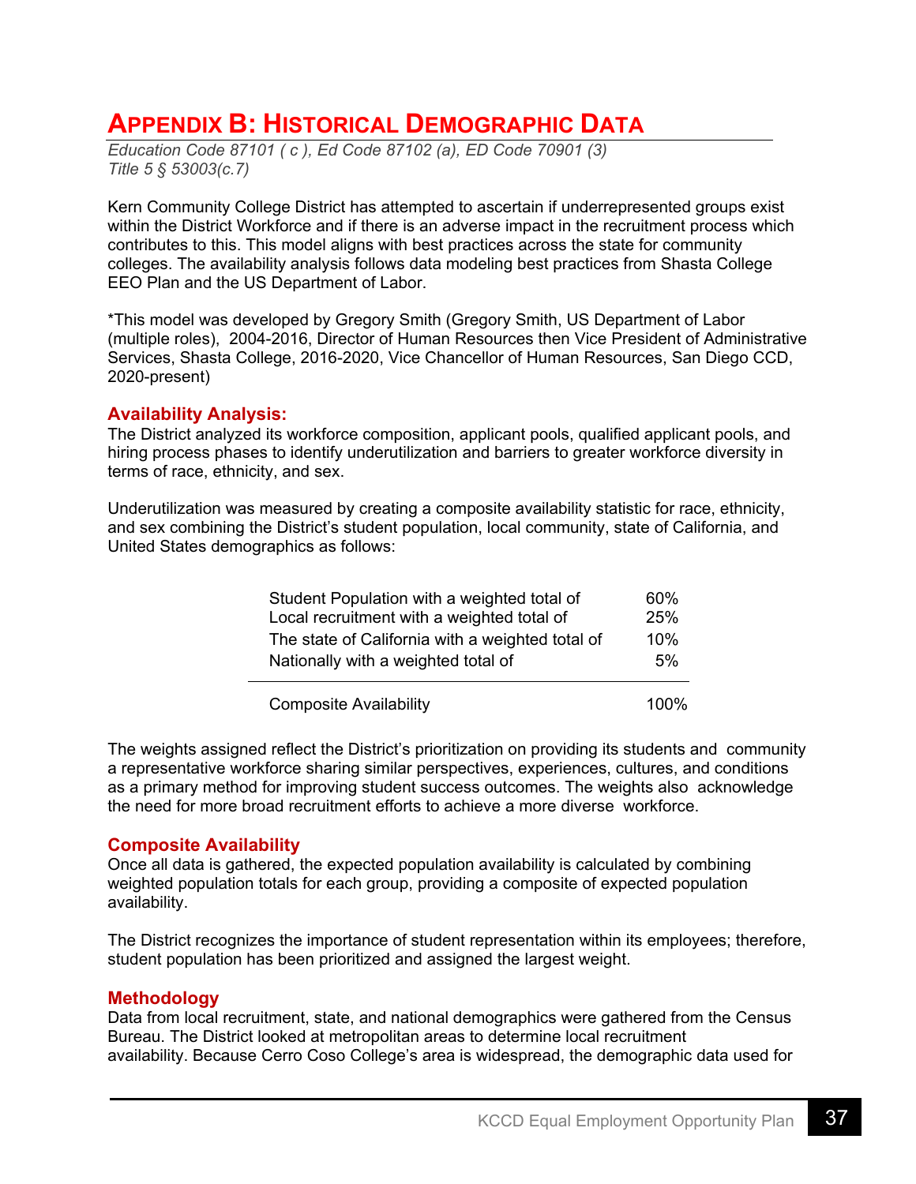# APPENDIX B: HISTORICAL DEMOGRAPHIC DATA

*Education Code 87101 ( c ), Ed Code 87102 (a), ED Code 70901 (3)*
*Title 5 § 53003(c.7)*

Kern Community College District has attempted to ascertain if underrepresented groups exist within the District Workforce and if there is an adverse impact in the recruitment process which contributes to this. This model aligns with best practices across the state for community colleges. The availability analysis follows data modeling best practices from Shasta College EEO Plan and the US Department of Labor.

*This model was developed by Gregory Smith (Gregory Smith, US Department of Labor (multiple roles), 2004-2016, Director of Human Resources then Vice President of Administrative Services, Shasta College, 2016-2020, Vice Chancellor of Human Resources, San Diego CCD, 2020-present)

### Availability Analysis:

The District analyzed its workforce composition, applicant pools, qualified applicant pools, and hiring process phases to identify underutilization and barriers to greater workforce diversity in terms of race, ethnicity, and sex.

Underutilization was measured by creating a composite availability statistic for race, ethnicity, and sex combining the District's student population, local community, state of California, and United States demographics as follows:

| | |
|---|---|
| Student Population with a weighted total of | 60% |
| Local recruitment with a weighted total of | 25% |
| The state of California with a weighted total of | 10% |
| Nationally with a weighted total of | 5% |
| Composite Availability | 100% |

The weights assigned reflect the District's prioritization on providing its students and community a representative workforce sharing similar perspectives, experiences, cultures, and conditions as a primary method for improving student success outcomes. The weights also acknowledge the need for more broad recruitment efforts to achieve a more diverse workforce.

### Composite Availability

Once all data is gathered, the expected population availability is calculated by combining weighted population totals for each group, providing a composite of expected population availability.

The District recognizes the importance of student representation within its employees; therefore, student population has been prioritized and assigned the largest weight.

### Methodology

Data from local recruitment, state, and national demographics were gathered from the Census Bureau. The District looked at metropolitan areas to determine local recruitment availability. Because Cerro Coso College's area is widespread, the demographic data used for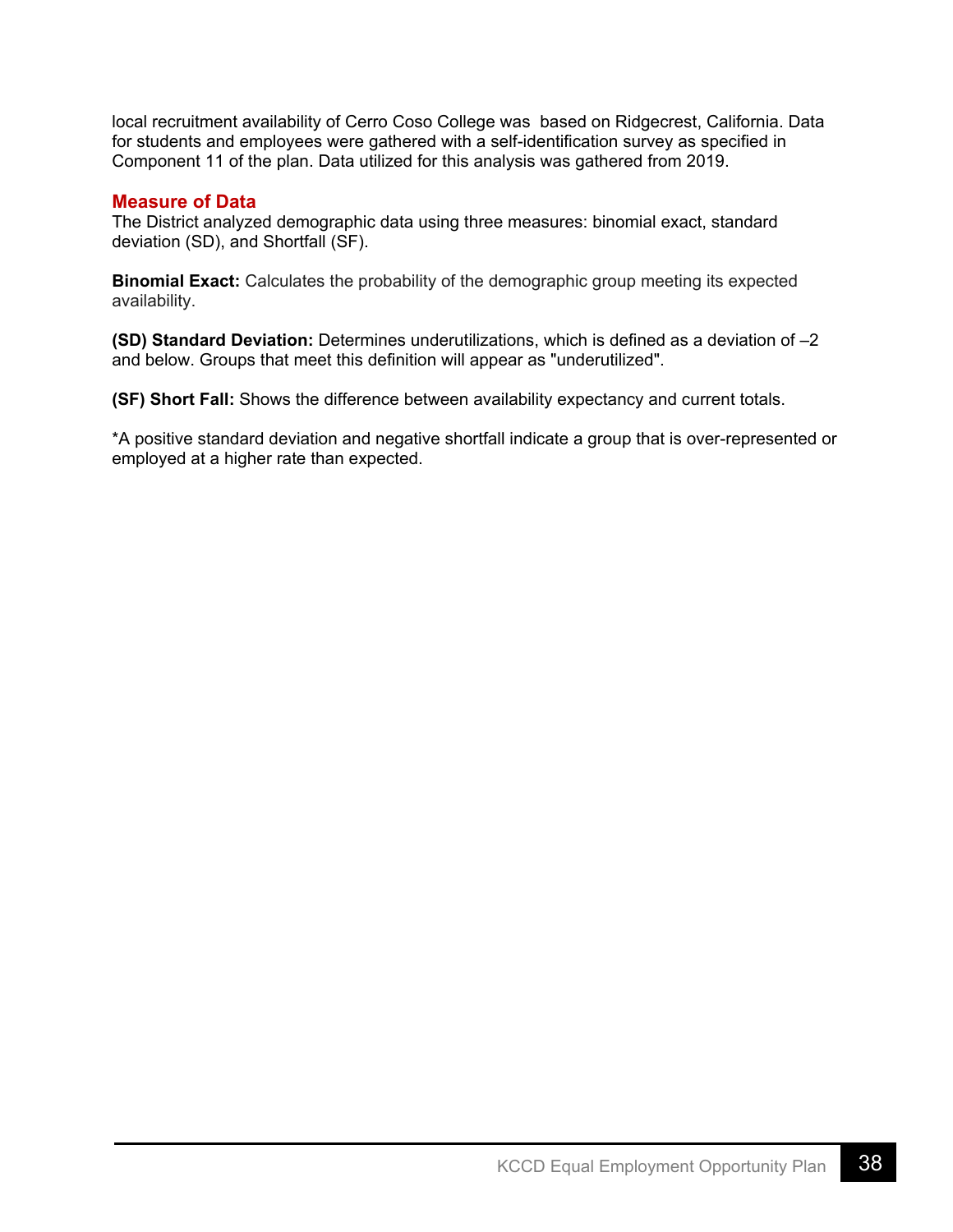local recruitment availability of Cerro Coso College was based on Ridgecrest, California. Data for students and employees were gathered with a self-identification survey as specified in Component 11 of the plan. Data utilized for this analysis was gathered from 2019.

## Measure of Data

The District analyzed demographic data using three measures: binomial exact, standard deviation (SD), and Shortfall (SF).

**Binomial Exact:** Calculates the probability of the demographic group meeting its expected availability.

**(SD) Standard Deviation:** Determines underutilizations, which is defined as a deviation of –2 and below. Groups that meet this definition will appear as "underutilized".

**(SF) Short Fall:** Shows the difference between availability expectancy and current totals.

*A positive standard deviation and negative shortfall indicate a group that is over-represented or employed at a higher rate than expected.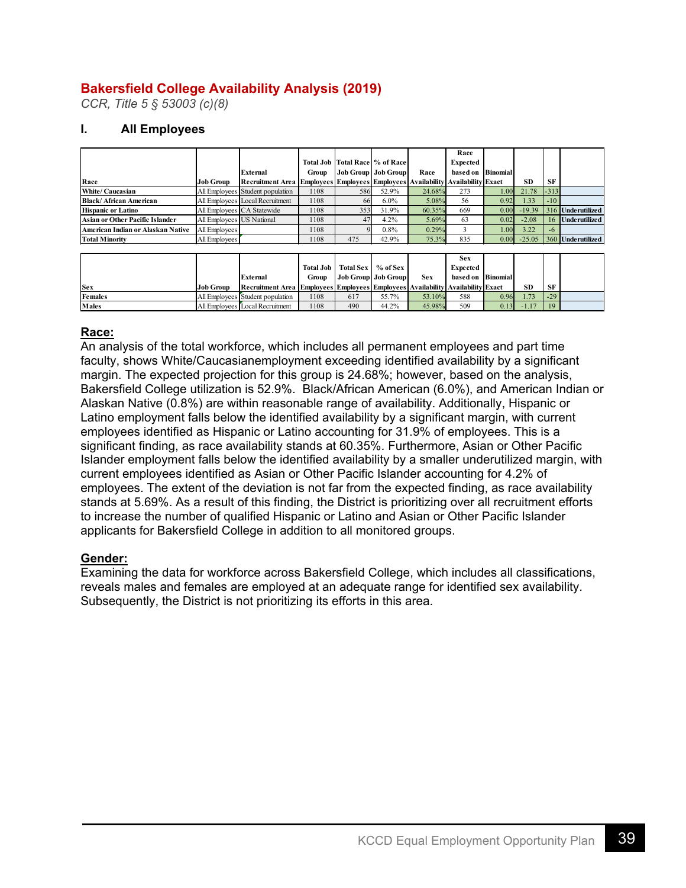## Bakersfield College Availability Analysis (2019)

*CCR, Title 5 § 53003 (c)(8)*

### I. All Employees

| Race | Job Group | External Recruitment Area | Total Job Group Employees | Total Race Job Group Employees | % of Race Job Group Employees | Race Availability | Race Expected based on Availability | Binomial Exact | SD | SF | |
|---|---|---|---|---|---|---|---|---|---|---|---|
| White/ Caucasian | All Employees | Student population | 1108 | 586 | 52.9% | 24.68% | 273 | 1.00 | 21.78 | -313 | |
| Black/ African American | All Employees | Local Recruitment | 1108 | 66 | 6.0% | 5.08% | 56 | 0.92 | 1.33 | -10 | |
| Hispanic or Latino | All Employees | CA Statewide | 1108 | 353 | 31.9% | 60.35% | 669 | 0.00 | -19.39 | 316 | Underutilized |
| Asian or Other Pacific Islander | All Employees | US National | 1108 | 47 | 4.2% | 5.69% | 63 | 0.02 | -2.08 | 16 | Underutilized |
| American Indian or Alaskan Native | All Employees | | 1108 | 9 | 0.8% | 0.29% | 3 | 1.00 | 3.22 | -6 | |
| Total Minority | All Employees | | 1108 | 475 | 42.9% | 75.3% | 835 | 0.00 | -25.05 | 360 | Underutilized |

| Sex | Job Group | External Recruitment Area | Total Job Group Employees | Total Sex Job Group Employees | % of Sex Job Group Employees | Sex Availability | Sex Expected based on Availability | Binomial Exact | SD | SF | |
|---|---|---|---|---|---|---|---|---|---|---|---|
| Females | All Employees | Student population | 1108 | 617 | 55.7% | 53.10% | 588 | 0.96 | 1.73 | -29 | |
| Males | All Employees | Local Recruitment | 1108 | 490 | 44.2% | 45.98% | 509 | 0.13 | -1.17 | 19 | |

**Race:**

An analysis of the total workforce, which includes all permanent employees and part time faculty, shows White/Caucasianemployment exceeding identified availability by a significant margin. The expected projection for this group is 24.68%; however, based on the analysis, Bakersfield College utilization is 52.9%. Black/African American (6.0%), and American Indian or Alaskan Native (0.8%) are within reasonable range of availability. Additionally, Hispanic or Latino employment falls below the identified availability by a significant margin, with current employees identified as Hispanic or Latino accounting for 31.9% of employees. This is a significant finding, as race availability stands at 60.35%. Furthermore, Asian or Other Pacific Islander employment falls below the identified availability by a smaller underutilized margin, with current employees identified as Asian or Other Pacific Islander accounting for 4.2% of employees. The extent of the deviation is not far from the expected finding, as race availability stands at 5.69%. As a result of this finding, the District is prioritizing over all recruitment efforts to increase the number of qualified Hispanic or Latino and Asian or Other Pacific Islander applicants for Bakersfield College in addition to all monitored groups.

**Gender:**

Examining the data for workforce across Bakersfield College, which includes all classifications, reveals males and females are employed at an adequate range for identified sex availability. Subsequently, the District is not prioritizing its efforts in this area.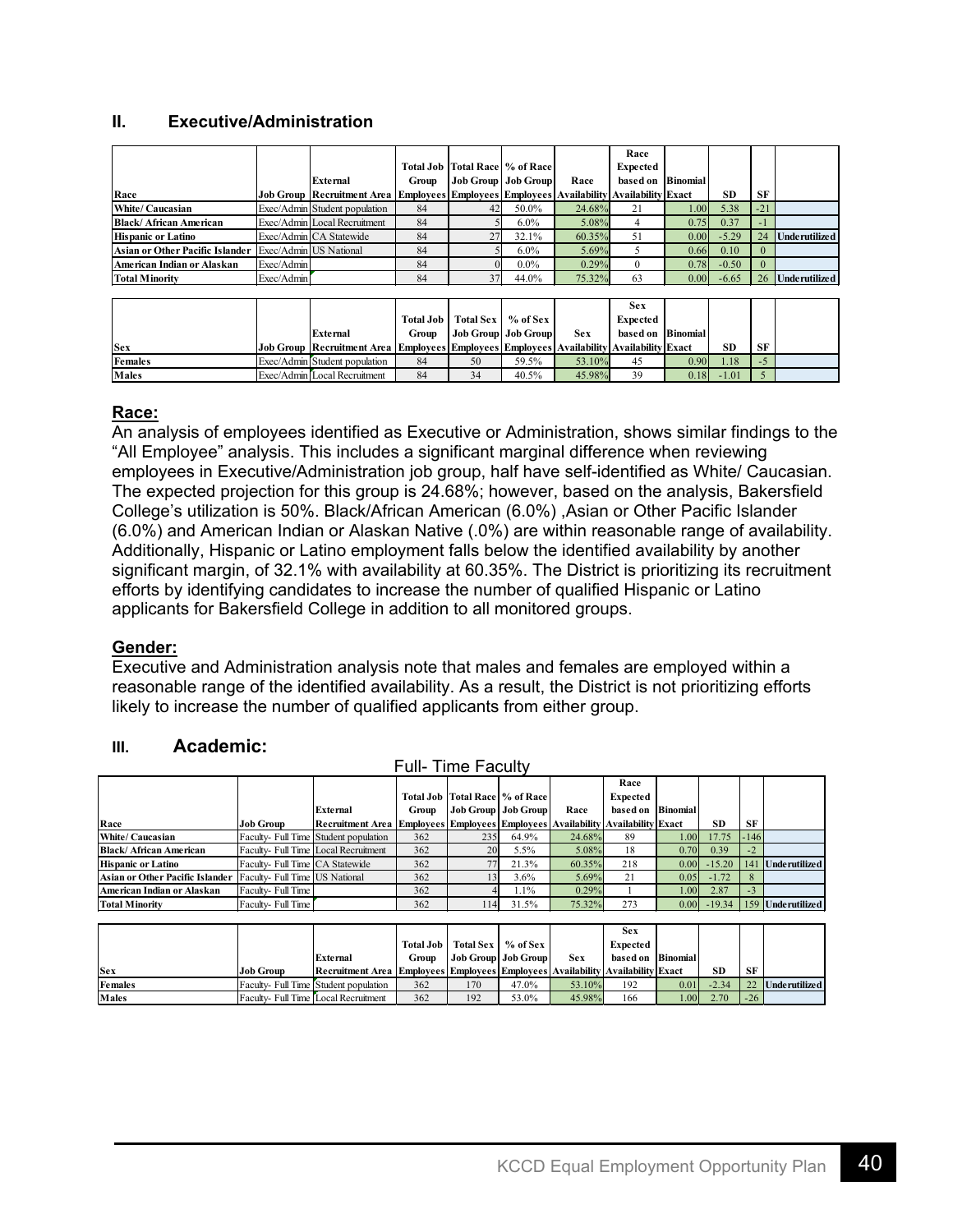## II. Executive/Administration

| Race | Job Group | External Recruitment Area | Total Job Group Employees | Total Race Job Group Employees | % of Race Job Group Employees | Race Availability | Race Expected based on Availability | Binomial Exact | SD | SF | |
|---|---|---|---|---|---|---|---|---|---|---|---|
| White/ Caucasian | Exec/Admin | Student population | 84 | 42 | 50.0% | 24.68% | 21 | 1.00 | 5.38 | -21 | |
| Black/ African American | Exec/Admin | Local Recruitment | 84 | 5 | 6.0% | 5.08% | 4 | 0.75 | 0.37 | -1 | |
| Hispanic or Latino | Exec/Admin | CA Statewide | 84 | 27 | 32.1% | 60.35% | 51 | 0.00 | -5.29 | 24 | Underutilized |
| Asian or Other Pacific Islander | Exec/Admin | US National | 84 | 5 | 6.0% | 5.69% | 5 | 0.66 | 0.10 | 0 | |
| American Indian or Alaskan | Exec/Admin | | 84 | 0 | 0.0% | 0.29% | 0 | 0.78 | -0.50 | 0 | |
| Total Minority | Exec/Admin | | 84 | 37 | 44.0% | 75.32% | 63 | 0.00 | -6.65 | 26 | Underutilized |

| Sex | Job Group | External Recruitment Area | Total Job Group Employees | Total Sex Job Group Employees | % of Sex Job Group Employees | Sex Availability | Sex Expected based on Availability | Binomial Exact | SD | SF | |
|---|---|---|---|---|---|---|---|---|---|---|---|
| Females | Exec/Admin | Student population | 84 | 50 | 59.5% | 53.10% | 45 | 0.90 | 1.18 | -5 | |
| Males | Exec/Admin | Local Recruitment | 84 | 34 | 40.5% | 45.98% | 39 | 0.18 | -1.01 | 5 | |

**Race:**

An analysis of employees identified as Executive or Administration, shows similar findings to the "All Employee" analysis. This includes a significant marginal difference when reviewing employees in Executive/Administration job group, half have self-identified as White/ Caucasian. The expected projection for this group is 24.68%; however, based on the analysis, Bakersfield College's utilization is 50%. Black/African American (6.0%) ,Asian or Other Pacific Islander (6.0%) and American Indian or Alaskan Native (.0%) are within reasonable range of availability. Additionally, Hispanic or Latino employment falls below the identified availability by another significant margin, of 32.1% with availability at 60.35%. The District is prioritizing its recruitment efforts by identifying candidates to increase the number of qualified Hispanic or Latino applicants for Bakersfield College in addition to all monitored groups.

**Gender:**

Executive and Administration analysis note that males and females are employed within a reasonable range of the identified availability. As a result, the District is not prioritizing efforts likely to increase the number of qualified applicants from either group.

## III. Academic:

Full- Time Faculty

| Race | Job Group | External Recruitment Area | Total Job Group Employees | Total Race Job Group Employees | % of Race Job Group Employees | Race Availability | Race Expected based on Availability | Binomial Exact | SD | SF | |
|---|---|---|---|---|---|---|---|---|---|---|---|
| White/ Caucasian | Faculty- Full Time | Student population | 362 | 235 | 64.9% | 24.68% | 89 | 1.00 | 17.75 | -146 | |
| Black/ African American | Faculty- Full Time | Local Recruitment | 362 | 20 | 5.5% | 5.08% | 18 | 0.70 | 0.39 | -2 | |
| Hispanic or Latino | Faculty- Full Time | CA Statewide | 362 | 77 | 21.3% | 60.35% | 218 | 0.00 | -15.20 | 141 | Underutilized |
| Asian or Other Pacific Islander | Faculty- Full Time | US National | 362 | 13 | 3.6% | 5.69% | 21 | 0.05 | -1.72 | 8 | |
| American Indian or Alaskan | Faculty- Full Time | | 362 | 4 | 1.1% | 0.29% | 1 | 1.00 | 2.87 | -3 | |
| Total Minority | Faculty- Full Time | | 362 | 114 | 31.5% | 75.32% | 273 | 0.00 | -19.34 | 159 | Underutilized |

| Sex | Job Group | External Recruitment Area | Total Job Group Employees | Total Sex Job Group Employees | % of Sex Job Group Employees | Sex Availability | Sex Expected based on Availability | Binomial Exact | SD | SF | |
|---|---|---|---|---|---|---|---|---|---|---|---|
| Females | Faculty- Full Time | Student population | 362 | 170 | 47.0% | 53.10% | 192 | 0.01 | -2.34 | 22 | Underutilized |
| Males | Faculty- Full Time | Local Recruitment | 362 | 192 | 53.0% | 45.98% | 166 | 1.00 | 2.70 | -26 | |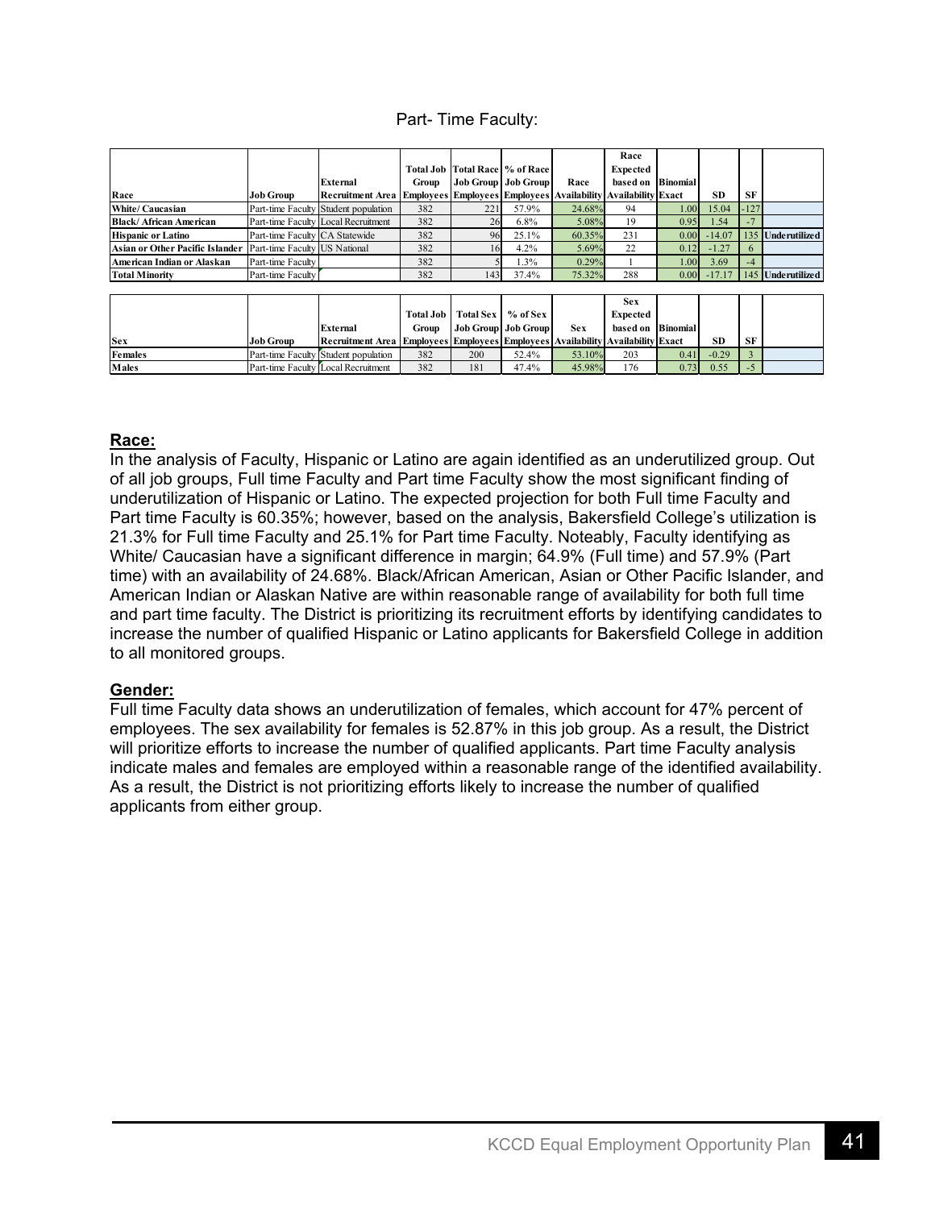Part- Time Faculty:

| Race | Job Group | External Recruitment Area | Total Job Group Employees | Total Race Job Group Employees | % of Race Job Group Employees | Race Availability | Race Expected based on Availability | Binomial Exact | SD | SF | |
|---|---|---|---|---|---|---|---|---|---|---|---|
| White/ Caucasian | Part-time Faculty | Student population | 382 | 221 | 57.9% | 24.68% | 94 | 1.00 | 15.04 | -127 | |
| Black/ African American | Part-time Faculty | Local Recruitment | 382 | 26 | 6.8% | 5.08% | 19 | 0.95 | 1.54 | -7 | |
| Hispanic or Latino | Part-time Faculty | CA Statewide | 382 | 96 | 25.1% | 60.35% | 231 | 0.00 | -14.07 | 135 | Underutilized |
| Asian or Other Pacific Islander | Part-time Faculty | US National | 382 | 16 | 4.2% | 5.69% | 22 | 0.12 | -1.27 | 6 | |
| American Indian or Alaskan | Part-time Faculty | | 382 | 5 | 1.3% | 0.29% | 1 | 1.00 | 3.69 | -4 | |
| Total Minority | Part-time Faculty | | 382 | 143 | 37.4% | 75.32% | 288 | 0.00 | -17.17 | 145 | Underutilized |

| Sex | Job Group | External Recruitment Area | Total Job Group Employees | Total Sex Job Group Employees | % of Sex Job Group Employees | Sex Availability | Sex Expected based on Availability | Binomial Exact | SD | SF | |
|---|---|---|---|---|---|---|---|---|---|---|---|
| Females | Part-time Faculty | Student population | 382 | 200 | 52.4% | 53.10% | 203 | 0.41 | -0.29 | 3 | |
| Males | Part-time Faculty | Local Recruitment | 382 | 181 | 47.4% | 45.98% | 176 | 0.73 | 0.55 | -5 | |

**Race:**

In the analysis of Faculty, Hispanic or Latino are again identified as an underutilized group. Out of all job groups, Full time Faculty and Part time Faculty show the most significant finding of underutilization of Hispanic or Latino. The expected projection for both Full time Faculty and Part time Faculty is 60.35%; however, based on the analysis, Bakersfield College's utilization is 21.3% for Full time Faculty and 25.1% for Part time Faculty. Noteably, Faculty identifying as White/ Caucasian have a significant difference in margin; 64.9% (Full time) and 57.9% (Part time) with an availability of 24.68%. Black/African American, Asian or Other Pacific Islander, and American Indian or Alaskan Native are within reasonable range of availability for both full time and part time faculty. The District is prioritizing its recruitment efforts by identifying candidates to increase the number of qualified Hispanic or Latino applicants for Bakersfield College in addition to all monitored groups.

**Gender:**

Full time Faculty data shows an underutilization of females, which account for 47% percent of employees. The sex availability for females is 52.87% in this job group. As a result, the District will prioritize efforts to increase the number of qualified applicants. Part time Faculty analysis indicate males and females are employed within a reasonable range of the identified availability. As a result, the District is not prioritizing efforts likely to increase the number of qualified applicants from either group.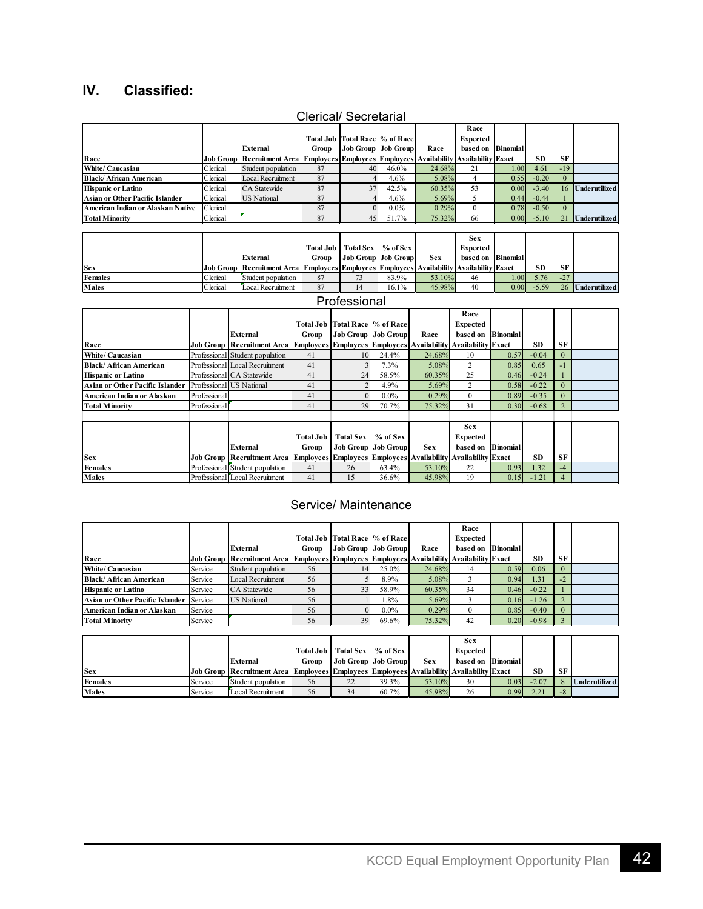## IV. Classified:

### Clerical/ Secretarial

| Race | Job Group | External Recruitment Area | Total Job Group Employees | Total Race Job Group Employees | % of Race Job Group Employees | Race Availability | Race Expected based on Availability | Binomial Exact | SD | SF | |
|---|---|---|---|---|---|---|---|---|---|---|---|
| White/ Caucasian | Clerical | Student population | 87 | 40 | 46.0% | 24.68% | 21 | 1.00 | 4.61 | -19 | |
| Black/ African American | Clerical | Local Recruitment | 87 | 4 | 4.6% | 5.08% | 4 | 0.55 | -0.20 | 0 | |
| Hispanic or Latino | Clerical | CA Statewide | 87 | 37 | 42.5% | 60.35% | 53 | 0.00 | -3.40 | 16 | Underutilized |
| Asian or Other Pacific Islander | Clerical | US National | 87 | 4 | 4.6% | 5.69% | 5 | 0.44 | -0.44 | 1 | |
| American Indian or Alaskan Native | Clerical | | 87 | 0 | 0.0% | 0.29% | 0 | 0.78 | -0.50 | 0 | |
| Total Minority | Clerical | | 87 | 45 | 51.7% | 75.32% | 66 | 0.00 | -5.10 | 21 | Underutilized |

| Sex | Job Group | External Recruitment Area | Total Job Group Employees | Total Sex Job Group Employees | % of Sex Job Group Employees | Sex Availability | Sex Expected based on Availability | Binomial Exact | SD | SF | |
|---|---|---|---|---|---|---|---|---|---|---|---|
| Females | Clerical | Student population | 87 | 73 | 83.9% | 53.10% | 46 | 1.00 | 5.76 | -27 | |
| Males | Clerical | Local Recruitment | 87 | 14 | 16.1% | 45.98% | 40 | 0.00 | -5.59 | 26 | Underutilized |

### Professional

| Race | Job Group | External Recruitment Area | Total Job Group Employees | Total Race Job Group Employees | % of Race Job Group Employees | Race Availability | Race Expected based on Availability | Binomial Exact | SD | SF | |
|---|---|---|---|---|---|---|---|---|---|---|---|
| White/ Caucasian | Professional | Student population | 41 | 10 | 24.4% | 24.68% | 10 | 0.57 | -0.04 | 0 | |
| Black/ African American | Professional | Local Recruitment | 41 | 3 | 7.3% | 5.08% | 2 | 0.85 | 0.65 | -1 | |
| Hispanic or Latino | Professional | CA Statewide | 41 | 24 | 58.5% | 60.35% | 25 | 0.46 | -0.24 | 1 | |
| Asian or Other Pacific Islander | Professional | US National | 41 | 2 | 4.9% | 5.69% | 2 | 0.58 | -0.22 | 0 | |
| American Indian or Alaskan | Professional | | 41 | 0 | 0.0% | 0.29% | 0 | 0.89 | -0.35 | 0 | |
| Total Minority | Professional | | 41 | 29 | 70.7% | 75.32% | 31 | 0.30 | -0.68 | 2 | |

| Sex | Job Group | External Recruitment Area | Total Job Group Employees | Total Sex Job Group Employees | % of Sex Job Group Employees | Sex Availability | Sex Expected based on Availability | Binomial Exact | SD | SF | |
|---|---|---|---|---|---|---|---|---|---|---|---|
| Females | Professional | Student population | 41 | 26 | 63.4% | 53.10% | 22 | 0.93 | 1.32 | -4 | |
| Males | Professional | Local Recruitment | 41 | 15 | 36.6% | 45.98% | 19 | 0.15 | -1.21 | 4 | |

### Service/ Maintenance

| Race | Job Group | External Recruitment Area | Total Job Group Employees | Total Race Job Group Employees | % of Race Job Group Employees | Race Availability | Race Expected based on Availability | Binomial Exact | SD | SF | |
|---|---|---|---|---|---|---|---|---|---|---|---|
| White/ Caucasian | Service | Student population | 56 | 14 | 25.0% | 24.68% | 14 | 0.59 | 0.06 | 0 | |
| Black/ African American | Service | Local Recruitment | 56 | 5 | 8.9% | 5.08% | 3 | 0.94 | 1.31 | -2 | |
| Hispanic or Latino | Service | CA Statewide | 56 | 33 | 58.9% | 60.35% | 34 | 0.46 | -0.22 | 1 | |
| Asian or Other Pacific Islander | Service | US National | 56 | 1 | 1.8% | 5.69% | 3 | 0.16 | -1.26 | 2 | |
| American Indian or Alaskan | Service | | 56 | 0 | 0.0% | 0.29% | 0 | 0.85 | -0.40 | 0 | |
| Total Minority | Service | | 56 | 39 | 69.6% | 75.32% | 42 | 0.20 | -0.98 | 3 | |

| Sex | Job Group | External Recruitment Area | Total Job Group Employees | Total Sex Job Group Employees | % of Sex Job Group Employees | Sex Availability | Sex Expected based on Availability | Binomial Exact | SD | SF | |
|---|---|---|---|---|---|---|---|---|---|---|---|
| Females | Service | Student population | 56 | 22 | 39.3% | 53.10% | 30 | 0.03 | -2.07 | 8 | Underutilized |
| Males | Service | Local Recruitment | 56 | 34 | 60.7% | 45.98% | 26 | 0.99 | 2.21 | -8 | |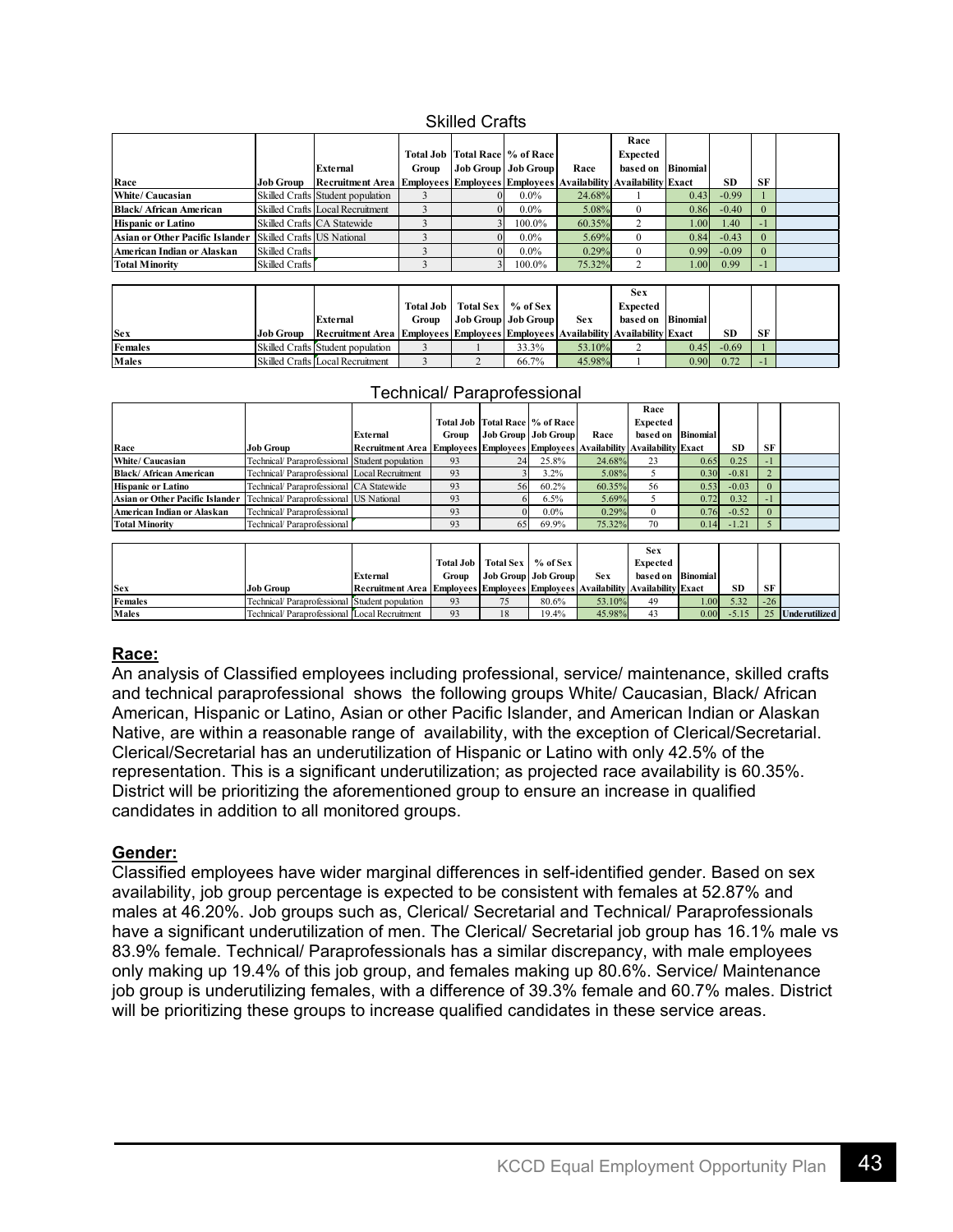## Skilled Crafts

| Race | Job Group | External Recruitment Area | Total Job Group Employees | Total Race Job Group Employees | % of Race Job Group Employees | Race Availability | Race Expected based on Availability | Binomial Exact | SD | SF | |
|---|---|---|---|---|---|---|---|---|---|---|---|
| White/ Caucasian | Skilled Crafts | Student population | 3 | 0 | 0.0% | 24.68% | 1 | 0.43 | -0.99 | 1 | |
| Black/ African American | Skilled Crafts | Local Recruitment | 3 | 0 | 0.0% | 5.08% | 0 | 0.86 | -0.40 | 0 | |
| Hispanic or Latino | Skilled Crafts | CA Statewide | 3 | 3 | 100.0% | 60.35% | 2 | 1.00 | 1.40 | -1 | |
| Asian or Other Pacific Islander | Skilled Crafts | US National | 3 | 0 | 0.0% | 5.69% | 0 | 0.84 | -0.43 | 0 | |
| American Indian or Alaskan | Skilled Crafts | | 3 | 0 | 0.0% | 0.29% | 0 | 0.99 | -0.09 | 0 | |
| Total Minority | Skilled Crafts | | 3 | 3 | 100.0% | 75.32% | 2 | 1.00 | 0.99 | -1 | |

| Sex | Job Group | External Recruitment Area | Total Job Group Employees | Total Sex Job Group Employees | % of Sex Job Group Employees | Sex Availability | Sex Expected based on Availability | Binomial Exact | SD | SF | |
|---|---|---|---|---|---|---|---|---|---|---|---|
| Females | Skilled Crafts | Student population | 3 | 1 | 33.3% | 53.10% | 2 | 0.45 | -0.69 | 1 | |
| Males | Skilled Crafts | Local Recruitment | 3 | 2 | 66.7% | 45.98% | 1 | 0.90 | 0.72 | -1 | |

## Technical/ Paraprofessional

| Race | Job Group | External Recruitment Area | Total Job Group Employees | Total Race Job Group Employees | % of Race Job Group Employees | Race Availability | Race Expected based on Availability | Binomial Exact | SD | SF | |
|---|---|---|---|---|---|---|---|---|---|---|---|
| White/ Caucasian | Technical/ Paraprofessional | Student population | 93 | 24 | 25.8% | 24.68% | 23 | 0.65 | 0.25 | -1 | |
| Black/ African American | Technical/ Paraprofessional | Local Recruitment | 93 | 3 | 3.2% | 5.08% | 5 | 0.30 | -0.81 | 2 | |
| Hispanic or Latino | Technical/ Paraprofessional | CA Statewide | 93 | 56 | 60.2% | 60.35% | 56 | 0.53 | -0.03 | 0 | |
| Asian or Other Pacific Islander | Technical/ Paraprofessional | US National | 93 | 6 | 6.5% | 5.69% | 5 | 0.72 | 0.32 | -1 | |
| American Indian or Alaskan | Technical/ Paraprofessional | | 93 | 0 | 0.0% | 0.29% | 0 | 0.76 | -0.52 | 0 | |
| Total Minority | Technical/ Paraprofessional | | 93 | 65 | 69.9% | 75.32% | 70 | 0.14 | -1.21 | 5 | |

| Sex | Job Group | External Recruitment Area | Total Job Group Employees | Total Sex Job Group Employees | % of Sex Job Group Employees | Sex Availability | Sex Expected based on Availability | Binomial Exact | SD | SF | |
|---|---|---|---|---|---|---|---|---|---|---|---|
| Females | Technical/ Paraprofessional | Student population | 93 | 75 | 80.6% | 53.10% | 49 | 1.00 | 5.32 | -26 | |
| Males | Technical/ Paraprofessional | Local Recruitment | 93 | 18 | 19.4% | 45.98% | 43 | 0.00 | -5.15 | 25 | Underutilized |

**Race:**

An analysis of Classified employees including professional, service/ maintenance, skilled crafts and technical paraprofessional shows the following groups White/ Caucasian, Black/ African American, Hispanic or Latino, Asian or other Pacific Islander, and American Indian or Alaskan Native, are within a reasonable range of availability, with the exception of Clerical/Secretarial. Clerical/Secretarial has an underutilization of Hispanic or Latino with only 42.5% of the representation. This is a significant underutilization; as projected race availability is 60.35%. District will be prioritizing the aforementioned group to ensure an increase in qualified candidates in addition to all monitored groups.

**Gender:**

Classified employees have wider marginal differences in self-identified gender. Based on sex availability, job group percentage is expected to be consistent with females at 52.87% and males at 46.20%. Job groups such as, Clerical/ Secretarial and Technical/ Paraprofessionals have a significant underutilization of men. The Clerical/ Secretarial job group has 16.1% male vs 83.9% female. Technical/ Paraprofessionals has a similar discrepancy, with male employees only making up 19.4% of this job group, and females making up 80.6%. Service/ Maintenance job group is underutilizing females, with a difference of 39.3% female and 60.7% males. District will be prioritizing these groups to increase qualified candidates in these service areas.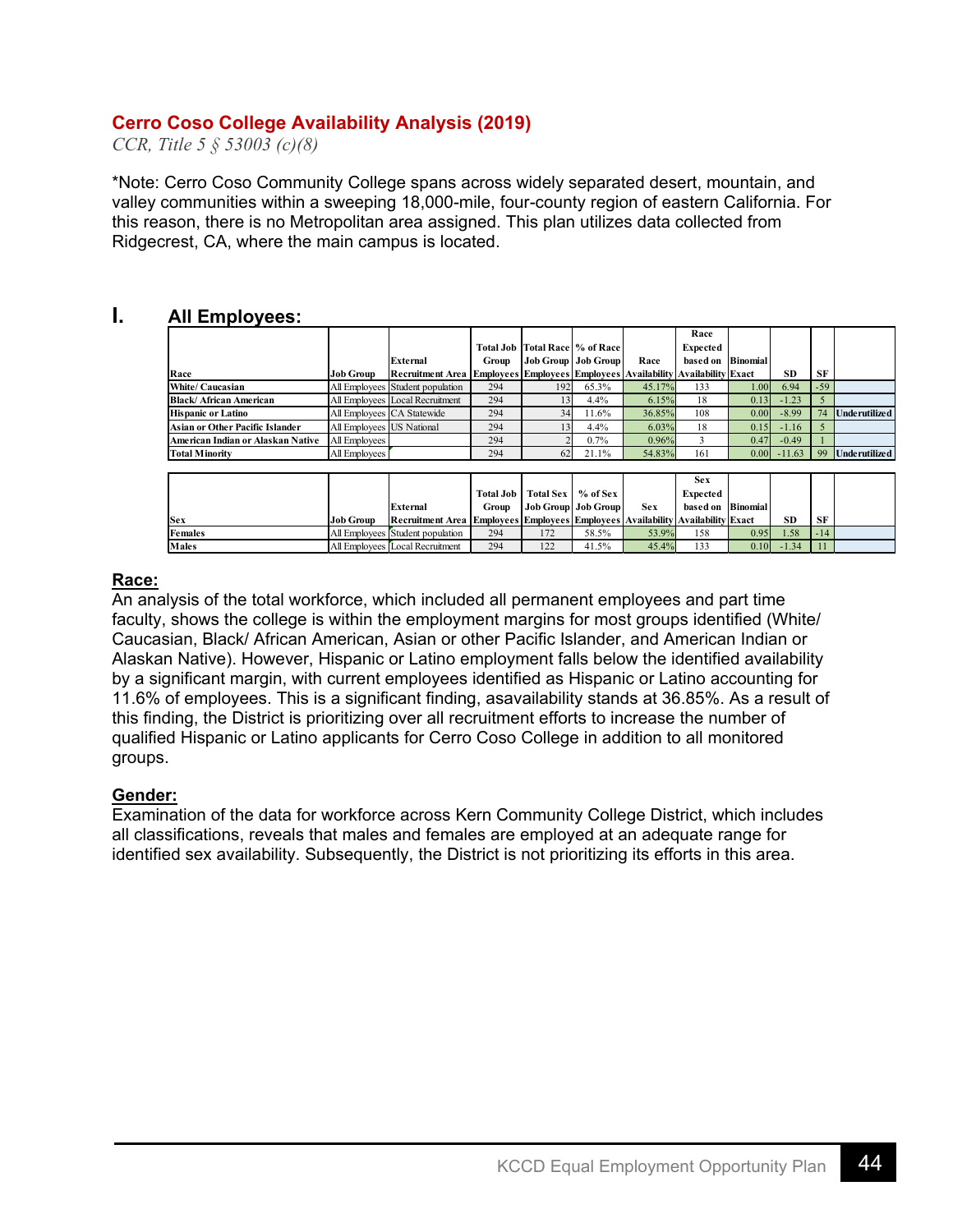## Cerro Coso College Availability Analysis (2019)

*CCR, Title 5 § 53003 (c)(8)*

*Note: Cerro Coso Community College spans across widely separated desert, mountain, and valley communities within a sweeping 18,000-mile, four-county region of eastern California. For this reason, there is no Metropolitan area assigned. This plan utilizes data collected from Ridgecrest, CA, where the main campus is located.

## I. All Employees:

| Race | Job Group | External Recruitment Area | Total Job Group Employees | Total Race Job Group Employees | % of Race Job Group Employees | Race Availability | Race Expected based on Availability | Binomial Exact | SD | SF | |
|---|---|---|---|---|---|---|---|---|---|---|---|
| White/ Caucasian | All Employees | Student population | 294 | 192 | 65.3% | 45.17% | 133 | 1.00 | 6.94 | -59 | |
| Black/ African American | All Employees | Local Recruitment | 294 | 13 | 4.4% | 6.15% | 18 | 0.13 | -1.23 | 5 | |
| Hispanic or Latino | All Employees | CA Statewide | 294 | 34 | 11.6% | 36.85% | 108 | 0.00 | -8.99 | 74 | Underutilized |
| Asian or Other Pacific Islander | All Employees | US National | 294 | 13 | 4.4% | 6.03% | 18 | 0.15 | -1.16 | 5 | |
| American Indian or Alaskan Native | All Employees | | 294 | 2 | 0.7% | 0.96% | 3 | 0.47 | -0.49 | 1 | |
| Total Minority | All Employees | | 294 | 62 | 21.1% | 54.83% | 161 | 0.00 | -11.63 | 99 | Underutilized |

| Sex | Job Group | External Recruitment Area | Total Job Group Employees | Total Sex Job Group Employees | % of Sex Job Group Employees | Sex Availability | Sex Expected based on Availability | Binomial Exact | SD | SF | |
|---|---|---|---|---|---|---|---|---|---|---|---|
| Females | All Employees | Student population | 294 | 172 | 58.5% | 53.9% | 158 | 0.95 | 1.58 | -14 | |
| Males | All Employees | Local Recruitment | 294 | 122 | 41.5% | 45.4% | 133 | 0.10 | -1.34 | 11 | |

**Race:**

An analysis of the total workforce, which included all permanent employees and part time faculty, shows the college is within the employment margins for most groups identified (White/ Caucasian, Black/ African American, Asian or other Pacific Islander, and American Indian or Alaskan Native). However, Hispanic or Latino employment falls below the identified availability by a significant margin, with current employees identified as Hispanic or Latino accounting for 11.6% of employees. This is a significant finding, asavailability stands at 36.85%. As a result of this finding, the District is prioritizing over all recruitment efforts to increase the number of qualified Hispanic or Latino applicants for Cerro Coso College in addition to all monitored groups.

**Gender:**

Examination of the data for workforce across Kern Community College District, which includes all classifications, reveals that males and females are employed at an adequate range for identified sex availability. Subsequently, the District is not prioritizing its efforts in this area.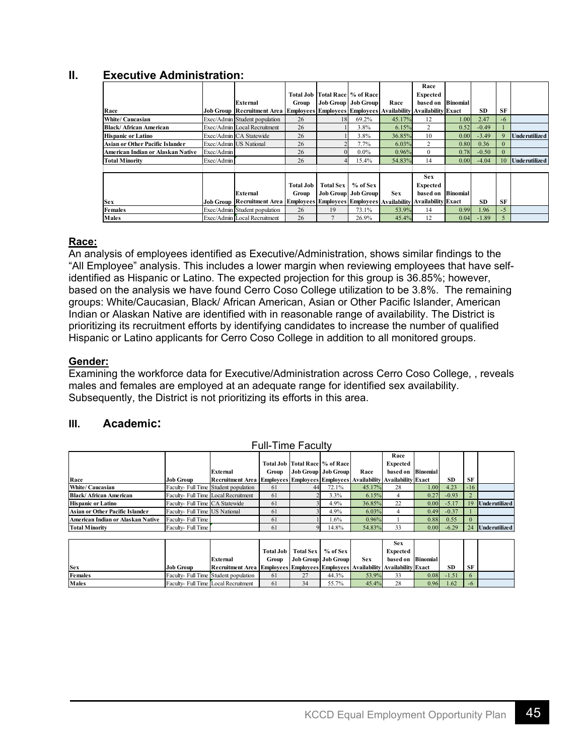## II. Executive Administration:

| Race | Job Group | External Recruitment Area | Total Job Group Employees | Total Race Job Group Employees | % of Race Job Group Employees | Race Availability | Race Expected based on Availability | Binomial Exact | SD | SF | |
|---|---|---|---|---|---|---|---|---|---|---|---|
| White/ Caucasian | Exec/Admin | Student population | 26 | 18 | 69.2% | 45.17% | 12 | 1.00 | 2.47 | -6 | |
| Black/ African American | Exec/Admin | Local Recruitment | 26 | 1 | 3.8% | 6.15% | 2 | 0.52 | -0.49 | 1 | |
| Hispanic or Latino | Exec/Admin | CA Statewide | 26 | 1 | 3.8% | 36.85% | 10 | 0.00 | -3.49 | 9 | Underutilized |
| Asian or Other Pacific Islander | Exec/Admin | US National | 26 | 2 | 7.7% | 6.03% | 2 | 0.80 | 0.36 | 0 | |
| American Indian or Alaskan Native | Exec/Admin | | 26 | 0 | 0.0% | 0.96% | 0 | 0.78 | -0.50 | 0 | |
| Total Minority | Exec/Admin | | 26 | 4 | 15.4% | 54.83% | 14 | 0.00 | -4.04 | 10 | Underutilized |

| Sex | Job Group | External Recruitment Area | Total Job Group Employees | Total Sex Job Group Employees | % of Sex Job Group Employees | Sex Availability | Sex Expected based on Availability | Binomial Exact | SD | SF | |
|---|---|---|---|---|---|---|---|---|---|---|---|
| Females | Exec/Admin | Student population | 26 | 19 | 73.1% | 53.9% | 14 | 0.99 | 1.96 | -5 | |
| Males | Exec/Admin | Local Recruitment | 26 | 7 | 26.9% | 45.4% | 12 | 0.04 | -1.89 | 5 | |

### Race:

An analysis of employees identified as Executive/Administration, shows similar findings to the "All Employee" analysis. This includes a lower margin when reviewing employees that have self-identified as Hispanic or Latino. The expected projection for this group is 36.85%; however, based on the analysis we have found Cerro Coso College utilization to be 3.8%. The remaining groups: White/Caucasian, Black/ African American, Asian or Other Pacific Islander, American Indian or Alaskan Native are identified with in reasonable range of availability. The District is prioritizing its recruitment efforts by identifying candidates to increase the number of qualified Hispanic or Latino applicants for Cerro Coso College in addition to all monitored groups.

### Gender:

Examining the workforce data for Executive/Administration across Cerro Coso College, , reveals males and females are employed at an adequate range for identified sex availability. Subsequently, the District is not prioritizing its efforts in this area.

## III. Academic:

Full-Time Faculty

| Race | Job Group | External Recruitment Area | Total Job Group Employees | Total Race Job Group Employees | % of Race Job Group Employees | Race Availability | Race Expected based on Availability | Binomial Exact | SD | SF | |
|---|---|---|---|---|---|---|---|---|---|---|---|
| White/ Caucasian | Faculty- Full Time | Student population | 61 | 44 | 72.1% | 45.17% | 28 | 1.00 | 4.23 | -16 | |
| Black/ African American | Faculty- Full Time | Local Recruitment | 61 | 2 | 3.3% | 6.15% | 4 | 0.27 | -0.93 | 2 | |
| Hispanic or Latino | Faculty- Full Time | CA Statewide | 61 | 3 | 4.9% | 36.85% | 22 | 0.00 | -5.17 | 19 | Underutilized |
| Asian or Other Pacific Islander | Faculty- Full Time | US National | 61 | 3 | 4.9% | 6.03% | 4 | 0.49 | -0.37 | 1 | |
| American Indian or Alaskan Native | Faculty- Full Time | | 61 | 1 | 1.6% | 0.96% | 1 | 0.88 | 0.55 | 0 | |
| Total Minority | Faculty- Full Time | | 61 | 9 | 14.8% | 54.83% | 33 | 0.00 | -6.29 | 24 | Underutilized |

| Sex | Job Group | External Recruitment Area | Total Job Group Employees | Total Sex Job Group Employees | % of Sex Job Group Employees | Sex Availability | Sex Expected based on Availability | Binomial Exact | SD | SF | |
|---|---|---|---|---|---|---|---|---|---|---|---|
| Females | Faculty- Full Time | Student population | 61 | 27 | 44.3% | 53.9% | 33 | 0.08 | -1.51 | 6 | |
| Males | Faculty- Full Time | Local Recruitment | 61 | 34 | 55.7% | 45.4% | 28 | 0.96 | 1.62 | -6 | |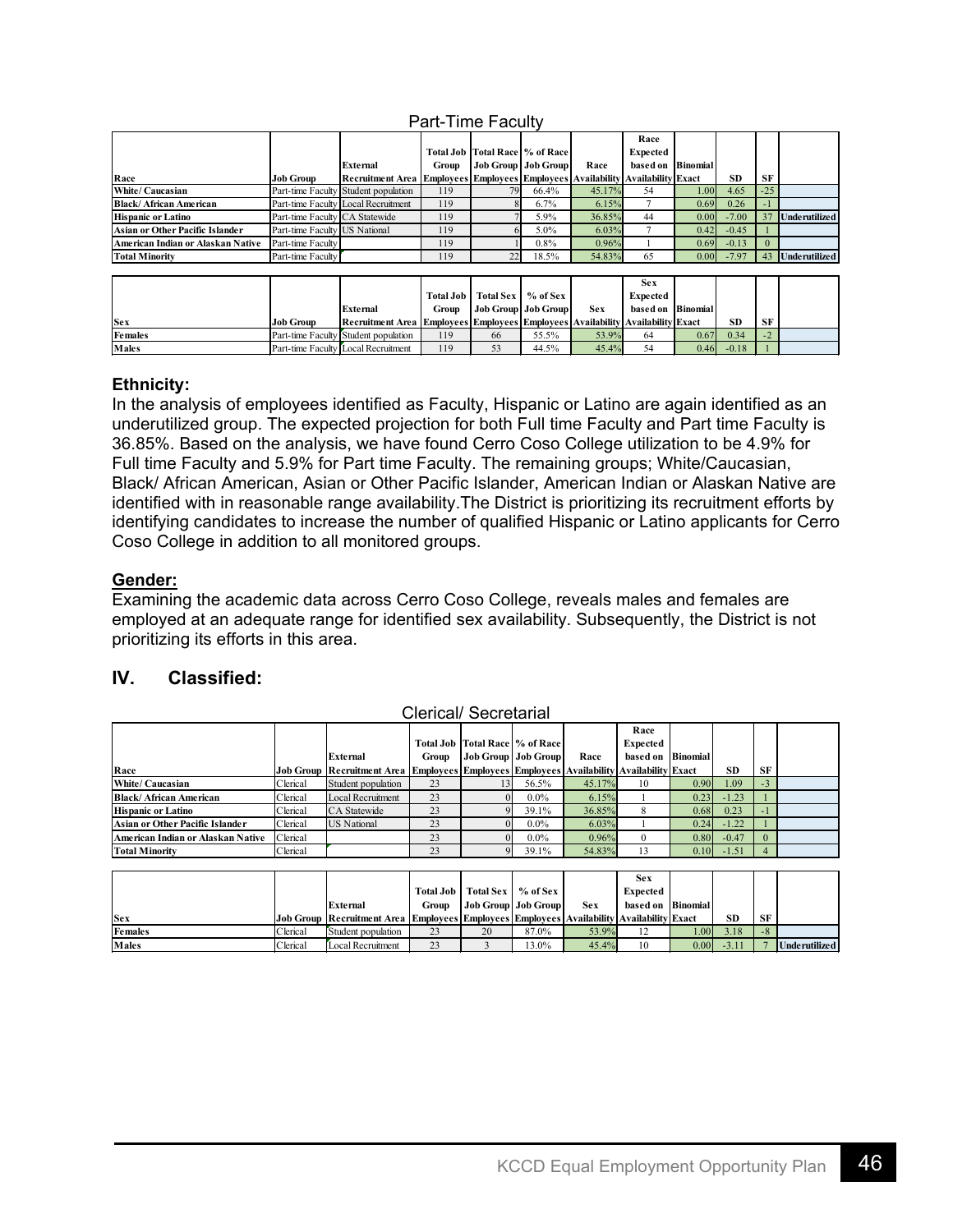Part-Time Faculty

| Race | Job Group | External Recruitment Area | Total Job Group Employees | Total Race Job Group Employees | % of Race Job Group Employees | Race Availability | Race Expected based on Availability | Binomial Exact | SD | SF | |
|---|---|---|---|---|---|---|---|---|---|---|---|
| White/ Caucasian | Part-time Faculty | Student population | 119 | 79 | 66.4% | 45.17% | 54 | 1.00 | 4.65 | -25 | |
| Black/ African American | Part-time Faculty | Local Recruitment | 119 | 8 | 6.7% | 6.15% | 7 | 0.69 | 0.26 | -1 | |
| Hispanic or Latino | Part-time Faculty | CA Statewide | 119 | 7 | 5.9% | 36.85% | 44 | 0.00 | -7.00 | 37 | Underutilized |
| Asian or Other Pacific Islander | Part-time Faculty | US National | 119 | 6 | 5.0% | 6.03% | 7 | 0.42 | -0.45 | 1 | |
| American Indian or Alaskan Native | Part-time Faculty | | 119 | 1 | 0.8% | 0.96% | 1 | 0.69 | -0.13 | 0 | |
| Total Minority | Part-time Faculty | | 119 | 22 | 18.5% | 54.83% | 65 | 0.00 | -7.97 | 43 | Underutilized |

| Sex | Job Group | External Recruitment Area | Total Job Group Employees | Total Sex Job Group Employees | % of Sex Job Group Employees | Sex Availability | Sex Expected based on Availability | Binomial Exact | SD | SF | |
|---|---|---|---|---|---|---|---|---|---|---|---|
| Females | Part-time Faculty | Student population | 119 | 66 | 55.5% | 53.9% | 64 | 0.67 | 0.34 | -2 | |
| Males | Part-time Faculty | Local Recruitment | 119 | 53 | 44.5% | 45.4% | 54 | 0.46 | -0.18 | 1 | |

### Ethnicity:

In the analysis of employees identified as Faculty, Hispanic or Latino are again identified as an underutilized group. The expected projection for both Full time Faculty and Part time Faculty is 36.85%. Based on the analysis, we have found Cerro Coso College utilization to be 4.9% for Full time Faculty and 5.9% for Part time Faculty. The remaining groups; White/Caucasian, Black/ African American, Asian or Other Pacific Islander, American Indian or Alaskan Native are identified with in reasonable range availability.The District is prioritizing its recruitment efforts by identifying candidates to increase the number of qualified Hispanic or Latino applicants for Cerro Coso College in addition to all monitored groups.

### Gender:

Examining the academic data across Cerro Coso College, reveals males and females are employed at an adequate range for identified sex availability. Subsequently, the District is not prioritizing its efforts in this area.

## IV. Classified:

Clerical/ Secretarial

| Race | Job Group | External Recruitment Area | Total Job Group Employees | Total Race Job Group Employees | % of Race Job Group Employees | Race Availability | Race Expected based on Availability | Binomial Exact | SD | SF | |
|---|---|---|---|---|---|---|---|---|---|---|---|
| White/ Caucasian | Clerical | Student population | 23 | 13 | 56.5% | 45.17% | 10 | 0.90 | 1.09 | -3 | |
| Black/ African American | Clerical | Local Recruitment | 23 | 0 | 0.0% | 6.15% | 1 | 0.23 | -1.23 | 1 | |
| Hispanic or Latino | Clerical | CA Statewide | 23 | 9 | 39.1% | 36.85% | 8 | 0.68 | 0.23 | -1 | |
| Asian or Other Pacific Islander | Clerical | US National | 23 | 0 | 0.0% | 6.03% | 1 | 0.24 | -1.22 | 1 | |
| American Indian or Alaskan Native | Clerical | | 23 | 0 | 0.0% | 0.96% | 0 | 0.80 | -0.47 | 0 | |
| Total Minority | Clerical | | 23 | 9 | 39.1% | 54.83% | 13 | 0.10 | -1.51 | 4 | |

| Sex | Job Group | External Recruitment Area | Total Job Group Employees | Total Sex Job Group Employees | % of Sex Job Group Employees | Sex Availability | Sex Expected based on Availability | Binomial Exact | SD | SF | |
|---|---|---|---|---|---|---|---|---|---|---|---|
| Females | Clerical | Student population | 23 | 20 | 87.0% | 53.9% | 12 | 1.00 | 3.18 | -8 | |
| Males | Clerical | Local Recruitment | 23 | 3 | 13.0% | 45.4% | 10 | 0.00 | -3.11 | 7 | Underutilized |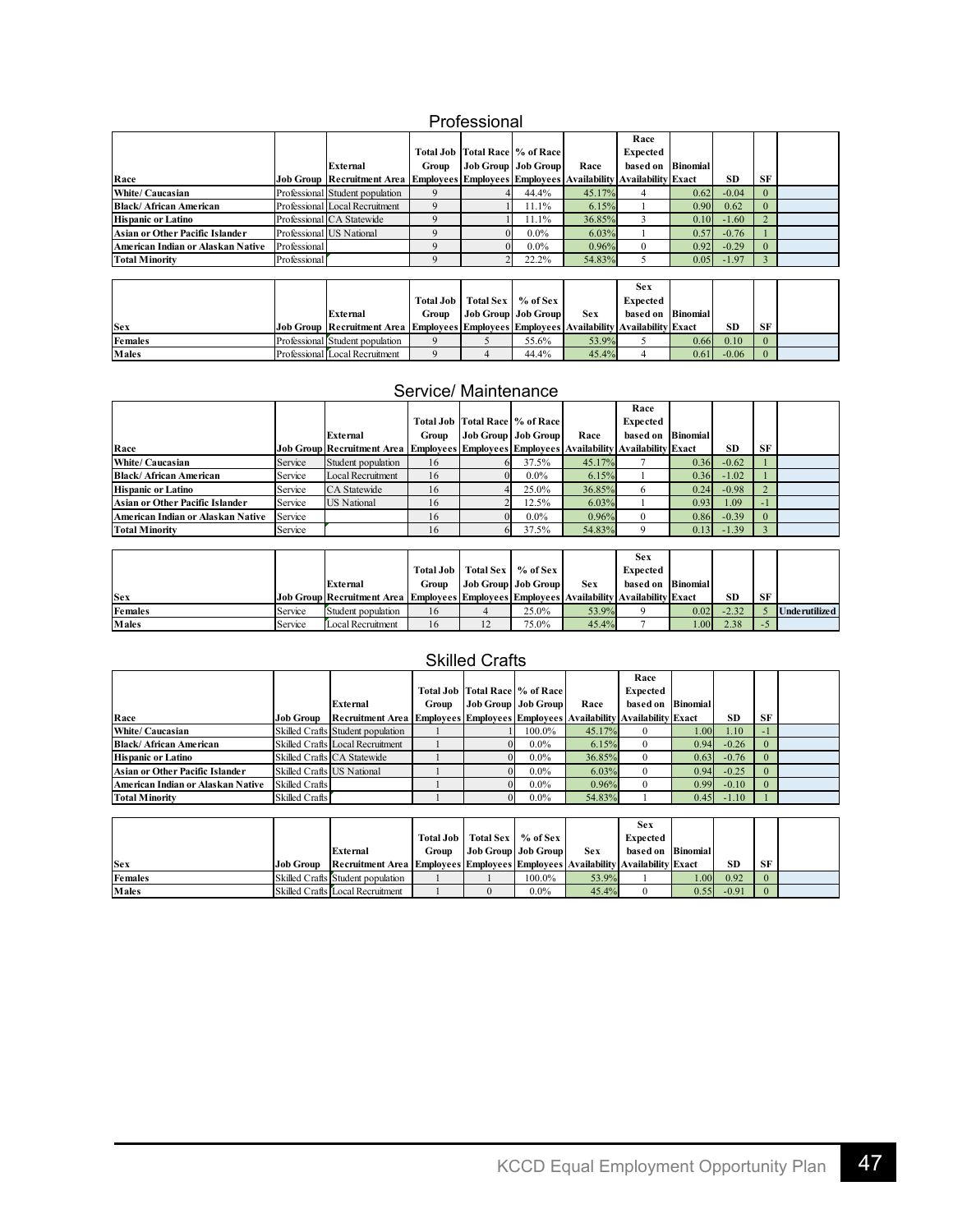## Professional

| Race | Job Group | External Recruitment Area | Total Job Group Employees | Total Race Job Group Employees | % of Race Job Group Employees | Race Availability | Race Expected based on Availability | Binomial Exact | SD | SF | |
|---|---|---|---|---|---|---|---|---|---|---|---|
| White/ Caucasian | Professional | Student population | 9 | 4 | 44.4% | 45.17% | 4 | 0.62 | -0.04 | 0 | |
| Black/ African American | Professional | Local Recruitment | 9 | 1 | 11.1% | 6.15% | 1 | 0.90 | 0.62 | 0 | |
| Hispanic or Latino | Professional | CA Statewide | 9 | 1 | 11.1% | 36.85% | 3 | 0.10 | -1.60 | 2 | |
| Asian or Other Pacific Islander | Professional | US National | 9 | 0 | 0.0% | 6.03% | 1 | 0.57 | -0.76 | 1 | |
| American Indian or Alaskan Native | Professional | | 9 | 0 | 0.0% | 0.96% | 0 | 0.92 | -0.29 | 0 | |
| Total Minority | Professional | | 9 | 2 | 22.2% | 54.83% | 5 | 0.05 | -1.97 | 3 | |

| Sex | Job Group | External Recruitment Area | Total Job Group Employees | Total Sex Job Group Employees | % of Sex Job Group Employees | Sex Availability | Sex Expected based on Availability | Binomial Exact | SD | SF | |
|---|---|---|---|---|---|---|---|---|---|---|---|
| Females | Professional | Student population | 9 | 5 | 55.6% | 53.9% | 5 | 0.66 | 0.10 | 0 | |
| Males | Professional | Local Recruitment | 9 | 4 | 44.4% | 45.4% | 4 | 0.61 | -0.06 | 0 | |

## Service/ Maintenance

| Race | Job Group | External Recruitment Area | Total Job Group Employees | Total Race Job Group Employees | % of Race Job Group Employees | Race Availability | Race Expected based on Availability | Binomial Exact | SD | SF | |
|---|---|---|---|---|---|---|---|---|---|---|---|
| White/ Caucasian | Service | Student population | 16 | 6 | 37.5% | 45.17% | 7 | 0.36 | -0.62 | 1 | |
| Black/ African American | Service | Local Recruitment | 16 | 0 | 0.0% | 6.15% | 1 | 0.36 | -1.02 | 1 | |
| Hispanic or Latino | Service | CA Statewide | 16 | 4 | 25.0% | 36.85% | 6 | 0.24 | -0.98 | 2 | |
| Asian or Other Pacific Islander | Service | US National | 16 | 2 | 12.5% | 6.03% | 1 | 0.93 | 1.09 | -1 | |
| American Indian or Alaskan Native | Service | | 16 | 0 | 0.0% | 0.96% | 0 | 0.86 | -0.39 | 0 | |
| Total Minority | Service | | 16 | 6 | 37.5% | 54.83% | 9 | 0.13 | -1.39 | 3 | |

| Sex | Job Group | External Recruitment Area | Total Job Group Employees | Total Sex Job Group Employees | % of Sex Job Group Employees | Sex Availability | Sex Expected based on Availability | Binomial Exact | SD | SF | |
|---|---|---|---|---|---|---|---|---|---|---|---|
| Females | Service | Student population | 16 | 4 | 25.0% | 53.9% | 9 | 0.02 | -2.32 | 5 | Underutilized |
| Males | Service | Local Recruitment | 16 | 12 | 75.0% | 45.4% | 7 | 1.00 | 2.38 | -5 | |

## Skilled Crafts

| Race | Job Group | External Recruitment Area | Total Job Group Employees | Total Race Job Group Employees | % of Race Job Group Employees | Race Availability | Race Expected based on Availability | Binomial Exact | SD | SF | |
|---|---|---|---|---|---|---|---|---|---|---|---|
| White/ Caucasian | Skilled Crafts | Student population | 1 | 1 | 100.0% | 45.17% | 0 | 1.00 | 1.10 | -1 | |
| Black/ African American | Skilled Crafts | Local Recruitment | 1 | 0 | 0.0% | 6.15% | 0 | 0.94 | -0.26 | 0 | |
| Hispanic or Latino | Skilled Crafts | CA Statewide | 1 | 0 | 0.0% | 36.85% | 0 | 0.63 | -0.76 | 0 | |
| Asian or Other Pacific Islander | Skilled Crafts | US National | 1 | 0 | 0.0% | 6.03% | 0 | 0.94 | -0.25 | 0 | |
| American Indian or Alaskan Native | Skilled Crafts | | 1 | 0 | 0.0% | 0.96% | 0 | 0.99 | -0.10 | 0 | |
| Total Minority | Skilled Crafts | | 1 | 0 | 0.0% | 54.83% | 1 | 0.45 | -1.10 | 1 | |

| Sex | Job Group | External Recruitment Area | Total Job Group Employees | Total Sex Job Group Employees | % of Sex Job Group Employees | Sex Availability | Sex Expected based on Availability | Binomial Exact | SD | SF | |
|---|---|---|---|---|---|---|---|---|---|---|---|
| Females | Skilled Crafts | Student population | 1 | 1 | 100.0% | 53.9% | 1 | 1.00 | 0.92 | 0 | |
| Males | Skilled Crafts | Local Recruitment | 1 | 0 | 0.0% | 45.4% | 0 | 0.55 | -0.91 | 0 | |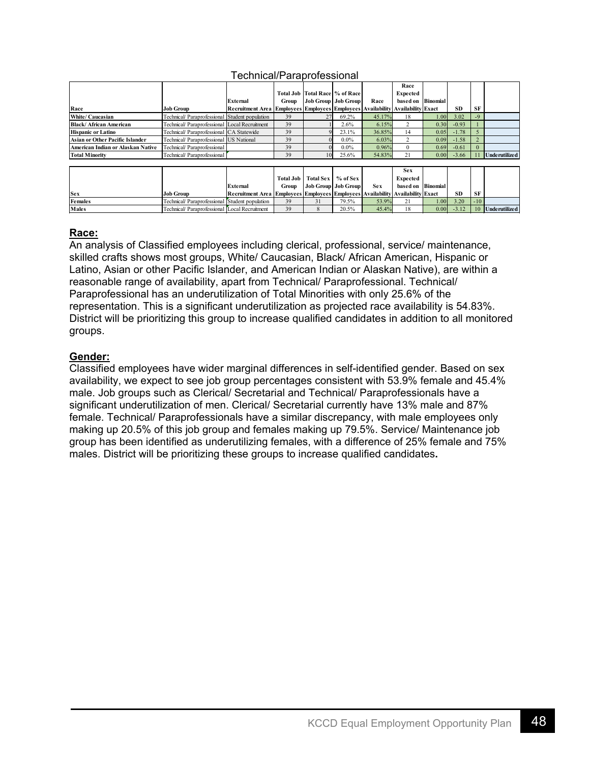Technical/Paraprofessional

| Race | Job Group | External Recruitment Area | Total Job Group Employees | Total Race Job Group Employees | % of Race Job Group Employees | Race Availability | Race Expected based on Availability | Binomial Exact | SD | SF | |
|---|---|---|---|---|---|---|---|---|---|---|---|
| White/ Caucasian | Technical/ Paraprofessional | Student population | 39 | 27 | 69.2% | 45.17% | 18 | 1.00 | 3.02 | -9 | |
| Black/ African American | Technical/ Paraprofessional | Local Recruitment | 39 | 1 | 2.6% | 6.15% | 2 | 0.30 | -0.93 | 1 | |
| Hispanic or Latino | Technical/ Paraprofessional | CA Statewide | 39 | 9 | 23.1% | 36.85% | 14 | 0.05 | -1.78 | 5 | |
| Asian or Other Pacific Islander | Technical/ Paraprofessional | US National | 39 | 0 | 0.0% | 6.03% | 2 | 0.09 | -1.58 | 2 | |
| American Indian or Alaskan Native | Technical/ Paraprofessional | | 39 | 0 | 0.0% | 0.96% | 0 | 0.69 | -0.61 | 0 | |
| Total Minority | Technical/ Paraprofessional | | 39 | 10 | 25.6% | 54.83% | 21 | 0.00 | -3.66 | 11 | Underutilized |

| Sex | Job Group | External Recruitment Area | Total Job Group Employees | Total Sex Job Group Employees | % of Sex Job Group Employees | Sex Availability | Sex Expected based on Availability | Binomial Exact | SD | SF | |
|---|---|---|---|---|---|---|---|---|---|---|---|
| Females | Technical/ Paraprofessional | Student population | 39 | 31 | 79.5% | 53.9% | 21 | 1.00 | 3.20 | -10 | |
| Males | Technical/ Paraprofessional | Local Recruitment | 39 | 8 | 20.5% | 45.4% | 18 | 0.00 | -3.12 | 10 | Underutilized |

**Race:**

An analysis of Classified employees including clerical, professional, service/ maintenance, skilled crafts shows most groups, White/ Caucasian, Black/ African American, Hispanic or Latino, Asian or other Pacific Islander, and American Indian or Alaskan Native), are within a reasonable range of availability, apart from Technical/ Paraprofessional. Technical/ Paraprofessional has an underutilization of Total Minorities with only 25.6% of the representation. This is a significant underutilization as projected race availability is 54.83%. District will be prioritizing this group to increase qualified candidates in addition to all monitored groups.

**Gender:**

Classified employees have wider marginal differences in self-identified gender. Based on sex availability, we expect to see job group percentages consistent with 53.9% female and 45.4% male. Job groups such as Clerical/ Secretarial and Technical/ Paraprofessionals have a significant underutilization of men. Clerical/ Secretarial currently have 13% male and 87% female. Technical/ Paraprofessionals have a similar discrepancy, with male employees only making up 20.5% of this job group and females making up 79.5%. Service/ Maintenance job group has been identified as underutilizing females, with a difference of 25% female and 75% males. District will be prioritizing these groups to increase qualified candidates**.**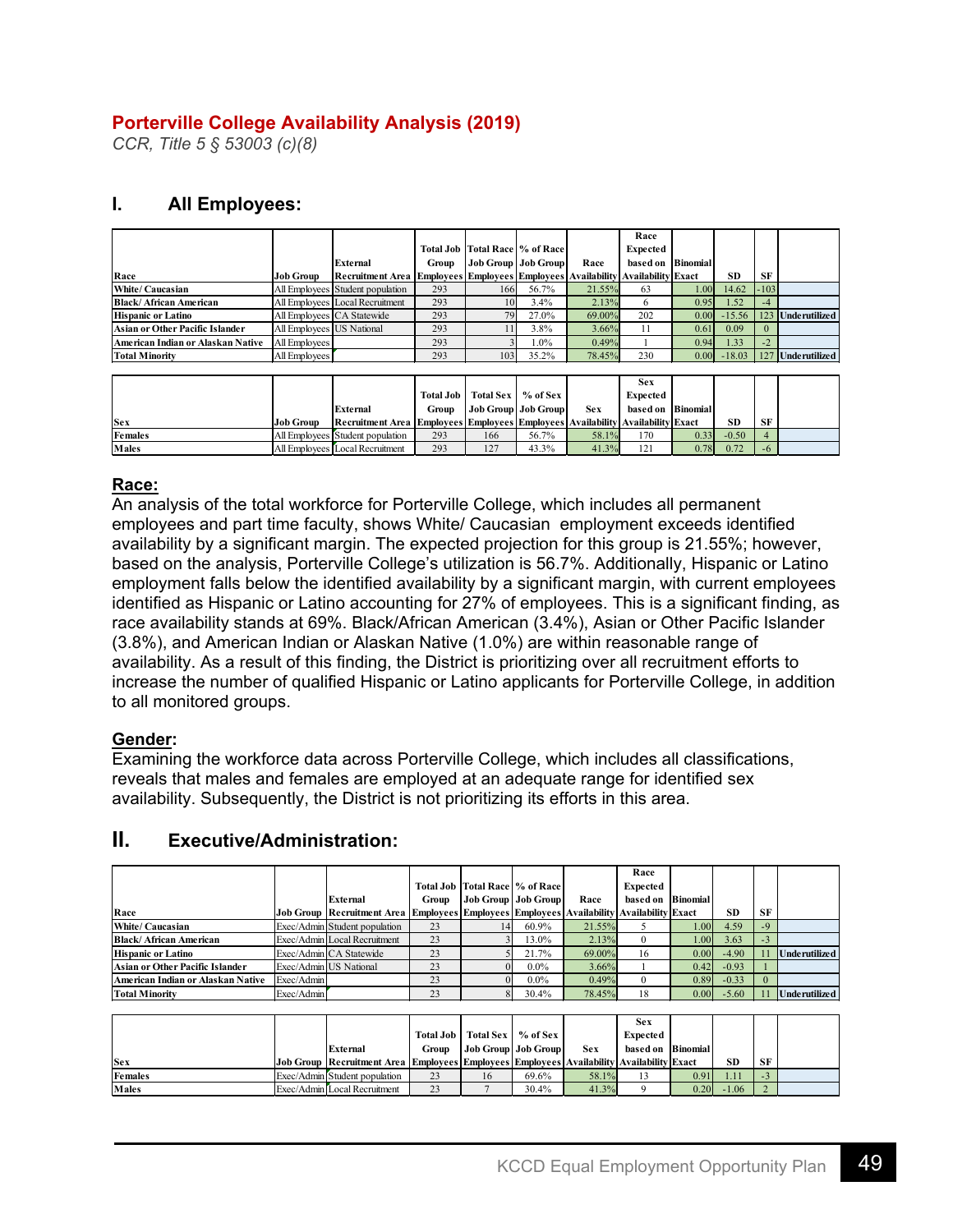## Porterville College Availability Analysis (2019)

*CCR, Title 5 § 53003 (c)(8)*

### I. All Employees:

| Race | Job Group | External Recruitment Area | Total Job Group Employees | Total Race Job Group Employees | % of Race Job Group Employees | Race Availability | Race Expected based on Availability | Binomial Exact | SD | SF | |
|---|---|---|---|---|---|---|---|---|---|---|---|
| White/ Caucasian | All Employees | Student population | 293 | 166 | 56.7% | 21.55% | 63 | 1.00 | 14.62 | -103 | |
| Black/ African American | All Employees | Local Recruitment | 293 | 10 | 3.4% | 2.13% | 6 | 0.95 | 1.52 | -4 | |
| Hispanic or Latino | All Employees | CA Statewide | 293 | 79 | 27.0% | 69.00% | 202 | 0.00 | -15.56 | 123 | Underutilized |
| Asian or Other Pacific Islander | All Employees | US National | 293 | 11 | 3.8% | 3.66% | 11 | 0.61 | 0.09 | 0 | |
| American Indian or Alaskan Native | All Employees | | 293 | 3 | 1.0% | 0.49% | 1 | 0.94 | 1.33 | -2 | |
| Total Minority | All Employees | | 293 | 103 | 35.2% | 78.45% | 230 | 0.00 | -18.03 | 127 | Underutilized |

| Sex | Job Group | External Recruitment Area | Total Job Group Employees | Total Sex Job Group Employees | % of Sex Job Group Employees | Sex Availability | Sex Expected based on Availability | Binomial Exact | SD | SF | |
|---|---|---|---|---|---|---|---|---|---|---|---|
| Females | All Employees | Student population | 293 | 166 | 56.7% | 58.1% | 170 | 0.33 | -0.50 | 4 | |
| Males | All Employees | Local Recruitment | 293 | 127 | 43.3% | 41.3% | 121 | 0.78 | 0.72 | -6 | |

**Race:**

An analysis of the total workforce for Porterville College, which includes all permanent employees and part time faculty, shows White/ Caucasian employment exceeds identified availability by a significant margin. The expected projection for this group is 21.55%; however, based on the analysis, Porterville College's utilization is 56.7%. Additionally, Hispanic or Latino employment falls below the identified availability by a significant margin, with current employees identified as Hispanic or Latino accounting for 27% of employees. This is a significant finding, as race availability stands at 69%. Black/African American (3.4%), Asian or Other Pacific Islander (3.8%), and American Indian or Alaskan Native (1.0%) are within reasonable range of availability. As a result of this finding, the District is prioritizing over all recruitment efforts to increase the number of qualified Hispanic or Latino applicants for Porterville College, in addition to all monitored groups.

**Gender:**

Examining the workforce data across Porterville College, which includes all classifications, reveals that males and females are employed at an adequate range for identified sex availability. Subsequently, the District is not prioritizing its efforts in this area.

### II. Executive/Administration:

| Race | Job Group | External Recruitment Area | Total Job Group Employees | Total Race Job Group Employees | % of Race Job Group Employees | Race Availability | Race Expected based on Availability | Binomial Exact | SD | SF | |
|---|---|---|---|---|---|---|---|---|---|---|---|
| White/ Caucasian | Exec/Admin | Student population | 23 | 14 | 60.9% | 21.55% | 5 | 1.00 | 4.59 | -9 | |
| Black/ African American | Exec/Admin | Local Recruitment | 23 | 3 | 13.0% | 2.13% | 0 | 1.00 | 3.63 | -3 | |
| Hispanic or Latino | Exec/Admin | CA Statewide | 23 | 5 | 21.7% | 69.00% | 16 | 0.00 | -4.90 | 11 | Underutilized |
| Asian or Other Pacific Islander | Exec/Admin | US National | 23 | 0 | 0.0% | 3.66% | 1 | 0.42 | -0.93 | 1 | |
| American Indian or Alaskan Native | Exec/Admin | | 23 | 0 | 0.0% | 0.49% | 0 | 0.89 | -0.33 | 0 | |
| Total Minority | Exec/Admin | | 23 | 8 | 30.4% | 78.45% | 18 | 0.00 | -5.60 | 11 | Underutilized |

| Sex | Job Group | External Recruitment Area | Total Job Group Employees | Total Sex Job Group Employees | % of Sex Job Group Employees | Sex Availability | Sex Expected based on Availability | Binomial Exact | SD | SF | |
|---|---|---|---|---|---|---|---|---|---|---|---|
| Females | Exec/Admin | Student population | 23 | 16 | 69.6% | 58.1% | 13 | 0.91 | 1.11 | -3 | |
| Males | Exec/Admin | Local Recruitment | 23 | 7 | 30.4% | 41.3% | 9 | 0.20 | -1.06 | 2 | |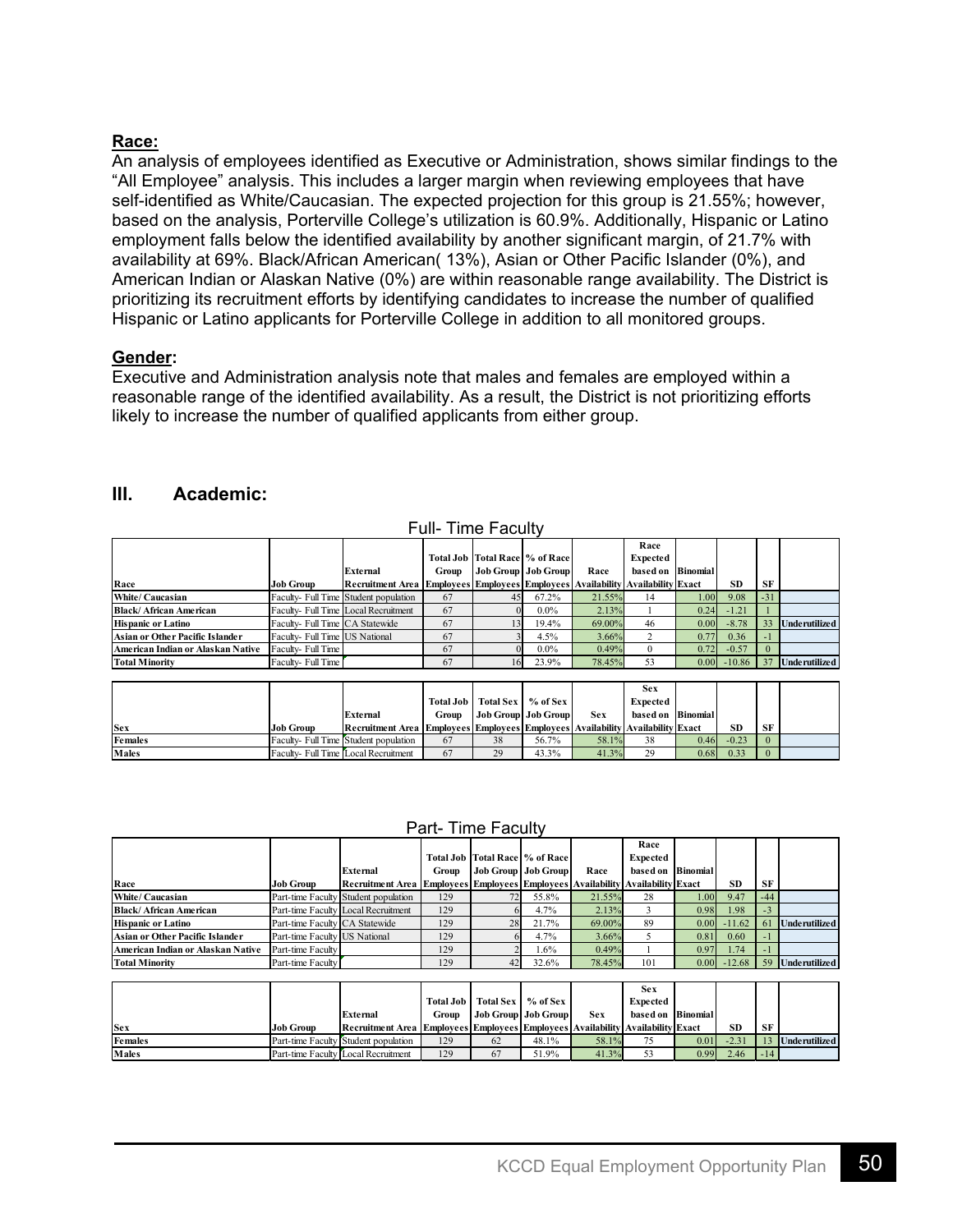**Race:**

An analysis of employees identified as Executive or Administration, shows similar findings to the "All Employee" analysis. This includes a larger margin when reviewing employees that have self-identified as White/Caucasian. The expected projection for this group is 21.55%; however, based on the analysis, Porterville College's utilization is 60.9%. Additionally, Hispanic or Latino employment falls below the identified availability by another significant margin, of 21.7% with availability at 69%. Black/African American( 13%), Asian or Other Pacific Islander (0%), and American Indian or Alaskan Native (0%) are within reasonable range availability. The District is prioritizing its recruitment efforts by identifying candidates to increase the number of qualified Hispanic or Latino applicants for Porterville College in addition to all monitored groups.

**Gender:**

Executive and Administration analysis note that males and females are employed within a reasonable range of the identified availability. As a result, the District is not prioritizing efforts likely to increase the number of qualified applicants from either group.

## III. Academic:

Full- Time Faculty

| Race | Job Group | External Recruitment Area | Total Job Group Employees | Total Race Job Group Employees | % of Race Job Group Employees | Race Availability | Race Expected based on Availability | Binomial Exact | SD | SF | |
|---|---|---|---|---|---|---|---|---|---|---|---|
| White/ Caucasian | Faculty- Full Time | Student population | 67 | 45 | 67.2% | 21.55% | 14 | 1.00 | 9.08 | -31 | |
| Black/ African American | Faculty- Full Time | Local Recruitment | 67 | 0 | 0.0% | 2.13% | 1 | 0.24 | -1.21 | 1 | |
| Hispanic or Latino | Faculty- Full Time | CA Statewide | 67 | 13 | 19.4% | 69.00% | 46 | 0.00 | -8.78 | 33 | Underutilized |
| Asian or Other Pacific Islander | Faculty- Full Time | US National | 67 | 3 | 4.5% | 3.66% | 2 | 0.77 | 0.36 | -1 | |
| American Indian or Alaskan Native | Faculty- Full Time | | 67 | 0 | 0.0% | 0.49% | 0 | 0.72 | -0.57 | 0 | |
| Total Minority | Faculty- Full Time | | 67 | 16 | 23.9% | 78.45% | 53 | 0.00 | -10.86 | 37 | Underutilized |

| Sex | Job Group | External Recruitment Area | Total Job Group Employees | Total Sex Job Group Employees | % of Sex Job Group Employees | Sex Availability | Sex Expected based on Availability | Binomial Exact | SD | SF | |
|---|---|---|---|---|---|---|---|---|---|---|---|
| Females | Faculty- Full Time | Student population | 67 | 38 | 56.7% | 58.1% | 38 | 0.46 | -0.23 | 0 | |
| Males | Faculty- Full Time | Local Recruitment | 67 | 29 | 43.3% | 41.3% | 29 | 0.68 | 0.33 | 0 | |

Part- Time Faculty

| Race | Job Group | External Recruitment Area | Total Job Group Employees | Total Race Job Group Employees | % of Race Job Group Employees | Race Availability | Race Expected based on Availability | Binomial Exact | SD | SF | |
|---|---|---|---|---|---|---|---|---|---|---|---|
| White/ Caucasian | Part-time Faculty | Student population | 129 | 72 | 55.8% | 21.55% | 28 | 1.00 | 9.47 | -44 | |
| Black/ African American | Part-time Faculty | Local Recruitment | 129 | 6 | 4.7% | 2.13% | 3 | 0.98 | 1.98 | -3 | |
| Hispanic or Latino | Part-time Faculty | CA Statewide | 129 | 28 | 21.7% | 69.00% | 89 | 0.00 | -11.62 | 61 | Underutilized |
| Asian or Other Pacific Islander | Part-time Faculty | US National | 129 | 6 | 4.7% | 3.66% | 5 | 0.81 | 0.60 | -1 | |
| American Indian or Alaskan Native | Part-time Faculty | | 129 | 2 | 1.6% | 0.49% | 1 | 0.97 | 1.74 | -1 | |
| Total Minority | Part-time Faculty | | 129 | 42 | 32.6% | 78.45% | 101 | 0.00 | -12.68 | 59 | Underutilized |

| Sex | Job Group | External Recruitment Area | Total Job Group Employees | Total Sex Job Group Employees | % of Sex Job Group Employees | Sex Availability | Sex Expected based on Availability | Binomial Exact | SD | SF | |
|---|---|---|---|---|---|---|---|---|---|---|---|
| Females | Part-time Faculty | Student population | 129 | 62 | 48.1% | 58.1% | 75 | 0.01 | -2.31 | 13 | Underutilized |
| Males | Part-time Faculty | Local Recruitment | 129 | 67 | 51.9% | 41.3% | 53 | 0.99 | 2.46 | -14 | |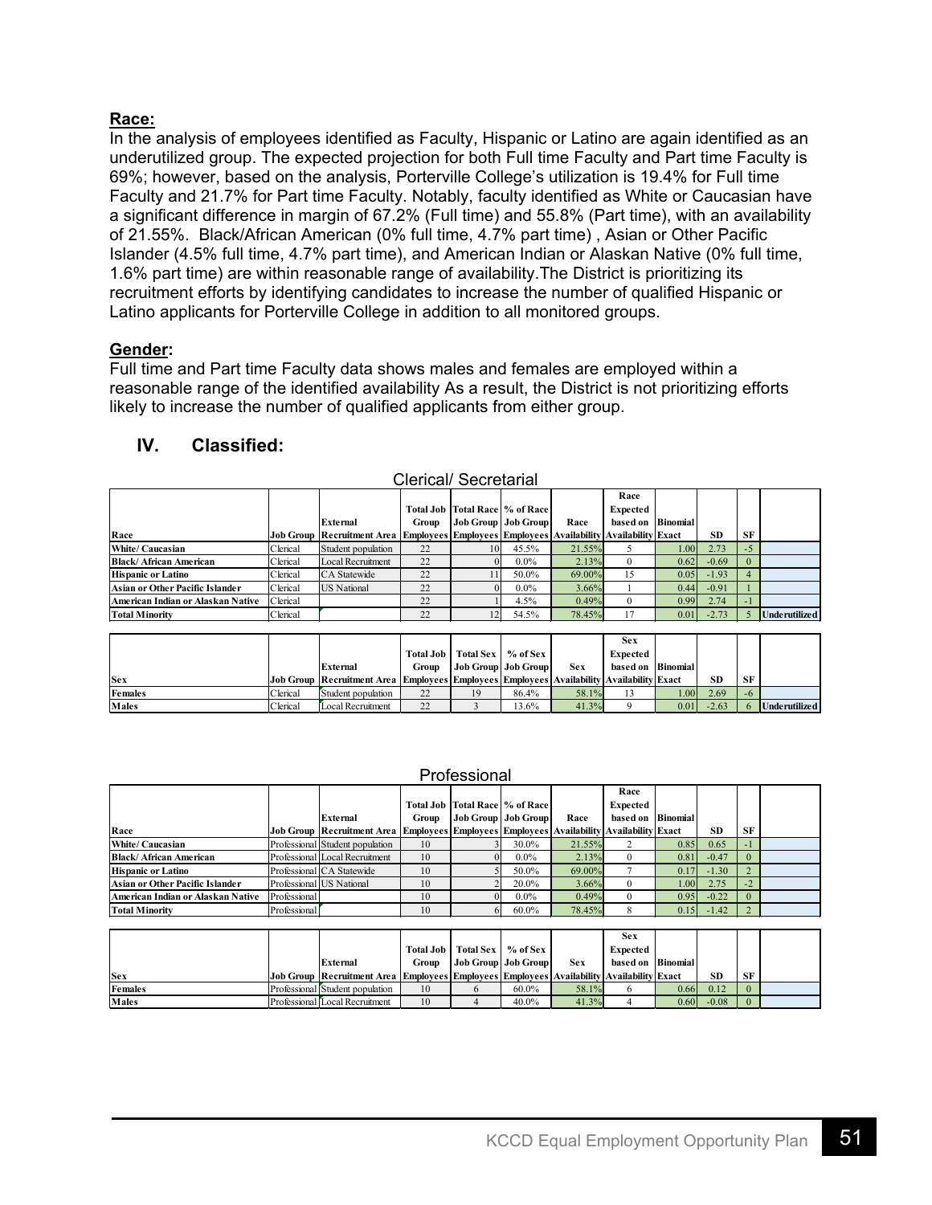**Race:**

In the analysis of employees identified as Faculty, Hispanic or Latino are again identified as an underutilized group. The expected projection for both Full time Faculty and Part time Faculty is 69%; however, based on the analysis, Porterville College's utilization is 19.4% for Full time Faculty and 21.7% for Part time Faculty. Notably, faculty identified as White or Caucasian have a significant difference in margin of 67.2% (Full time) and 55.8% (Part time), with an availability of 21.55%. Black/African American (0% full time, 4.7% part time) , Asian or Other Pacific Islander (4.5% full time, 4.7% part time), and American Indian or Alaskan Native (0% full time, 1.6% part time) are within reasonable range of availability.The District is prioritizing its recruitment efforts by identifying candidates to increase the number of qualified Hispanic or Latino applicants for Porterville College in addition to all monitored groups.

**Gender:**

Full time and Part time Faculty data shows males and females are employed within a reasonable range of the identified availability As a result, the District is not prioritizing efforts likely to increase the number of qualified applicants from either group.

## IV. Classified:

Clerical/ Secretarial

| Race | Job Group | External Recruitment Area | Total Job Group Employees | Total Race Job Group Employees | % of Race Job Group Employees | Race Availability | Race Expected based on Availability | Binomial Exact | SD | SF | |
|---|---|---|---|---|---|---|---|---|---|---|---|
| White/ Caucasian | Clerical | Student population | 22 | 10 | 45.5% | 21.55% | 5 | 1.00 | 2.73 | -5 | |
| Black/ African American | Clerical | Local Recruitment | 22 | 0 | 0.0% | 2.13% | 0 | 0.62 | -0.69 | 0 | |
| Hispanic or Latino | Clerical | CA Statewide | 22 | 11 | 50.0% | 69.00% | 15 | 0.05 | -1.93 | 4 | |
| Asian or Other Pacific Islander | Clerical | US National | 22 | 0 | 0.0% | 3.66% | 1 | 0.44 | -0.91 | 1 | |
| American Indian or Alaskan Native | Clerical | | 22 | 1 | 4.5% | 0.49% | 0 | 0.99 | 2.74 | -1 | |
| Total Minority | Clerical | | 22 | 12 | 54.5% | 78.45% | 17 | 0.01 | -2.73 | 5 | Underutilized |

| Sex | Job Group | External Recruitment Area | Total Job Group Employees | Total Sex Job Group Employees | % of Sex Job Group Employees | Sex Availability | Sex Expected based on Availability | Binomial Exact | SD | SF | |
|---|---|---|---|---|---|---|---|---|---|---|---|
| Females | Clerical | Student population | 22 | 19 | 86.4% | 58.1% | 13 | 1.00 | 2.69 | -6 | |
| Males | Clerical | Local Recruitment | 22 | 3 | 13.6% | 41.3% | 9 | 0.01 | -2.63 | 6 | Underutilized |

Professional

| Race | Job Group | External Recruitment Area | Total Job Group Employees | Total Race Job Group Employees | % of Race Job Group Employees | Race Availability | Race Expected based on Availability | Binomial Exact | SD | SF | |
|---|---|---|---|---|---|---|---|---|---|---|---|
| White/ Caucasian | Professional | Student population | 10 | 3 | 30.0% | 21.55% | 2 | 0.85 | 0.65 | -1 | |
| Black/ African American | Professional | Local Recruitment | 10 | 0 | 0.0% | 2.13% | 0 | 0.81 | -0.47 | 0 | |
| Hispanic or Latino | Professional | CA Statewide | 10 | 5 | 50.0% | 69.00% | 7 | 0.17 | -1.30 | 2 | |
| Asian or Other Pacific Islander | Professional | US National | 10 | 2 | 20.0% | 3.66% | 0 | 1.00 | 2.75 | -2 | |
| American Indian or Alaskan Native | Professional | | 10 | 0 | 0.0% | 0.49% | 0 | 0.95 | -0.22 | 0 | |
| Total Minority | Professional | | 10 | 6 | 60.0% | 78.45% | 8 | 0.15 | -1.42 | 2 | |

| Sex | Job Group | External Recruitment Area | Total Job Group Employees | Total Sex Job Group Employees | % of Sex Job Group Employees | Sex Availability | Sex Expected based on Availability | Binomial Exact | SD | SF | |
|---|---|---|---|---|---|---|---|---|---|---|---|
| Females | Professional | Student population | 10 | 6 | 60.0% | 58.1% | 6 | 0.66 | 0.12 | 0 | |
| Males | Professional | Local Recruitment | 10 | 4 | 40.0% | 41.3% | 4 | 0.60 | -0.08 | 0 | |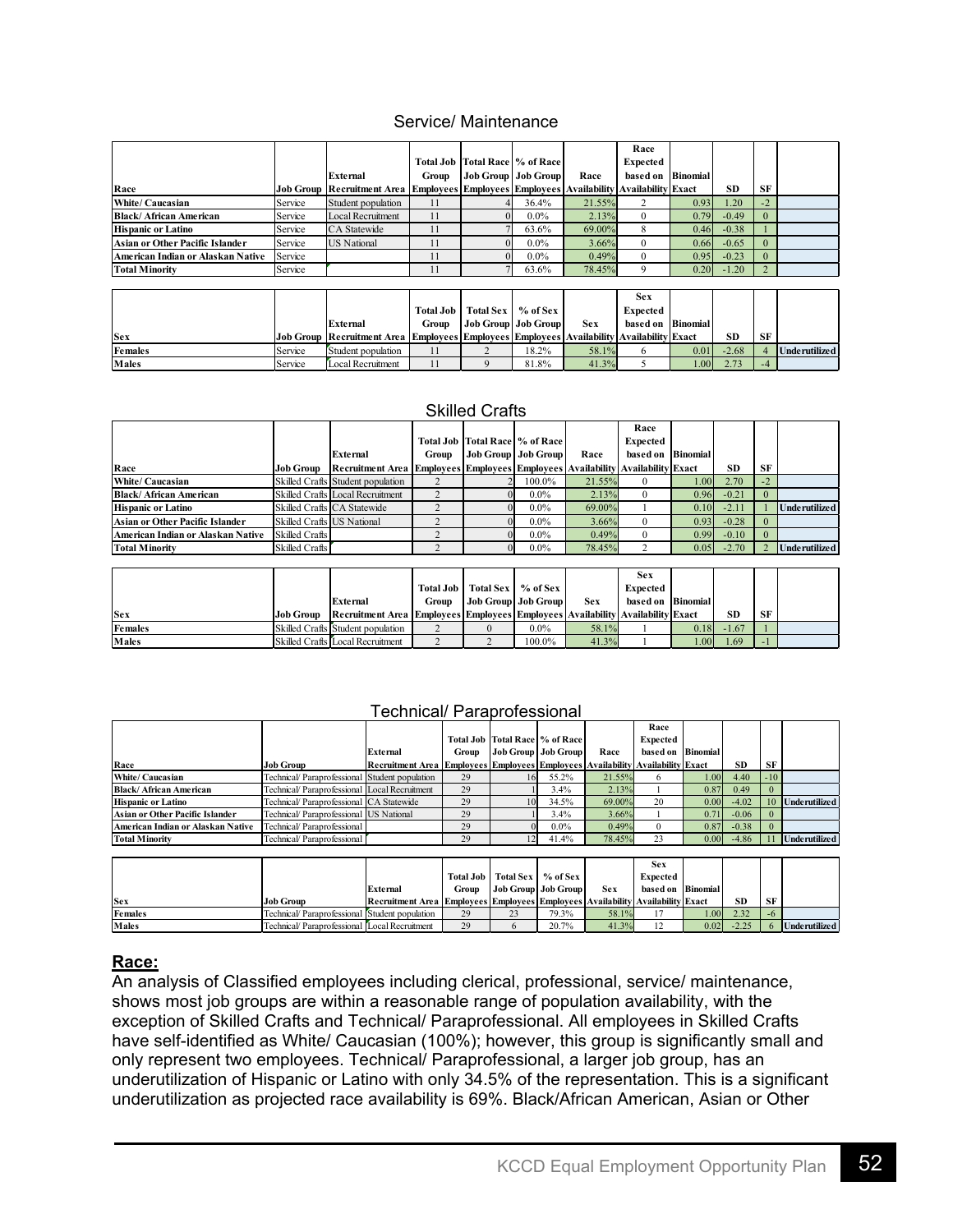## Service/ Maintenance

| Race | Job Group | External Recruitment Area | Total Job Group Employees | Total Race Job Group Employees | % of Race Job Group Employees | Race Availability | Race Expected based on Availability | Binomial Exact | SD | SF | |
|---|---|---|---|---|---|---|---|---|---|---|---|
| White/ Caucasian | Service | Student population | 11 | 4 | 36.4% | 21.55% | 2 | 0.93 | 1.20 | -2 | |
| Black/ African American | Service | Local Recruitment | 11 | 0 | 0.0% | 2.13% | 0 | 0.79 | -0.49 | 0 | |
| Hispanic or Latino | Service | CA Statewide | 11 | 7 | 63.6% | 69.00% | 8 | 0.46 | -0.38 | 1 | |
| Asian or Other Pacific Islander | Service | US National | 11 | 0 | 0.0% | 3.66% | 0 | 0.66 | -0.65 | 0 | |
| American Indian or Alaskan Native | Service | | 11 | 0 | 0.0% | 0.49% | 0 | 0.95 | -0.23 | 0 | |
| Total Minority | Service | | 11 | 7 | 63.6% | 78.45% | 9 | 0.20 | -1.20 | 2 | |

| Sex | Job Group | External Recruitment Area | Total Job Group Employees | Total Sex Job Group Employees | % of Sex Job Group Employees | Sex Availability | Sex Expected based on Availability | Binomial Exact | SD | SF | |
|---|---|---|---|---|---|---|---|---|---|---|---|
| Females | Service | Student population | 11 | 2 | 18.2% | 58.1% | 6 | 0.01 | -2.68 | 4 | Underutilized |
| Males | Service | Local Recruitment | 11 | 9 | 81.8% | 41.3% | 5 | 1.00 | 2.73 | -4 | |

## Skilled Crafts

| Race | Job Group | External Recruitment Area | Total Job Group Employees | Total Race Job Group Employees | % of Race Job Group Employees | Race Availability | Race Expected based on Availability | Binomial Exact | SD | SF | |
|---|---|---|---|---|---|---|---|---|---|---|---|
| White/ Caucasian | Skilled Crafts | Student population | 2 | 2 | 100.0% | 21.55% | 0 | 1.00 | 2.70 | -2 | |
| Black/ African American | Skilled Crafts | Local Recruitment | 2 | 0 | 0.0% | 2.13% | 0 | 0.96 | -0.21 | 0 | |
| Hispanic or Latino | Skilled Crafts | CA Statewide | 2 | 0 | 0.0% | 69.00% | 1 | 0.10 | -2.11 | 1 | Underutilized |
| Asian or Other Pacific Islander | Skilled Crafts | US National | 2 | 0 | 0.0% | 3.66% | 0 | 0.93 | -0.28 | 0 | |
| American Indian or Alaskan Native | Skilled Crafts | | 2 | 0 | 0.0% | 0.49% | 0 | 0.99 | -0.10 | 0 | |
| Total Minority | Skilled Crafts | | 2 | 0 | 0.0% | 78.45% | 2 | 0.05 | -2.70 | 2 | Underutilized |

| Sex | Job Group | External Recruitment Area | Total Job Group Employees | Total Sex Job Group Employees | % of Sex Job Group Employees | Sex Availability | Sex Expected based on Availability | Binomial Exact | SD | SF | |
|---|---|---|---|---|---|---|---|---|---|---|---|
| Females | Skilled Crafts | Student population | 2 | 0 | 0.0% | 58.1% | 1 | 0.18 | -1.67 | 1 | |
| Males | Skilled Crafts | Local Recruitment | 2 | 2 | 100.0% | 41.3% | 1 | 1.00 | 1.69 | -1 | |

## Technical/ Paraprofessional

| Race | Job Group | External Recruitment Area | Total Job Group Employees | Total Race Job Group Employees | % of Race Job Group Employees | Race Availability | Race Expected based on Availability | Binomial Exact | SD | SF | |
|---|---|---|---|---|---|---|---|---|---|---|---|
| White/ Caucasian | Technical/ Paraprofessional | Student population | 29 | 16 | 55.2% | 21.55% | 6 | 1.00 | 4.40 | -10 | |
| Black/ African American | Technical/ Paraprofessional | Local Recruitment | 29 | 1 | 3.4% | 2.13% | 1 | 0.87 | 0.49 | 0 | |
| Hispanic or Latino | Technical/ Paraprofessional | CA Statewide | 29 | 10 | 34.5% | 69.00% | 20 | 0.00 | -4.02 | 10 | Underutilized |
| Asian or Other Pacific Islander | Technical/ Paraprofessional | US National | 29 | 1 | 3.4% | 3.66% | 1 | 0.71 | -0.06 | 0 | |
| American Indian or Alaskan Native | Technical/ Paraprofessional | | 29 | 0 | 0.0% | 0.49% | 0 | 0.87 | -0.38 | 0 | |
| Total Minority | Technical/ Paraprofessional | | 29 | 12 | 41.4% | 78.45% | 23 | 0.00 | -4.86 | 11 | Underutilized |

| Sex | Job Group | External Recruitment Area | Total Job Group Employees | Total Sex Job Group Employees | % of Sex Job Group Employees | Sex Availability | Sex Expected based on Availability | Binomial Exact | SD | SF | |
|---|---|---|---|---|---|---|---|---|---|---|---|
| Females | Technical/ Paraprofessional | Student population | 29 | 23 | 79.3% | 58.1% | 17 | 1.00 | 2.32 | -6 | |
| Males | Technical/ Paraprofessional | Local Recruitment | 29 | 6 | 20.7% | 41.3% | 12 | 0.02 | -2.25 | 6 | Underutilized |

**Race:**

An analysis of Classified employees including clerical, professional, service/ maintenance, shows most job groups are within a reasonable range of population availability, with the exception of Skilled Crafts and Technical/ Paraprofessional. All employees in Skilled Crafts have self-identified as White/ Caucasian (100%); however, this group is significantly small and only represent two employees. Technical/ Paraprofessional, a larger job group, has an underutilization of Hispanic or Latino with only 34.5% of the representation. This is a significant underutilization as projected race availability is 69%. Black/African American, Asian or Other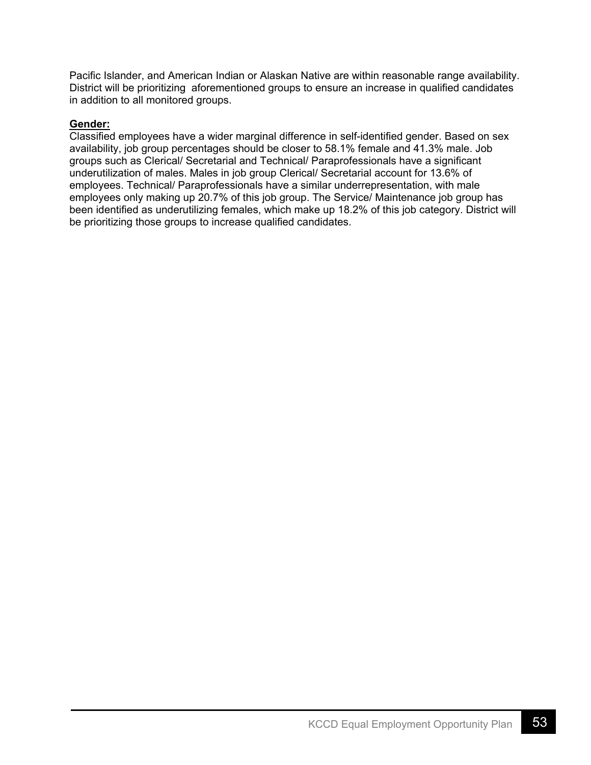Pacific Islander, and American Indian or Alaskan Native are within reasonable range availability. District will be prioritizing aforementioned groups to ensure an increase in qualified candidates in addition to all monitored groups.

**Gender:**

Classified employees have a wider marginal difference in self-identified gender. Based on sex availability, job group percentages should be closer to 58.1% female and 41.3% male. Job groups such as Clerical/ Secretarial and Technical/ Paraprofessionals have a significant underutilization of males. Males in job group Clerical/ Secretarial account for 13.6% of employees. Technical/ Paraprofessionals have a similar underrepresentation, with male employees only making up 20.7% of this job group. The Service/ Maintenance job group has been identified as underutilizing females, which make up 18.2% of this job category. District will be prioritizing those groups to increase qualified candidates.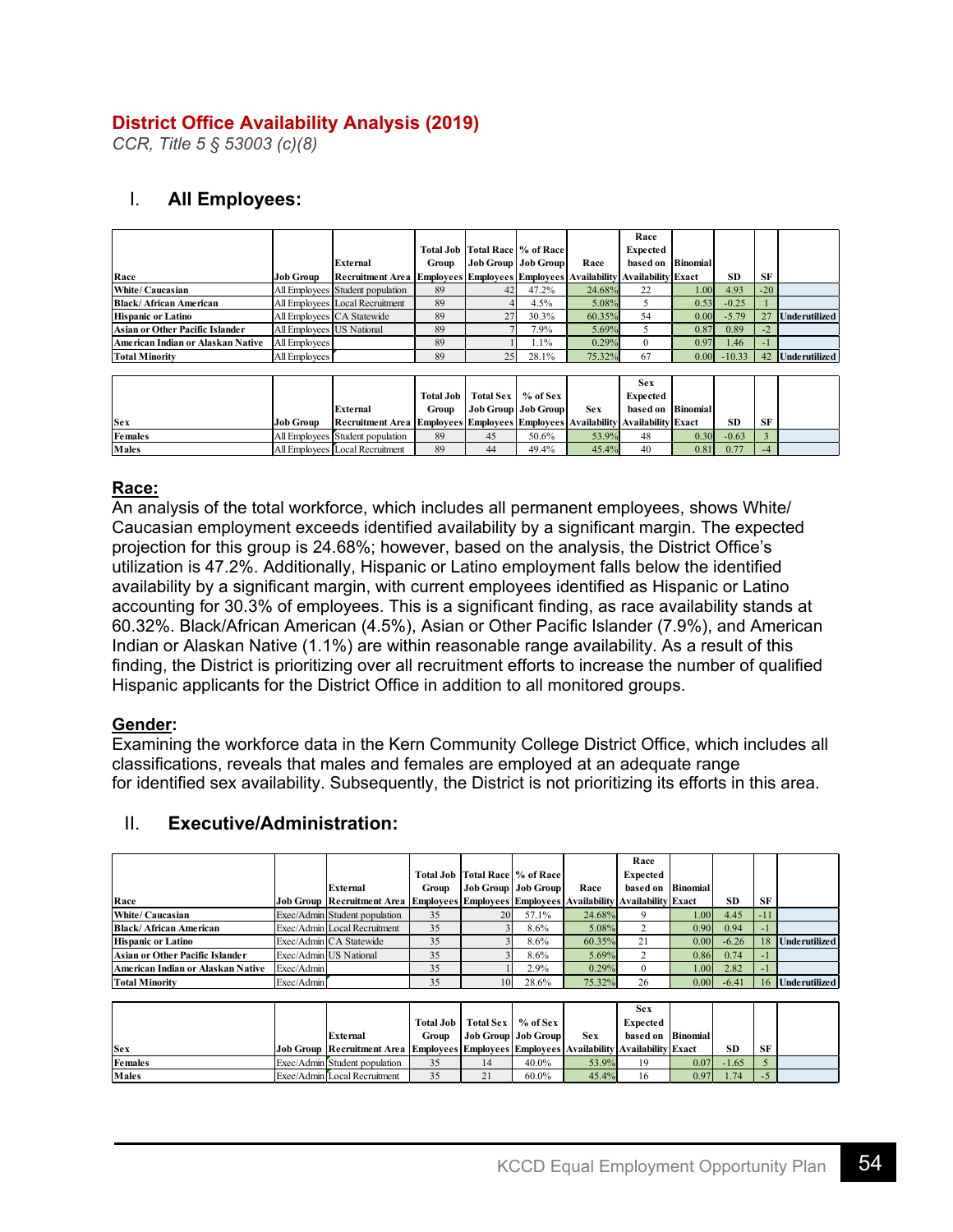## District Office Availability Analysis (2019)

*CCR, Title 5 § 53003 (c)(8)*

### I. All Employees:

| Race | Job Group | External Recruitment Area | Total Job Group Employees | Total Race Job Group Employees | % of Race Job Group Employees | Race Availability | Race Expected based on Availability | Binomial Exact | SD | SF | |
|---|---|---|---|---|---|---|---|---|---|---|---|
| White/ Caucasian | All Employees | Student population | 89 | 42 | 47.2% | 24.68% | 22 | 1.00 | 4.93 | -20 | |
| Black/ African American | All Employees | Local Recruitment | 89 | 4 | 4.5% | 5.08% | 5 | 0.53 | -0.25 | 1 | |
| Hispanic or Latino | All Employees | CA Statewide | 89 | 27 | 30.3% | 60.35% | 54 | 0.00 | -5.79 | 27 | Underutilized |
| Asian or Other Pacific Islander | All Employees | US National | 89 | 7 | 7.9% | 5.69% | 5 | 0.87 | 0.89 | -2 | |
| American Indian or Alaskan Native | All Employees | | 89 | 1 | 1.1% | 0.29% | 0 | 0.97 | 1.46 | -1 | |
| Total Minority | All Employees | | 89 | 25 | 28.1% | 75.32% | 67 | 0.00 | -10.33 | 42 | Underutilized |

| Sex | Job Group | External Recruitment Area | Total Job Group Employees | Total Sex Job Group Employees | % of Sex Job Group Employees | Sex Availability | Sex Expected based on Availability | Binomial Exact | SD | SF | |
|---|---|---|---|---|---|---|---|---|---|---|---|
| Females | All Employees | Student population | 89 | 45 | 50.6% | 53.9% | 48 | 0.30 | -0.63 | 3 | |
| Males | All Employees | Local Recruitment | 89 | 44 | 49.4% | 45.4% | 40 | 0.81 | 0.77 | -4 | |

**Race:**

An analysis of the total workforce, which includes all permanent employees, shows White/ Caucasian employment exceeds identified availability by a significant margin. The expected projection for this group is 24.68%; however, based on the analysis, the District Office's utilization is 47.2%. Additionally, Hispanic or Latino employment falls below the identified availability by a significant margin, with current employees identified as Hispanic or Latino accounting for 30.3% of employees. This is a significant finding, as race availability stands at 60.32%. Black/African American (4.5%), Asian or Other Pacific Islander (7.9%), and American Indian or Alaskan Native (1.1%) are within reasonable range availability. As a result of this finding, the District is prioritizing over all recruitment efforts to increase the number of qualified Hispanic applicants for the District Office in addition to all monitored groups.

**Gender:**

Examining the workforce data in the Kern Community College District Office, which includes all classifications, reveals that males and females are employed at an adequate range for identified sex availability. Subsequently, the District is not prioritizing its efforts in this area.

### II. Executive/Administration:

| Race | Job Group | External Recruitment Area | Total Job Group Employees | Total Race Job Group Employees | % of Race Job Group Employees | Race Availability | Race Expected based on Availability | Binomial Exact | SD | SF | |
|---|---|---|---|---|---|---|---|---|---|---|---|
| White/ Caucasian | Exec/Admin | Student population | 35 | 20 | 57.1% | 24.68% | 9 | 1.00 | 4.45 | -11 | |
| Black/ African American | Exec/Admin | Local Recruitment | 35 | 3 | 8.6% | 5.08% | 2 | 0.90 | 0.94 | -1 | |
| Hispanic or Latino | Exec/Admin | CA Statewide | 35 | 3 | 8.6% | 60.35% | 21 | 0.00 | -6.26 | 18 | Underutilized |
| Asian or Other Pacific Islander | Exec/Admin | US National | 35 | 3 | 8.6% | 5.69% | 2 | 0.86 | 0.74 | -1 | |
| American Indian or Alaskan Native | Exec/Admin | | 35 | 1 | 2.9% | 0.29% | 0 | 1.00 | 2.82 | -1 | |
| Total Minority | Exec/Admin | | 35 | 10 | 28.6% | 75.32% | 26 | 0.00 | -6.41 | 16 | Underutilized |

| Sex | Job Group | External Recruitment Area | Total Job Group Employees | Total Sex Job Group Employees | % of Sex Job Group Employees | Sex Availability | Sex Expected based on Availability | Binomial Exact | SD | SF | |
|---|---|---|---|---|---|---|---|---|---|---|---|
| Females | Exec/Admin | Student population | 35 | 14 | 40.0% | 53.9% | 19 | 0.07 | -1.65 | 5 | |
| Males | Exec/Admin | Local Recruitment | 35 | 21 | 60.0% | 45.4% | 16 | 0.97 | 1.74 | -5 | |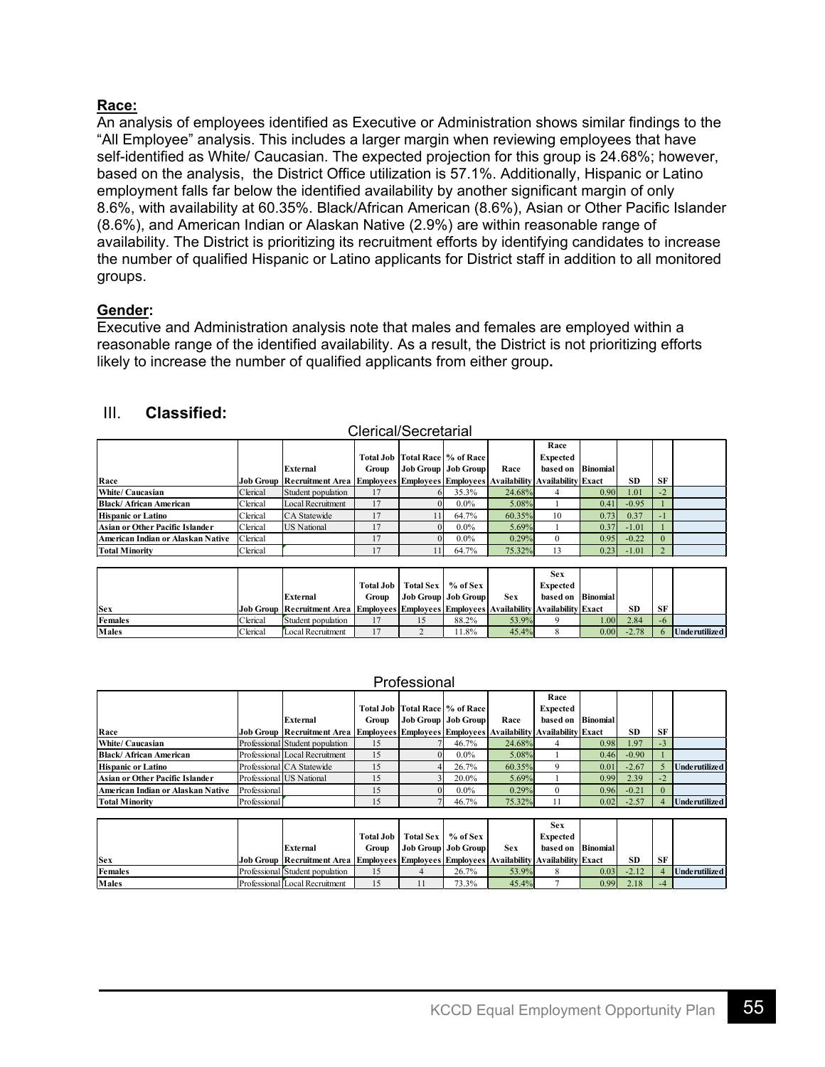**Race:**

An analysis of employees identified as Executive or Administration shows similar findings to the "All Employee" analysis. This includes a larger margin when reviewing employees that have self-identified as White/ Caucasian. The expected projection for this group is 24.68%; however, based on the analysis, the District Office utilization is 57.1%. Additionally, Hispanic or Latino employment falls far below the identified availability by another significant margin of only 8.6%, with availability at 60.35%. Black/African American (8.6%), Asian or Other Pacific Islander (8.6%), and American Indian or Alaskan Native (2.9%) are within reasonable range of availability. The District is prioritizing its recruitment efforts by identifying candidates to increase the number of qualified Hispanic or Latino applicants for District staff in addition to all monitored groups.

**Gender:**

Executive and Administration analysis note that males and females are employed within a reasonable range of the identified availability. As a result, the District is not prioritizing efforts likely to increase the number of qualified applicants from either group**.**

## III. **Classified:**

Clerical/Secretarial

| Race | Job Group | External Recruitment Area | Total Job Group Employees | Total Race Job Group Employees | % of Race Job Group Employees | Race Availability | Race Expected based on Availability | Binomial Exact | SD | SF | |
|---|---|---|---|---|---|---|---|---|---|---|---|
| White/ Caucasian | Clerical | Student population | 17 | 6 | 35.3% | 24.68% | 4 | 0.90 | 1.01 | -2 | |
| Black/ African American | Clerical | Local Recruitment | 17 | 0 | 0.0% | 5.08% | 1 | 0.41 | -0.95 | 1 | |
| Hispanic or Latino | Clerical | CA Statewide | 17 | 11 | 64.7% | 60.35% | 10 | 0.73 | 0.37 | -1 | |
| Asian or Other Pacific Islander | Clerical | US National | 17 | 0 | 0.0% | 5.69% | 1 | 0.37 | -1.01 | 1 | |
| American Indian or Alaskan Native | Clerical | | 17 | 0 | 0.0% | 0.29% | 0 | 0.95 | -0.22 | 0 | |
| Total Minority | Clerical | | 17 | 11 | 64.7% | 75.32% | 13 | 0.23 | -1.01 | 2 | |

| Sex | Job Group | External Recruitment Area | Total Job Group Employees | Total Sex Job Group Employees | % of Sex Job Group Employees | Sex Availability | Sex Expected based on Availability | Binomial Exact | SD | SF | |
|---|---|---|---|---|---|---|---|---|---|---|---|
| Females | Clerical | Student population | 17 | 15 | 88.2% | 53.9% | 9 | 1.00 | 2.84 | -6 | |
| Males | Clerical | Local Recruitment | 17 | 2 | 11.8% | 45.4% | 8 | 0.00 | -2.78 | 6 | Underutilized |

Professional

| Race | Job Group | External Recruitment Area | Total Job Group Employees | Total Race Job Group Employees | % of Race Job Group Employees | Race Availability | Race Expected based on Availability | Binomial Exact | SD | SF | |
|---|---|---|---|---|---|---|---|---|---|---|---|
| White/ Caucasian | Professional | Student population | 15 | 7 | 46.7% | 24.68% | 4 | 0.98 | 1.97 | -3 | |
| Black/ African American | Professional | Local Recruitment | 15 | 0 | 0.0% | 5.08% | 1 | 0.46 | -0.90 | 1 | |
| Hispanic or Latino | Professional | CA Statewide | 15 | 4 | 26.7% | 60.35% | 9 | 0.01 | -2.67 | 5 | Underutilized |
| Asian or Other Pacific Islander | Professional | US National | 15 | 3 | 20.0% | 5.69% | 1 | 0.99 | 2.39 | -2 | |
| American Indian or Alaskan Native | Professional | | 15 | 0 | 0.0% | 0.29% | 0 | 0.96 | -0.21 | 0 | |
| Total Minority | Professional | | 15 | 7 | 46.7% | 75.32% | 11 | 0.02 | -2.57 | 4 | Underutilized |

| Sex | Job Group | External Recruitment Area | Total Job Group Employees | Total Sex Job Group Employees | % of Sex Job Group Employees | Sex Availability | Sex Expected based on Availability | Binomial Exact | SD | SF | |
|---|---|---|---|---|---|---|---|---|---|---|---|
| Females | Professional | Student population | 15 | 4 | 26.7% | 53.9% | 8 | 0.03 | -2.12 | 4 | Underutilized |
| Males | Professional | Local Recruitment | 15 | 11 | 73.3% | 45.4% | 7 | 0.99 | 2.18 | -4 | |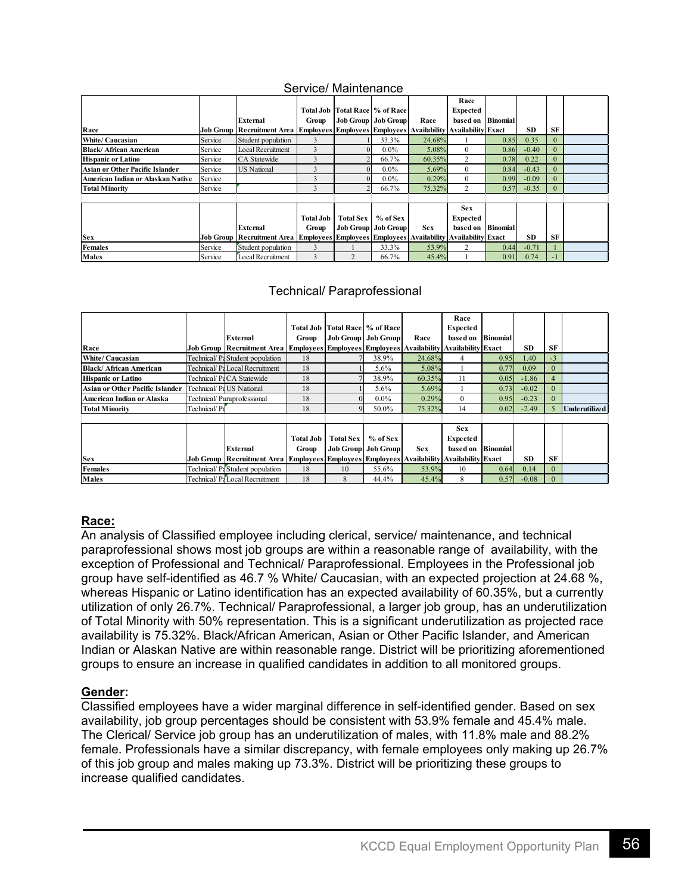## Service/ Maintenance

| Race | Job Group | External Recruitment Area | Total Job Group Employees | Total Race Job Group Employees | % of Race Job Group Employees | Race Availability | Race Expected based on Availability | Binomial Exact | SD | SF | |
|---|---|---|---|---|---|---|---|---|---|---|---|
| White/ Caucasian | Service | Student population | 3 | 1 | 33.3% | 24.68% | 1 | 0.85 | 0.35 | 0 | |
| Black/ African American | Service | Local Recruitment | 3 | 0 | 0.0% | 5.08% | 0 | 0.86 | -0.40 | 0 | |
| Hispanic or Latino | Service | CA Statewide | 3 | 2 | 66.7% | 60.35% | 2 | 0.78 | 0.22 | 0 | |
| Asian or Other Pacific Islander | Service | US National | 3 | 0 | 0.0% | 5.69% | 0 | 0.84 | -0.43 | 0 | |
| American Indian or Alaskan Native | Service | | 3 | 0 | 0.0% | 0.29% | 0 | 0.99 | -0.09 | 0 | |
| Total Minority | Service | | 3 | 2 | 66.7% | 75.32% | 2 | 0.57 | -0.35 | 0 | |

| Sex | Job Group | External Recruitment Area | Total Job Group Employees | Total Sex Job Group Employees | % of Sex Job Group Employees | Sex Availability | Sex Expected based on Availability | Binomial Exact | SD | SF | |
|---|---|---|---|---|---|---|---|---|---|---|---|
| Females | Service | Student population | 3 | 1 | 33.3% | 53.9% | 2 | 0.44 | -0.71 | 1 | |
| Males | Service | Local Recruitment | 3 | 2 | 66.7% | 45.4% | 1 | 0.91 | 0.74 | -1 | |

## Technical/ Paraprofessional

| Race | Job Group | External Recruitment Area | Total Job Group Employees | Total Race Job Group Employees | % of Race Job Group Employees | Race Availability | Race Expected based on Availability | Binomial Exact | SD | SF | |
|---|---|---|---|---|---|---|---|---|---|---|---|
| White/ Caucasian | Technical/ Pa | Student population | 18 | 7 | 38.9% | 24.68% | 4 | 0.95 | 1.40 | -3 | |
| Black/ African American | Technical/ Pa | Local Recruitment | 18 | 1 | 5.6% | 5.08% | 1 | 0.77 | 0.09 | 0 | |
| Hispanic or Latino | Technical/ Pa | CA Statewide | 18 | 7 | 38.9% | 60.35% | 11 | 0.05 | -1.86 | 4 | |
| Asian or Other Pacific Islander | Technical/ Pa | US National | 18 | 1 | 5.6% | 5.69% | 1 | 0.73 | -0.02 | 0 | |
| American Indian or Alaska | Technical/ Paraprofessional | | 18 | 0 | 0.0% | 0.29% | 0 | 0.95 | -0.23 | 0 | |
| Total Minority | Technical/ Pa | | 18 | 9 | 50.0% | 75.32% | 14 | 0.02 | -2.49 | 5 | Underutilized |

| Sex | Job Group | External Recruitment Area | Total Job Group Employees | Total Sex Job Group Employees | % of Sex Job Group Employees | Sex Availability | Sex Expected based on Availability | Binomial Exact | SD | SF | |
|---|---|---|---|---|---|---|---|---|---|---|---|
| Females | Technical/ Pa | Student population | 18 | 10 | 55.6% | 53.9% | 10 | 0.64 | 0.14 | 0 | |
| Males | Technical/ Pa | Local Recruitment | 18 | 8 | 44.4% | 45.4% | 8 | 0.57 | -0.08 | 0 | |

**Race:**

An analysis of Classified employee including clerical, service/ maintenance, and technical paraprofessional shows most job groups are within a reasonable range of availability, with the exception of Professional and Technical/ Paraprofessional. Employees in the Professional job group have self-identified as 46.7 % White/ Caucasian, with an expected projection at 24.68 %, whereas Hispanic or Latino identification has an expected availability of 60.35%, but a currently utilization of only 26.7%. Technical/ Paraprofessional, a larger job group, has an underutilization of Total Minority with 50% representation. This is a significant underutilization as projected race availability is 75.32%. Black/African American, Asian or Other Pacific Islander, and American Indian or Alaskan Native are within reasonable range. District will be prioritizing aforementioned groups to ensure an increase in qualified candidates in addition to all monitored groups.

**Gender:**

Classified employees have a wider marginal difference in self-identified gender. Based on sex availability, job group percentages should be consistent with 53.9% female and 45.4% male. The Clerical/ Service job group has an underutilization of males, with 11.8% male and 88.2% female. Professionals have a similar discrepancy, with female employees only making up 26.7% of this job group and males making up 73.3%. District will be prioritizing these groups to increase qualified candidates.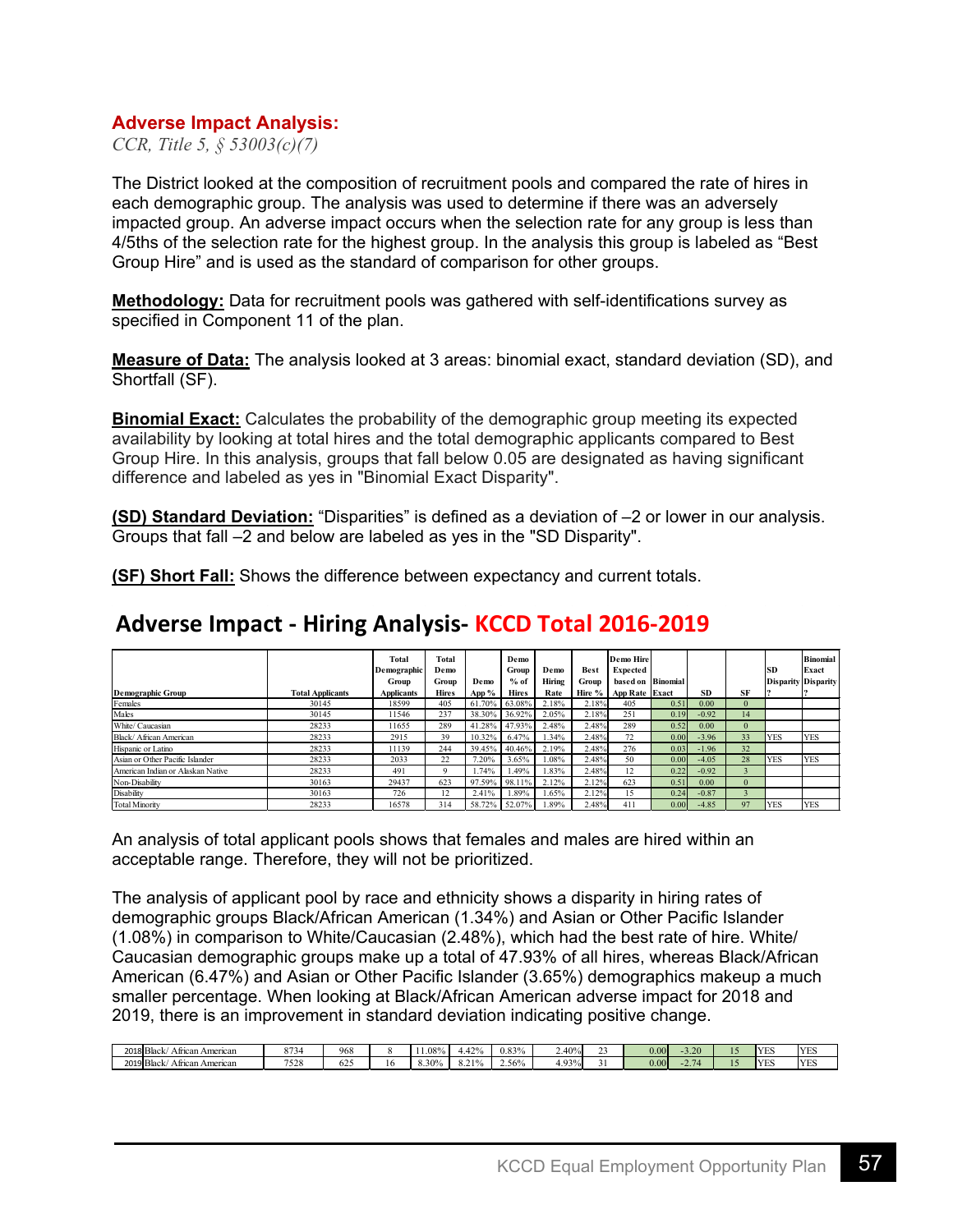## Adverse Impact Analysis:

*CCR, Title 5, § 53003(c)(7)*

The District looked at the composition of recruitment pools and compared the rate of hires in each demographic group. The analysis was used to determine if there was an adversely impacted group. An adverse impact occurs when the selection rate for any group is less than 4/5ths of the selection rate for the highest group. In the analysis this group is labeled as "Best Group Hire" and is used as the standard of comparison for other groups.

**Methodology:** Data for recruitment pools was gathered with self-identifications survey as specified in Component 11 of the plan.

**Measure of Data:** The analysis looked at 3 areas: binomial exact, standard deviation (SD), and Shortfall (SF).

**Binomial Exact:** Calculates the probability of the demographic group meeting its expected availability by looking at total hires and the total demographic applicants compared to Best Group Hire. In this analysis, groups that fall below 0.05 are designated as having significant difference and labeled as yes in "Binomial Exact Disparity".

**(SD) Standard Deviation:** "Disparities" is defined as a deviation of –2 or lower in our analysis. Groups that fall –2 and below are labeled as yes in the "SD Disparity".

**(SF) Short Fall:** Shows the difference between expectancy and current totals.

## Adverse Impact - Hiring Analysis- KCCD Total 2016-2019

| Demographic Group | Total Applicants | Total Demographic Group Applicants | Total Demo Group Hires | Demo App % | Demo Group % of Hires | Demo Hiring Rate | Best Group Hire % | Demo Hire Expected based on App Rate | Binomial Exact | SD | SF | SD Disparity ? | Binomial Exact Disparity ? |
|---|---|---|---|---|---|---|---|---|---|---|---|---|---|
| Females | 30145 | 18599 | 405 | 61.70% | 63.08% | 2.18% | 2.18% | 405 | 0.51 | 0.00 | 0 | | |
| Males | 30145 | 11546 | 237 | 38.30% | 36.92% | 2.05% | 2.18% | 251 | 0.19 | -0.92 | 14 | | |
| White/ Caucasian | 28233 | 11655 | 289 | 41.28% | 47.93% | 2.48% | 2.48% | 289 | 0.52 | 0.00 | 0 | | |
| Black/ African American | 28233 | 2915 | 39 | 10.32% | 6.47% | 1.34% | 2.48% | 72 | 0.00 | -3.96 | 33 | YES | YES |
| Hispanic or Latino | 28233 | 11139 | 244 | 39.45% | 40.46% | 2.19% | 2.48% | 276 | 0.03 | -1.96 | 32 | | |
| Asian or Other Pacific Islander | 28233 | 2033 | 22 | 7.20% | 3.65% | 1.08% | 2.48% | 50 | 0.00 | -4.05 | 28 | YES | YES |
| American Indian or Alaskan Native | 28233 | 491 | 9 | 1.74% | 1.49% | 1.83% | 2.48% | 12 | 0.22 | -0.92 | 3 | | |
| Non-Disability | 30163 | 29437 | 623 | 97.59% | 98.11% | 2.12% | 2.12% | 623 | 0.51 | 0.00 | 0 | | |
| Disability | 30163 | 726 | 12 | 2.41% | 1.89% | 1.65% | 2.12% | 15 | 0.24 | -0.87 | 3 | | |
| Total Minority | 28233 | 16578 | 314 | 58.72% | 52.07% | 1.89% | 2.48% | 411 | 0.00 | -4.85 | 97 | YES | YES |

An analysis of total applicant pools shows that females and males are hired within an acceptable range. Therefore, they will not be prioritized.

The analysis of applicant pool by race and ethnicity shows a disparity in hiring rates of demographic groups Black/African American (1.34%) and Asian or Other Pacific Islander (1.08%) in comparison to White/Caucasian (2.48%), which had the best rate of hire. White/ Caucasian demographic groups make up a total of 47.93% of all hires, whereas Black/African American (6.47%) and Asian or Other Pacific Islander (3.65%) demographics makeup a much smaller percentage. When looking at Black/African American adverse impact for 2018 and 2019, there is an improvement in standard deviation indicating positive change.

| | | | | | | | | | | | | | | |
|---|---|---|---|---|---|---|---|---|---|---|---|---|---|---|
| 2018 | Black/ African American | 8734 | 968 | 8 | 11.08% | 4.42% | 0.83% | 2.40% | 23 | 0.00 | -3.20 | 15 | YES | YES |
| 2019 | Black/ African American | 7528 | 625 | 16 | 8.30% | 8.21% | 2.56% | 4.93% | 31 | 0.00 | -2.74 | 15 | YES | YES |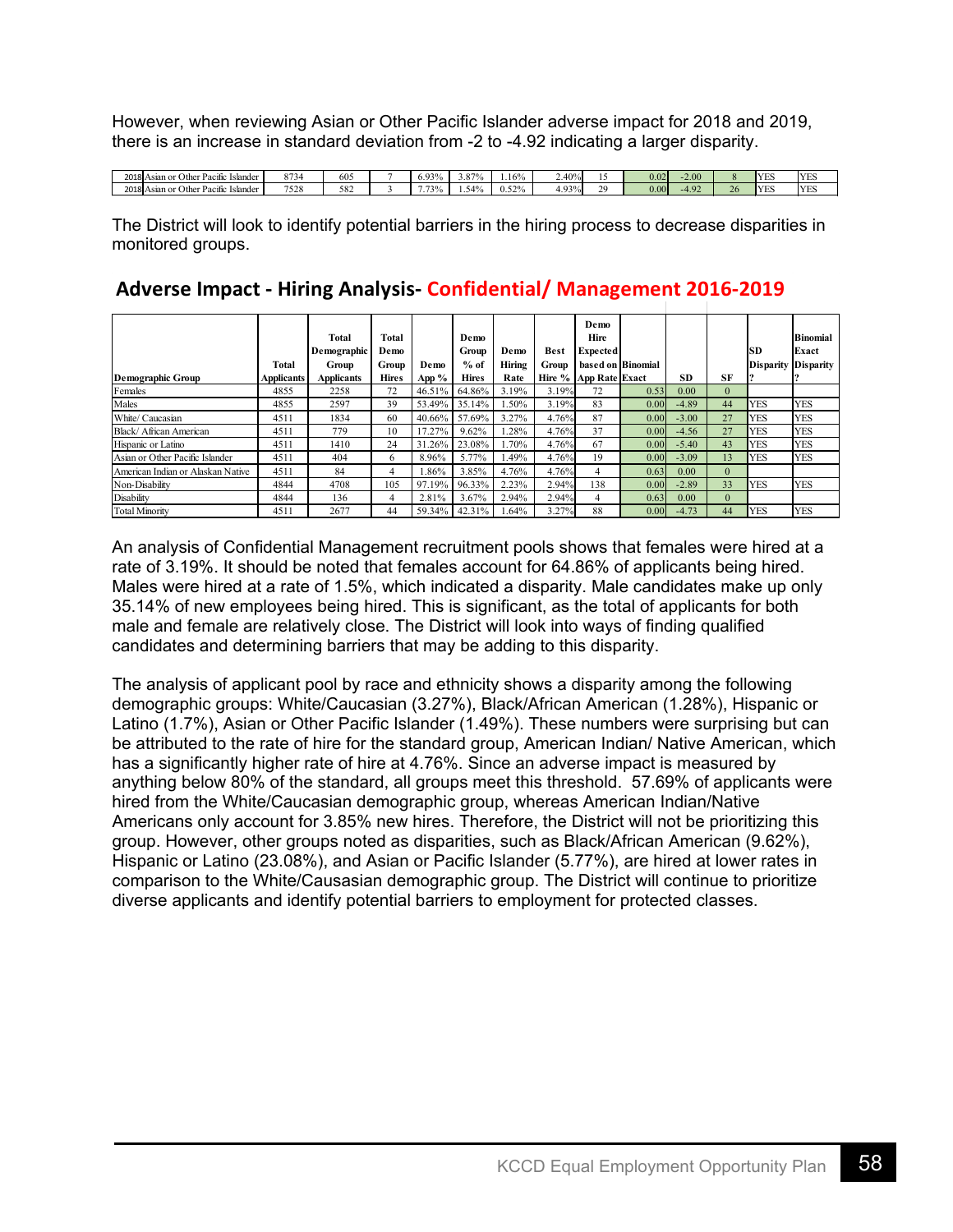However, when reviewing Asian or Other Pacific Islander adverse impact for 2018 and 2019, there is an increase in standard deviation from -2 to -4.92 indicating a larger disparity.

| | | | | | | | | | | | | | | |
|---|---|---|---|---|---|---|---|---|---|---|---|---|---|---|
| 2018 | Asian or Other Pacific Islander | 8734 | 605 | 7 | 6.93% | 3.87% | 1.16% | 2.40% | 15 | 0.02 | -2.00 | 8 | YES | YES |
| 2018 | Asian or Other Pacific Islander | 7528 | 582 | 3 | 7.73% | 1.54% | 0.52% | 4.93% | 29 | 0.00 | -4.92 | 26 | YES | YES |

The District will look to identify potential barriers in the hiring process to decrease disparities in monitored groups.

## Adverse Impact - Hiring Analysis- Confidential/ Management 2016-2019

| Demographic Group | Total Applicants | Total Demographic Group Applicants | Total Demo Group Hires | Demo App % | Demo Group % of Hires | Demo Hiring Rate | Best Group Hire % | Demo Hire Expected based on App Rate | Binomial Exact | SD | SF | SD Disparity? | Binomial Exact Disparity? |
|---|---|---|---|---|---|---|---|---|---|---|---|---|---|
| Females | 4855 | 2258 | 72 | 46.51% | 64.86% | 3.19% | 3.19% | 72 | 0.53 | 0.00 | 0 | | |
| Males | 4855 | 2597 | 39 | 53.49% | 35.14% | 1.50% | 3.19% | 83 | 0.00 | -4.89 | 44 | YES | YES |
| White/ Caucasian | 4511 | 1834 | 60 | 40.66% | 57.69% | 3.27% | 4.76% | 87 | 0.00 | -3.00 | 27 | YES | YES |
| Black/ African American | 4511 | 779 | 10 | 17.27% | 9.62% | 1.28% | 4.76% | 37 | 0.00 | -4.56 | 27 | YES | YES |
| Hispanic or Latino | 4511 | 1410 | 24 | 31.26% | 23.08% | 1.70% | 4.76% | 67 | 0.00 | -5.40 | 43 | YES | YES |
| Asian or Other Pacific Islander | 4511 | 404 | 6 | 8.96% | 5.77% | 1.49% | 4.76% | 19 | 0.00 | -3.09 | 13 | YES | YES |
| American Indian or Alaskan Native | 4511 | 84 | 4 | 1.86% | 3.85% | 4.76% | 4.76% | 4 | 0.63 | 0.00 | 0 | | |
| Non-Disability | 4844 | 4708 | 105 | 97.19% | 96.33% | 2.23% | 2.94% | 138 | 0.00 | -2.89 | 33 | YES | YES |
| Disability | 4844 | 136 | 4 | 2.81% | 3.67% | 2.94% | 2.94% | 4 | 0.63 | 0.00 | 0 | | |
| Total Minority | 4511 | 2677 | 44 | 59.34% | 42.31% | 1.64% | 3.27% | 88 | 0.00 | -4.73 | 44 | YES | YES |

An analysis of Confidential Management recruitment pools shows that females were hired at a rate of 3.19%. It should be noted that females account for 64.86% of applicants being hired. Males were hired at a rate of 1.5%, which indicated a disparity. Male candidates make up only 35.14% of new employees being hired. This is significant, as the total of applicants for both male and female are relatively close. The District will look into ways of finding qualified candidates and determining barriers that may be adding to this disparity.

The analysis of applicant pool by race and ethnicity shows a disparity among the following demographic groups: White/Caucasian (3.27%), Black/African American (1.28%), Hispanic or Latino (1.7%), Asian or Other Pacific Islander (1.49%). These numbers were surprising but can be attributed to the rate of hire for the standard group, American Indian/ Native American, which has a significantly higher rate of hire at 4.76%. Since an adverse impact is measured by anything below 80% of the standard, all groups meet this threshold. 57.69% of applicants were hired from the White/Caucasian demographic group, whereas American Indian/Native Americans only account for 3.85% new hires. Therefore, the District will not be prioritizing this group. However, other groups noted as disparities, such as Black/African American (9.62%), Hispanic or Latino (23.08%), and Asian or Pacific Islander (5.77%), are hired at lower rates in comparison to the White/Causasian demographic group. The District will continue to prioritize diverse applicants and identify potential barriers to employment for protected classes.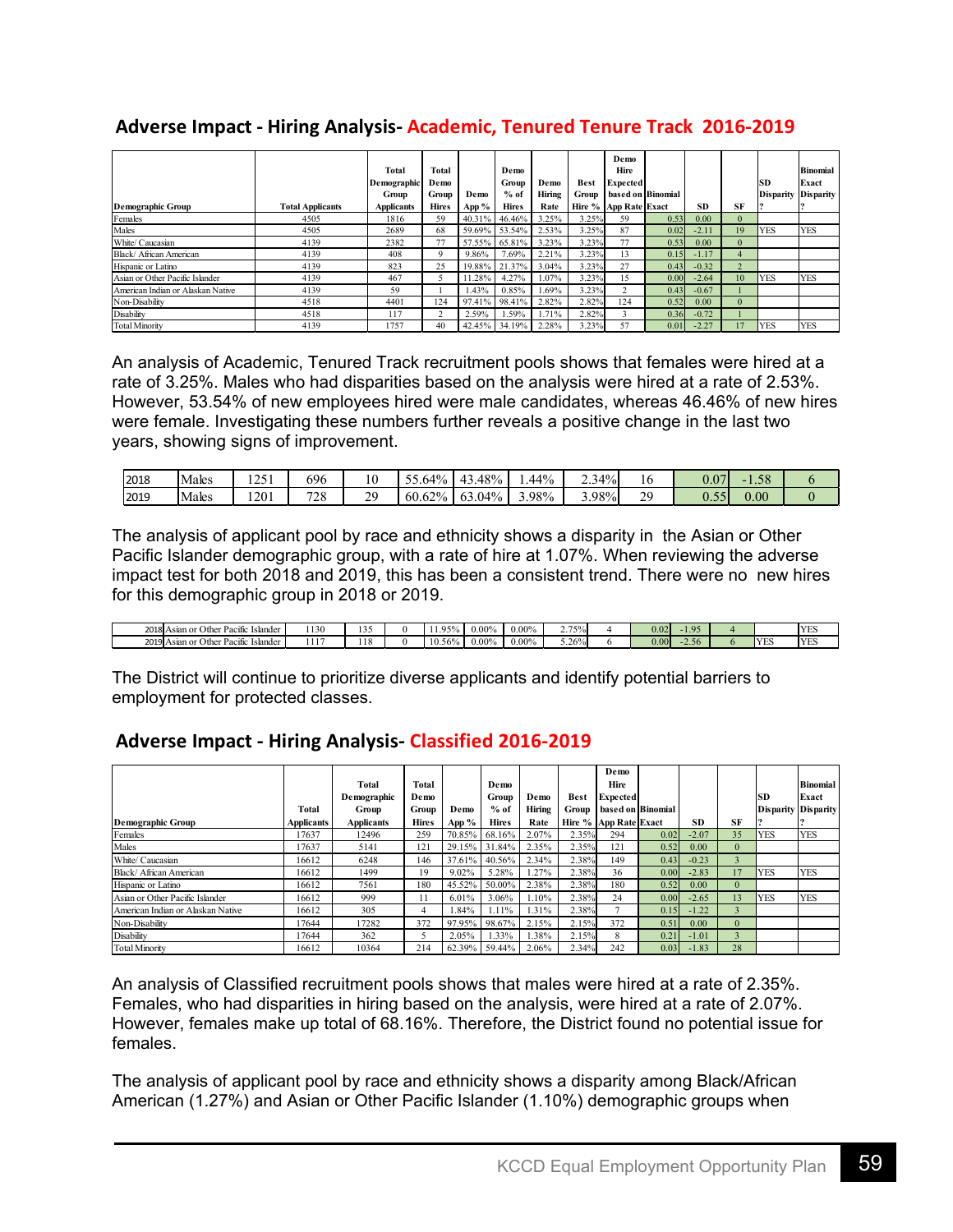## Adverse Impact - Hiring Analysis- Academic, Tenured Tenure Track 2016-2019

| Demographic Group | Total Applicants | Total Demographic Group Applicants | Total Demo Group Hires | Demo App % | Demo Group % of Hires | Demo Hiring Rate | Best Group Hire % | Demo Hire Expected based on App Rate | Binomial Exact | SD | SF | SD Disparity ? | Binomial Exact Disparity ? |
|---|---|---|---|---|---|---|---|---|---|---|---|---|---|
| Females | 4505 | 1816 | 59 | 40.31% | 46.46% | 3.25% | 3.25% | 59 | 0.53 | 0.00 | 0 | | |
| Males | 4505 | 2689 | 68 | 59.69% | 53.54% | 2.53% | 3.25% | 87 | 0.02 | -2.11 | 19 | YES | YES |
| White/ Caucasian | 4139 | 2382 | 77 | 57.55% | 65.81% | 3.23% | 3.23% | 77 | 0.53 | 0.00 | 0 | | |
| Black/ African American | 4139 | 408 | 9 | 9.86% | 7.69% | 2.21% | 3.23% | 13 | 0.15 | -1.17 | 4 | | |
| Hispanic or Latino | 4139 | 823 | 25 | 19.88% | 21.37% | 3.04% | 3.23% | 27 | 0.43 | -0.32 | 2 | | |
| Asian or Other Pacific Islander | 4139 | 467 | 5 | 11.28% | 4.27% | 1.07% | 3.23% | 15 | 0.00 | -2.64 | 10 | YES | YES |
| American Indian or Alaskan Native | 4139 | 59 | 1 | 1.43% | 0.85% | 1.69% | 3.23% | 2 | 0.43 | -0.67 | 1 | | |
| Non-Disability | 4518 | 4401 | 124 | 97.41% | 98.41% | 2.82% | 2.82% | 124 | 0.52 | 0.00 | 0 | | |
| Disability | 4518 | 117 | 2 | 2.59% | 1.59% | 1.71% | 2.82% | 3 | 0.36 | -0.72 | 1 | | |
| Total Minority | 4139 | 1757 | 40 | 42.45% | 34.19% | 2.28% | 3.23% | 57 | 0.01 | -2.27 | 17 | YES | YES |

An analysis of Academic, Tenured Track recruitment pools shows that females were hired at a rate of 3.25%. Males who had disparities based on the analysis were hired at a rate of 2.53%. However, 53.54% of new employees hired were male candidates, whereas 46.46% of new hires were female. Investigating these numbers further reveals a positive change in the last two years, showing signs of improvement.

| | | | | | | | | | | | | |
|---|---|---|---|---|---|---|---|---|---|---|---|---|
| 2018 | Males | 1251 | 696 | 10 | 55.64% | 43.48% | 1.44% | 2.34% | 16 | 0.07 | -1.58 | 6 |
| 2019 | Males | 1201 | 728 | 29 | 60.62% | 63.04% | 3.98% | 3.98% | 29 | 0.55 | 0.00 | 0 |

The analysis of applicant pool by race and ethnicity shows a disparity in the Asian or Other Pacific Islander demographic group, with a rate of hire at 1.07%. When reviewing the adverse impact test for both 2018 and 2019, this has been a consistent trend. There were no new hires for this demographic group in 2018 or 2019.

| | | | | | | | | | | | | | |
|---|---|---|---|---|---|---|---|---|---|---|---|---|---|
| 2018 | Asian or Other Pacific Islander | 1130 | 135 | 0 | 11.95% | 0.00% | 0.00% | 2.75% | 4 | 0.02 | -1.95 | 4 | | YES |
| 2019 | Asian or Other Pacific Islander | 1117 | 118 | 0 | 10.56% | 0.00% | 0.00% | 5.26% | 6 | 0.00 | -2.56 | 6 | YES | YES |

The District will continue to prioritize diverse applicants and identify potential barriers to employment for protected classes.

## Adverse Impact - Hiring Analysis- Classified 2016-2019

| Demographic Group | Total Applicants | Total Demographic Group Applicants | Total Demo Group Hires | Demo App % | Demo Group % of Hires | Demo Hiring Rate | Best Group Hire % | Demo Hire Expected based on App Rate | Binomial Exact | SD | SF | SD Disparity ? | Binomial Exact Disparity ? |
|---|---|---|---|---|---|---|---|---|---|---|---|---|---|
| Females | 17637 | 12496 | 259 | 70.85% | 68.16% | 2.07% | 2.35% | 294 | 0.02 | -2.07 | 35 | YES | YES |
| Males | 17637 | 5141 | 121 | 29.15% | 31.84% | 2.35% | 2.35% | 121 | 0.52 | 0.00 | 0 | | |
| White/ Caucasian | 16612 | 6248 | 146 | 37.61% | 40.56% | 2.34% | 2.38% | 149 | 0.43 | -0.23 | 3 | | |
| Black/ African American | 16612 | 1499 | 19 | 9.02% | 5.28% | 1.27% | 2.38% | 36 | 0.00 | -2.83 | 17 | YES | YES |
| Hispanic or Latino | 16612 | 7561 | 180 | 45.52% | 50.00% | 2.38% | 2.38% | 180 | 0.52 | 0.00 | 0 | | |
| Asian or Other Pacific Islander | 16612 | 999 | 11 | 6.01% | 3.06% | 1.10% | 2.38% | 24 | 0.00 | -2.65 | 13 | YES | YES |
| American Indian or Alaskan Native | 16612 | 305 | 4 | 1.84% | 1.11% | 1.31% | 2.38% | 7 | 0.15 | -1.22 | 3 | | |
| Non-Disability | 17644 | 17282 | 372 | 97.95% | 98.67% | 2.15% | 2.15% | 372 | 0.51 | 0.00 | 0 | | |
| Disability | 17644 | 362 | 5 | 2.05% | 1.33% | 1.38% | 2.15% | 8 | 0.21 | -1.01 | 3 | | |
| Total Minority | 16612 | 10364 | 214 | 62.39% | 59.44% | 2.06% | 2.34% | 242 | 0.03 | -1.83 | 28 | | |

An analysis of Classified recruitment pools shows that males were hired at a rate of 2.35%. Females, who had disparities in hiring based on the analysis, were hired at a rate of 2.07%. However, females make up total of 68.16%. Therefore, the District found no potential issue for females.

The analysis of applicant pool by race and ethnicity shows a disparity among Black/African American (1.27%) and Asian or Other Pacific Islander (1.10%) demographic groups when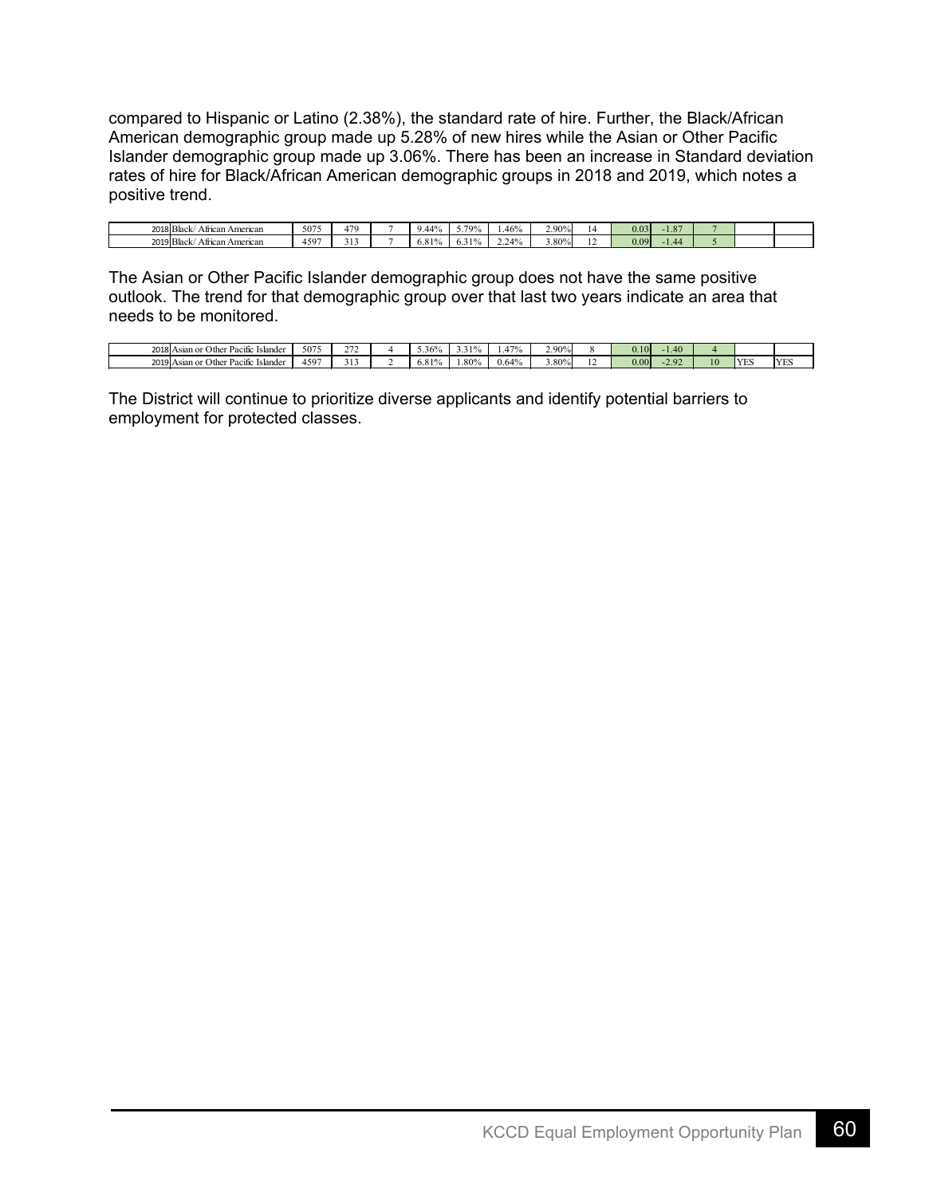compared to Hispanic or Latino (2.38%), the standard rate of hire. Further, the Black/African American demographic group made up 5.28% of new hires while the Asian or Other Pacific Islander demographic group made up 3.06%. There has been an increase in Standard deviation rates of hire for Black/African American demographic groups in 2018 and 2019, which notes a positive trend.

| | | | | | | | | | | | | | | |
|---|---|---|---|---|---|---|---|---|---|---|---|---|---|---|
| 2018 | Black/ African American | 5075 | 479 | 7 | 9.44% | 5.79% | 1.46% | 2.90% | 14 | 0.03 | -1.87 | 7 | | |
| 2019 | Black/ African American | 4597 | 313 | 7 | 6.81% | 6.31% | 2.24% | 3.80% | 12 | 0.09 | -1.44 | 5 | | |

The Asian or Other Pacific Islander demographic group does not have the same positive outlook. The trend for that demographic group over that last two years indicate an area that needs to be monitored.

| | | | | | | | | | | | | | | |
|---|---|---|---|---|---|---|---|---|---|---|---|---|---|---|
| 2018 | Asian or Other Pacific Islander | 5075 | 272 | 4 | 5.36% | 3.31% | 1.47% | 2.90% | 8 | 0.10 | -1.40 | 4 | | |
| 2019 | Asian or Other Pacific Islander | 4597 | 313 | 2 | 6.81% | 1.80% | 0.64% | 3.80% | 12 | 0.00 | -2.92 | 10 | YES | YES |

The District will continue to prioritize diverse applicants and identify potential barriers to employment for protected classes.